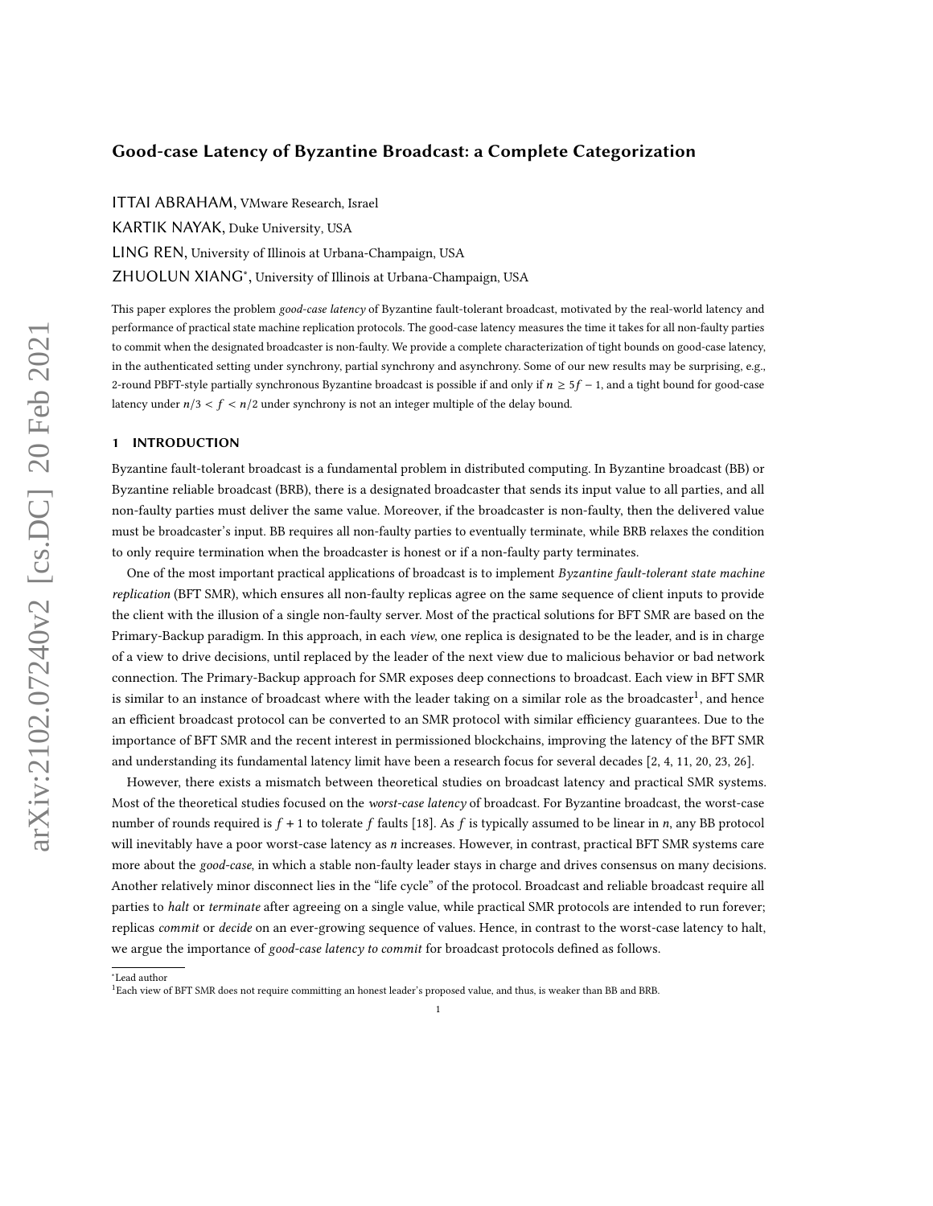# Good-case Latency of Byzantine Broadcast: a Complete Categorization

ITTAI ABRAHAM, VMware Research, Israel

KARTIK NAYAK, Duke University, USA

LING REN, University of Illinois at Urbana-Champaign, USA

ZHUOLUN XIANG*, University of Illinois at Urbana-Champaign, USA

This paper explores the problem *good-case latency* of Byzantine fault-tolerant broadcast, motivated by the real-world latency and performance of practical state machine replication protocols. The good-case latency measures the time it takes for all non-faulty parties to commit when the designated broadcaster is non-faulty. We provide a complete characterization of tight bounds on good-case latency, in the authenticated setting under synchrony, partial synchrony and asynchrony. Some of our new results may be surprising, e.g., 2-round PBFT-style partially synchronous Byzantine broadcast is possible if and only if $n \geq 5f - 1$, and a tight bound for good-case latency under $n/3 < f < n/2$ under synchrony is not an integer multiple of the delay bound.

## 1 INTRODUCTION

Byzantine fault-tolerant broadcast is a fundamental problem in distributed computing. In Byzantine broadcast (BB) or Byzantine reliable broadcast (BRB), there is a designated broadcaster that sends its input value to all parties, and all non-faulty parties must deliver the same value. Moreover, if the broadcaster is non-faulty, then the delivered value must be broadcaster's input. BB requires all non-faulty parties to eventually terminate, while BRB relaxes the condition to only require termination when the broadcaster is honest or if a non-faulty party terminates.

One of the most important practical applications of broadcast is to implement *Byzantine fault-tolerant state machine replication* (BFT SMR), which ensures all non-faulty replicas agree on the same sequence of client inputs to provide the client with the illusion of a single non-faulty server. Most of the practical solutions for BFT SMR are based on the Primary-Backup paradigm. In this approach, in each *view*, one replica is designated to be the leader, and is in charge of a view to drive decisions, until replaced by the leader of the next view due to malicious behavior or bad network connection. The Primary-Backup approach for SMR exposes deep connections to broadcast. Each view in BFT SMR is similar to an instance of broadcast where with the leader taking on a similar role as the broadcaster[1], and hence an efficient broadcast protocol can be converted to an SMR protocol with similar efficiency guarantees. Due to the importance of BFT SMR and the recent interest in permissioned blockchains, improving the latency of the BFT SMR and understanding its fundamental latency limit have been a research focus for several decades [2, 4, 11, 20, 23, 26].

However, there exists a mismatch between theoretical studies on broadcast latency and practical SMR systems. Most of the theoretical studies focused on the *worst-case latency* of broadcast. For Byzantine broadcast, the worst-case number of rounds required is $f + 1$ to tolerate $f$ faults [18]. As $f$ is typically assumed to be linear in $n$, any BB protocol will inevitably have a poor worst-case latency as $n$ increases. However, in contrast, practical BFT SMR systems care more about the *good-case*, in which a stable non-faulty leader stays in charge and drives consensus on many decisions. Another relatively minor disconnect lies in the "life cycle" of the protocol. Broadcast and reliable broadcast require all parties to *halt* or *terminate* after agreeing on a single value, while practical SMR protocols are intended to run forever; replicas *commit* or *decide* on an ever-growing sequence of values. Hence, in contrast to the worst-case latency to halt, we argue the importance of *good-case latency to commit* for broadcast protocols defined as follows.

*Lead author

[1]Each view of BFT SMR does not require committing an honest leader's proposed value, and thus, is weaker than BB and BRB.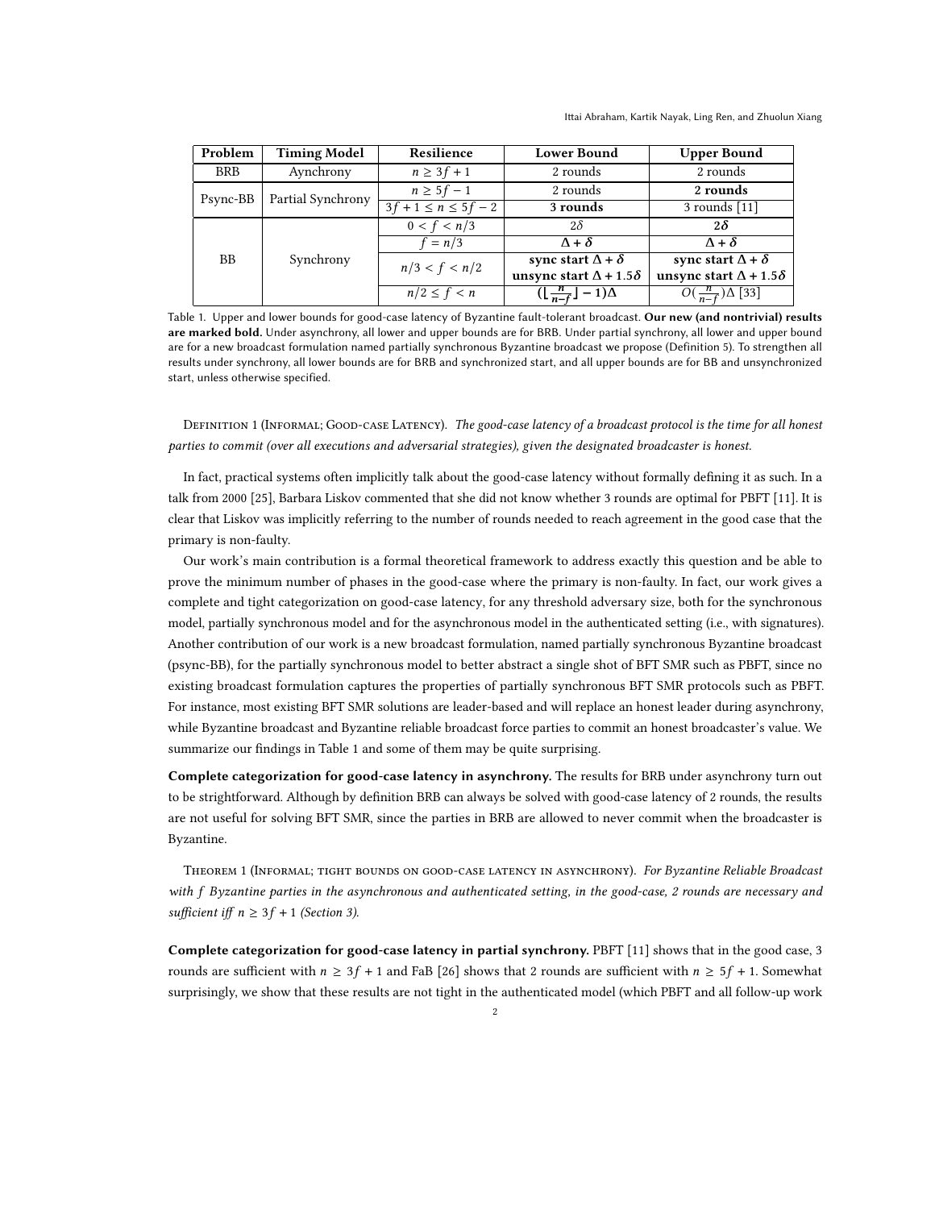| Problem | Timing Model | Resilience | Lower Bound | Upper Bound |
|---|---|---|---|---|
| BRB | Aynchrony | $n \geq 3f+1$ | 2 rounds | 2 rounds |
| Psync-BB | Partial Synchrony | $n \geq 5f-1$ | 2 rounds | **2 rounds** |
| | | $3f+1 \leq n \leq 5f-2$ | **3 rounds** | 3 rounds [11] |
| BB | Synchrony | $0 < f < n/3$ | $2\delta$ | $\mathbf{2\delta}$ |
| | | $f = n/3$ | $\mathbf{\Delta + \delta}$ | $\mathbf{\Delta + \delta}$ |
| | | $n/3 < f < n/2$ | **sync start $\Delta + \delta$** **unsync start $\Delta + 1.5\delta$** | **sync start $\Delta + \delta$** **unsync start $\Delta + 1.5\delta$** |
| | | $n/2 \leq f < n$ | $\mathbf{(\lfloor \frac{n}{n-f} \rfloor - 1)\Delta}$ | $O(\frac{n}{n-f})\Delta$ [33] |

Table 1. Upper and lower bounds for good-case latency of Byzantine fault-tolerant broadcast. **Our new (and nontrivial) results are marked bold.** Under asynchrony, all lower and upper bounds are for BRB. Under partial synchrony, all lower and upper bound are for a new broadcast formulation named partially synchronous Byzantine broadcast we propose (Definition 5). To strengthen all results under synchrony, all lower bounds are for BRB and synchronized start, and all upper bounds are for BB and unsynchronized start, unless otherwise specified.

Definition 1 (Informal; Good-case Latency). *The good-case latency of a broadcast protocol is the time for all honest parties to commit (over all executions and adversarial strategies), given the designated broadcaster is honest.*

In fact, practical systems often implicitly talk about the good-case latency without formally defining it as such. In a talk from 2000 [25], Barbara Liskov commented that she did not know whether 3 rounds are optimal for PBFT [11]. It is clear that Liskov was implicitly referring to the number of rounds needed to reach agreement in the good case that the primary is non-faulty.

Our work's main contribution is a formal theoretical framework to address exactly this question and be able to prove the minimum number of phases in the good-case where the primary is non-faulty. In fact, our work gives a complete and tight categorization on good-case latency, for any threshold adversary size, both for the synchronous model, partially synchronous model and for the asynchronous model in the authenticated setting (i.e., with signatures). Another contribution of our work is a new broadcast formulation, named partially synchronous Byzantine broadcast (psync-BB), for the partially synchronous model to better abstract a single shot of BFT SMR such as PBFT, since no existing broadcast formulation captures the properties of partially synchronous BFT SMR protocols such as PBFT. For instance, most existing BFT SMR solutions are leader-based and will replace an honest leader during asynchrony, while Byzantine broadcast and Byzantine reliable broadcast force parties to commit an honest broadcaster's value. We summarize our findings in Table 1 and some of them may be quite surprising.

**Complete categorization for good-case latency in asynchrony.** The results for BRB under asynchrony turn out to be strightforward. Although by definition BRB can always be solved with good-case latency of 2 rounds, the results are not useful for solving BFT SMR, since the parties in BRB are allowed to never commit when the broadcaster is Byzantine.

Theorem 1 (Informal; tight bounds on good-case latency in asynchrony). *For Byzantine Reliable Broadcast with $f$ Byzantine parties in the asynchronous and authenticated setting, in the good-case, 2 rounds are necessary and sufficient iff $n \geq 3f+1$ (Section 3).*

**Complete categorization for good-case latency in partial synchrony.** PBFT [11] shows that in the good case, 3 rounds are sufficient with $n \geq 3f+1$ and FaB [26] shows that 2 rounds are sufficient with $n \geq 5f+1$. Somewhat surprisingly, we show that these results are not tight in the authenticated model (which PBFT and all follow-up work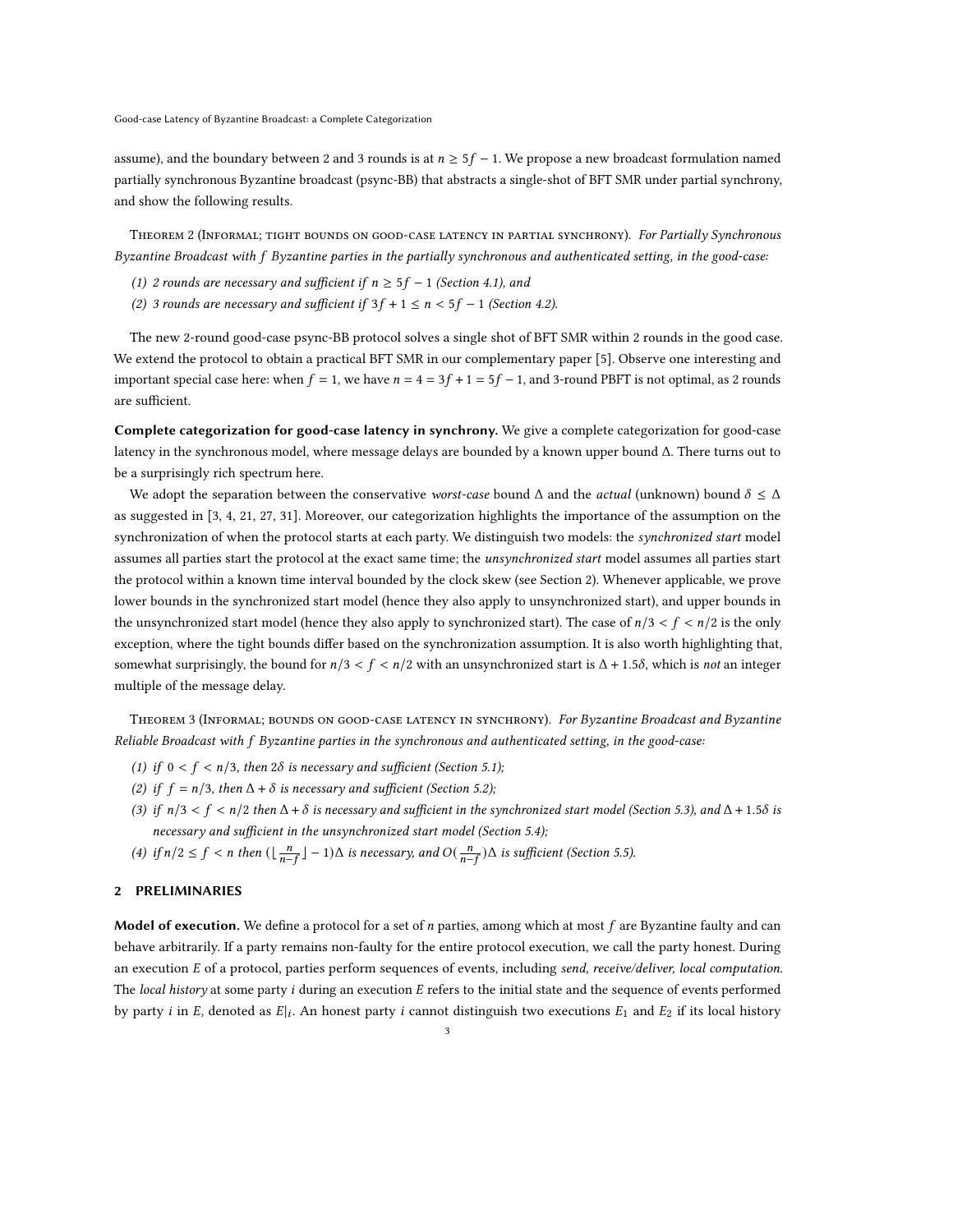assume), and the boundary between 2 and 3 rounds is at $n \geq 5f - 1$. We propose a new broadcast formulation named partially synchronous Byzantine broadcast (psync-BB) that abstracts a single-shot of BFT SMR under partial synchrony, and show the following results.

Theorem 2 (Informal; tight bounds on good-case latency in partial synchrony). *For Partially Synchronous Byzantine Broadcast with $f$ Byzantine parties in the partially synchronous and authenticated setting, in the good-case:*

*(1) 2 rounds are necessary and sufficient if $n \geq 5f - 1$ (Section 4.1), and*

*(2) 3 rounds are necessary and sufficient if $3f + 1 \leq n < 5f - 1$ (Section 4.2).*

The new 2-round good-case psync-BB protocol solves a single shot of BFT SMR within 2 rounds in the good case. We extend the protocol to obtain a practical BFT SMR in our complementary paper [5]. Observe one interesting and important special case here: when $f = 1$, we have $n = 4 = 3f + 1 = 5f - 1$, and 3-round PBFT is not optimal, as 2 rounds are sufficient.

**Complete categorization for good-case latency in synchrony.** We give a complete categorization for good-case latency in the synchronous model, where message delays are bounded by a known upper bound $\Delta$. There turns out to be a surprisingly rich spectrum here.

We adopt the separation between the conservative *worst-case* bound $\Delta$ and the *actual* (unknown) bound $\delta \leq \Delta$ as suggested in [3, 4, 21, 27, 31]. Moreover, our categorization highlights the importance of the assumption on the synchronization of when the protocol starts at each party. We distinguish two models: the *synchronized start* model assumes all parties start the protocol at the exact same time; the *unsynchronized start* model assumes all parties start the protocol within a known time interval bounded by the clock skew (see Section 2). Whenever applicable, we prove lower bounds in the synchronized start model (hence they also apply to unsynchronized start), and upper bounds in the unsynchronized start model (hence they also apply to synchronized start). The case of $n/3 < f < n/2$ is the only exception, where the tight bounds differ based on the synchronization assumption. It is also worth highlighting that, somewhat surprisingly, the bound for $n/3 < f < n/2$ with an unsynchronized start is $\Delta + 1.5\delta$, which is *not* an integer multiple of the message delay.

Theorem 3 (Informal; bounds on good-case latency in synchrony). *For Byzantine Broadcast and Byzantine Reliable Broadcast with $f$ Byzantine parties in the synchronous and authenticated setting, in the good-case:*

*(1) if $0 < f < n/3$, then $2\delta$ is necessary and sufficient (Section 5.1);*

*(2) if $f = n/3$, then $\Delta + \delta$ is necessary and sufficient (Section 5.2);*

*(3) if $n/3 < f < n/2$ then $\Delta + \delta$ is necessary and sufficient in the synchronized start model (Section 5.3), and $\Delta + 1.5\delta$ is necessary and sufficient in the unsynchronized start model (Section 5.4);*

*(4) if $n/2 \leq f < n$ then $(\lfloor \frac{n}{n-f} \rfloor - 1)\Delta$ is necessary, and $O(\frac{n}{n-f})\Delta$ is sufficient (Section 5.5).*

## 2 PRELIMINARIES

**Model of execution.** We define a protocol for a set of $n$ parties, among which at most $f$ are Byzantine faulty and can behave arbitrarily. If a party remains non-faulty for the entire protocol execution, we call the party honest. During an execution $E$ of a protocol, parties perform sequences of events, including *send, receive/deliver, local computation*. The *local history* at some party $i$ during an execution $E$ refers to the initial state and the sequence of events performed by party $i$ in $E$, denoted as $E|_i$. An honest party $i$ cannot distinguish two executions $E_1$ and $E_2$ if its local history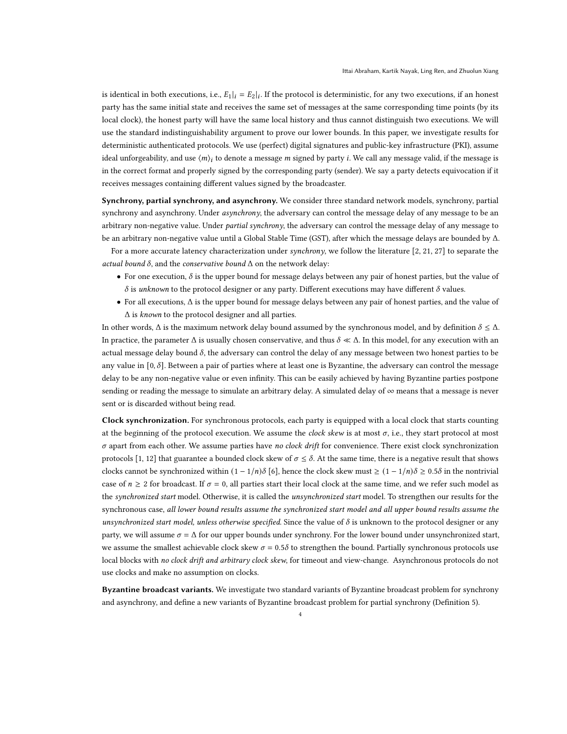is identical in both executions, i.e., $E_1|_i = E_2|_i$. If the protocol is deterministic, for any two executions, if an honest party has the same initial state and receives the same set of messages at the same corresponding time points (by its local clock), the honest party will have the same local history and thus cannot distinguish two executions. We will use the standard indistinguishability argument to prove our lower bounds. In this paper, we investigate results for deterministic authenticated protocols. We use (perfect) digital signatures and public-key infrastructure (PKI), assume ideal unforgeability, and use $\langle m \rangle_i$ to denote a message $m$ signed by party $i$. We call any message valid, if the message is in the correct format and properly signed by the corresponding party (sender). We say a party detects equivocation if it receives messages containing different values signed by the broadcaster.

**Synchrony, partial synchrony, and asynchrony.** We consider three standard network models, synchrony, partial synchrony and asynchrony. Under *asynchrony*, the adversary can control the message delay of any message to be an arbitrary non-negative value. Under *partial synchrony*, the adversary can control the message delay of any message to be an arbitrary non-negative value until a Global Stable Time (GST), after which the message delays are bounded by $\Delta$.

For a more accurate latency characterization under *synchrony*, we follow the literature [2, 21, 27] to separate the *actual bound* $\delta$, and the *conservative bound* $\Delta$ on the network delay:

- For one execution, $\delta$ is the upper bound for message delays between any pair of honest parties, but the value of $\delta$ is *unknown* to the protocol designer or any party. Different executions may have different $\delta$ values.
- For all executions, $\Delta$ is the upper bound for message delays between any pair of honest parties, and the value of $\Delta$ is *known* to the protocol designer and all parties.

In other words, $\Delta$ is the maximum network delay bound assumed by the synchronous model, and by definition $\delta \leq \Delta$. In practice, the parameter $\Delta$ is usually chosen conservative, and thus $\delta \ll \Delta$. In this model, for any execution with an actual message delay bound $\delta$, the adversary can control the delay of any message between two honest parties to be any value in $[0, \delta]$. Between a pair of parties where at least one is Byzantine, the adversary can control the message delay to be any non-negative value or even infinity. This can be easily achieved by having Byzantine parties postpone sending or reading the message to simulate an arbitrary delay. A simulated delay of $\infty$ means that a message is never sent or is discarded without being read.

**Clock synchronization.** For synchronous protocols, each party is equipped with a local clock that starts counting at the beginning of the protocol execution. We assume the *clock skew* is at most $\sigma$, i.e., they start protocol at most $\sigma$ apart from each other. We assume parties have *no clock drift* for convenience. There exist clock synchronization protocols [1, 12] that guarantee a bounded clock skew of $\sigma \leq \delta$. At the same time, there is a negative result that shows clocks cannot be synchronized within $(1 - 1/n)\delta$ [6], hence the clock skew must $\geq (1 - 1/n)\delta \geq 0.5\delta$ in the nontrivial case of $n \geq 2$ for broadcast. If $\sigma = 0$, all parties start their local clock at the same time, and we refer such model as the *synchronized start* model. Otherwise, it is called the *unsynchronized start* model. To strengthen our results for the synchronous case, *all lower bound results assume the synchronized start model and all upper bound results assume the unsynchronized start model, unless otherwise specified.* Since the value of $\delta$ is unknown to the protocol designer or any party, we will assume $\sigma = \Delta$ for our upper bounds under synchrony. For the lower bound under unsynchronized start, we assume the smallest achievable clock skew $\sigma = 0.5\delta$ to strengthen the bound. Partially synchronous protocols use local blocks with *no clock drift and arbitrary clock skew*, for timeout and view-change. Asynchronous protocols do not use clocks and make no assumption on clocks.

**Byzantine broadcast variants.** We investigate two standard variants of Byzantine broadcast problem for synchrony and asynchrony, and define a new variants of Byzantine broadcast problem for partial synchrony (Definition 5).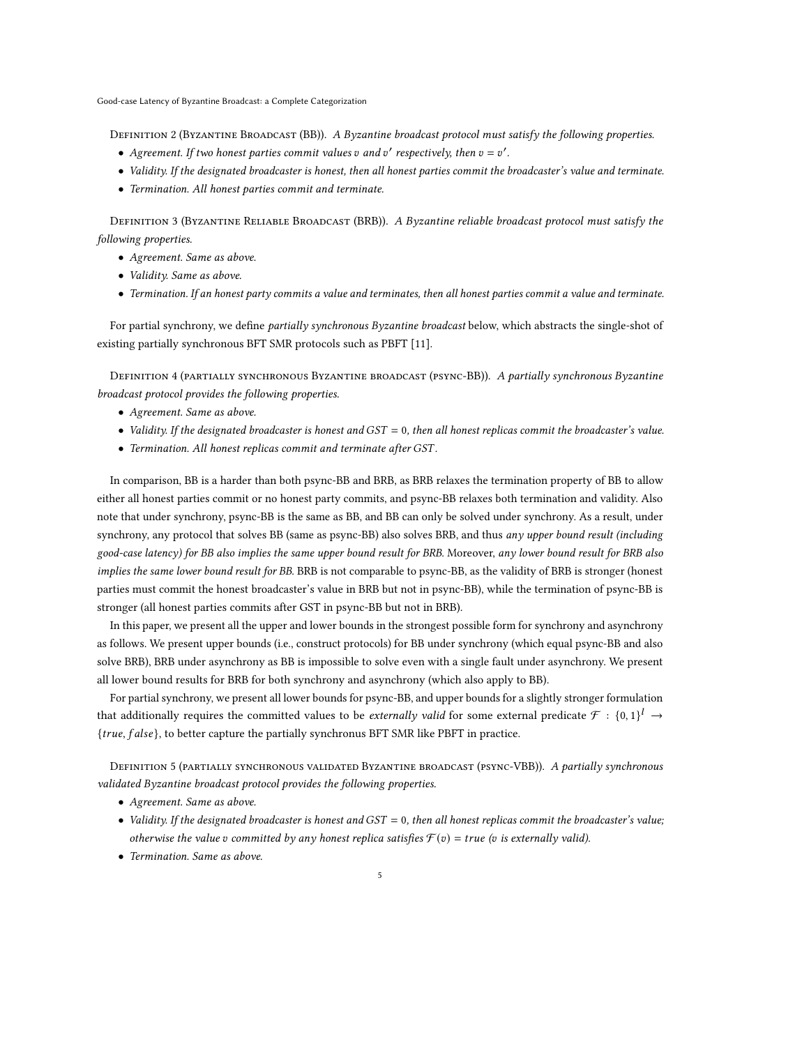Definition 2 (Byzantine Broadcast (BB)). *A Byzantine broadcast protocol must satisfy the following properties.*

- *Agreement. If two honest parties commit values $v$ and $v'$ respectively, then $v = v'$.*
- *Validity. If the designated broadcaster is honest, then all honest parties commit the broadcaster's value and terminate.*
- *Termination. All honest parties commit and terminate.*

Definition 3 (Byzantine Reliable Broadcast (BRB)). *A Byzantine reliable broadcast protocol must satisfy the following properties.*

- *Agreement. Same as above.*
- *Validity. Same as above.*
- *Termination. If an honest party commits a value and terminates, then all honest parties commit a value and terminate.*

For partial synchrony, we define *partially synchronous Byzantine broadcast* below, which abstracts the single-shot of existing partially synchronous BFT SMR protocols such as PBFT [11].

Definition 4 (partially synchronous Byzantine broadcast (psync-BB)). *A partially synchronous Byzantine broadcast protocol provides the following properties.*

- *Agreement. Same as above.*
- *Validity. If the designated broadcaster is honest and $GST = 0$, then all honest replicas commit the broadcaster's value.*
- *Termination. All honest replicas commit and terminate after $GST$.*

In comparison, BB is a harder than both psync-BB and BRB, as BRB relaxes the termination property of BB to allow either all honest parties commit or no honest party commits, and psync-BB relaxes both termination and validity. Also note that under synchrony, psync-BB is the same as BB, and BB can only be solved under synchrony. As a result, under synchrony, any protocol that solves BB (same as psync-BB) also solves BRB, and thus *any upper bound result (including good-case latency) for BB also implies the same upper bound result for BRB*. Moreover, *any lower bound result for BRB also implies the same lower bound result for BB*. BRB is not comparable to psync-BB, as the validity of BRB is stronger (honest parties must commit the honest broadcaster's value in BRB but not in psync-BB), while the termination of psync-BB is stronger (all honest parties commits after GST in psync-BB but not in BRB).

In this paper, we present all the upper and lower bounds in the strongest possible form for synchrony and asynchrony as follows. We present upper bounds (i.e., construct protocols) for BB under synchrony (which equal psync-BB and also solve BRB), BRB under asynchrony as BB is impossible to solve even with a single fault under asynchrony. We present all lower bound results for BRB for both synchrony and asynchrony (which also apply to BB).

For partial synchrony, we present all lower bounds for psync-BB, and upper bounds for a slightly stronger formulation that additionally requires the committed values to be *externally valid* for some external predicate $\mathcal{F} : \{0,1\}^l \rightarrow \{true, false\}$, to better capture the partially synchronus BFT SMR like PBFT in practice.

Definition 5 (partially synchronous validated Byzantine broadcast (psync-VBB)). *A partially synchronous validated Byzantine broadcast protocol provides the following properties.*

- *Agreement. Same as above.*
- *Validity. If the designated broadcaster is honest and $GST = 0$, then all honest replicas commit the broadcaster's value; otherwise the value $v$ committed by any honest replica satisfies $\mathcal{F}(v) = true$ ($v$ is externally valid).*
- *Termination. Same as above.*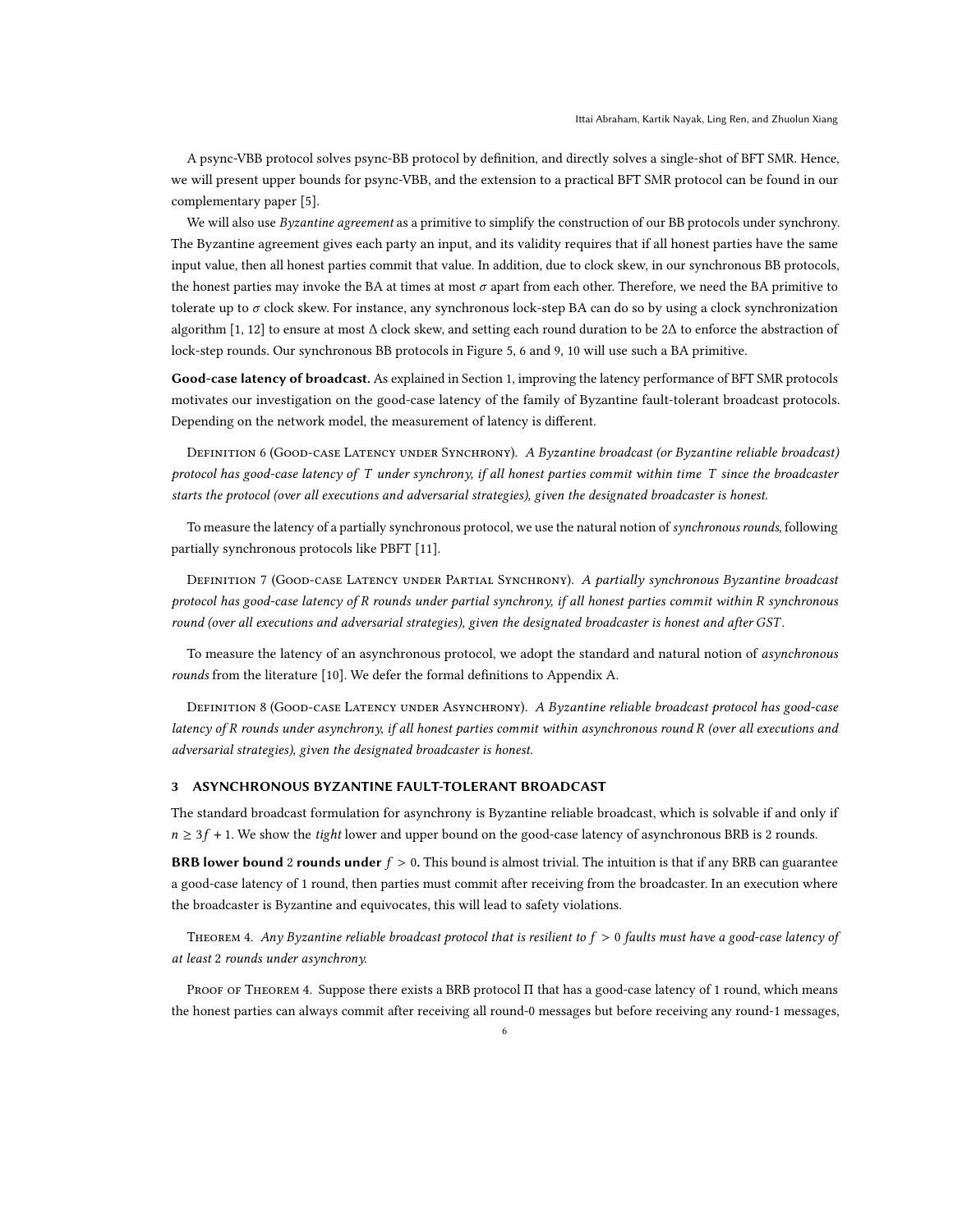A psync-VBB protocol solves psync-BB protocol by definition, and directly solves a single-shot of BFT SMR. Hence, we will present upper bounds for psync-VBB, and the extension to a practical BFT SMR protocol can be found in our complementary paper [5].

We will also use *Byzantine agreement* as a primitive to simplify the construction of our BB protocols under synchrony. The Byzantine agreement gives each party an input, and its validity requires that if all honest parties have the same input value, then all honest parties commit that value. In addition, due to clock skew, in our synchronous BB protocols, the honest parties may invoke the BA at times at most $\sigma$ apart from each other. Therefore, we need the BA primitive to tolerate up to $\sigma$ clock skew. For instance, any synchronous lock-step BA can do so by using a clock synchronization algorithm [1, 12] to ensure at most $\Delta$ clock skew, and setting each round duration to be $2\Delta$ to enforce the abstraction of lock-step rounds. Our synchronous BB protocols in Figure 5, 6 and 9, 10 will use such a BA primitive.

**Good-case latency of broadcast.** As explained in Section 1, improving the latency performance of BFT SMR protocols motivates our investigation on the good-case latency of the family of Byzantine fault-tolerant broadcast protocols. Depending on the network model, the measurement of latency is different.

Definition 6 (Good-case Latency under Synchrony). *A Byzantine broadcast (or Byzantine reliable broadcast) protocol has good-case latency of $T$ under synchrony, if all honest parties commit within time $T$ since the broadcaster starts the protocol (over all executions and adversarial strategies), given the designated broadcaster is honest.*

To measure the latency of a partially synchronous protocol, we use the natural notion of *synchronous rounds*, following partially synchronous protocols like PBFT [11].

Definition 7 (Good-case Latency under Partial Synchrony). *A partially synchronous Byzantine broadcast protocol has good-case latency of $R$ rounds under partial synchrony, if all honest parties commit within $R$ synchronous round (over all executions and adversarial strategies), given the designated broadcaster is honest and after $GST$.*

To measure the latency of an asynchronous protocol, we adopt the standard and natural notion of *asynchronous rounds* from the literature [10]. We defer the formal definitions to Appendix A.

Definition 8 (Good-case Latency under Asynchrony). *A Byzantine reliable broadcast protocol has good-case latency of $R$ rounds under asynchrony, if all honest parties commit within asynchronous round $R$ (over all executions and adversarial strategies), given the designated broadcaster is honest.*

## 3 ASYNCHRONOUS BYZANTINE FAULT-TOLERANT BROADCAST

The standard broadcast formulation for asynchrony is Byzantine reliable broadcast, which is solvable if and only if $n \geq 3f + 1$. We show the *tight* lower and upper bound on the good-case latency of asynchronous BRB is 2 rounds.

**BRB lower bound 2 rounds under $f > 0$.** This bound is almost trivial. The intuition is that if any BRB can guarantee a good-case latency of 1 round, then parties must commit after receiving from the broadcaster. In an execution where the broadcaster is Byzantine and equivocates, this will lead to safety violations.

Theorem 4. *Any Byzantine reliable broadcast protocol that is resilient to $f > 0$ faults must have a good-case latency of at least 2 rounds under asynchrony.*

Proof of Theorem 4. Suppose there exists a BRB protocol $\Pi$ that has a good-case latency of 1 round, which means the honest parties can always commit after receiving all round-0 messages but before receiving any round-1 messages,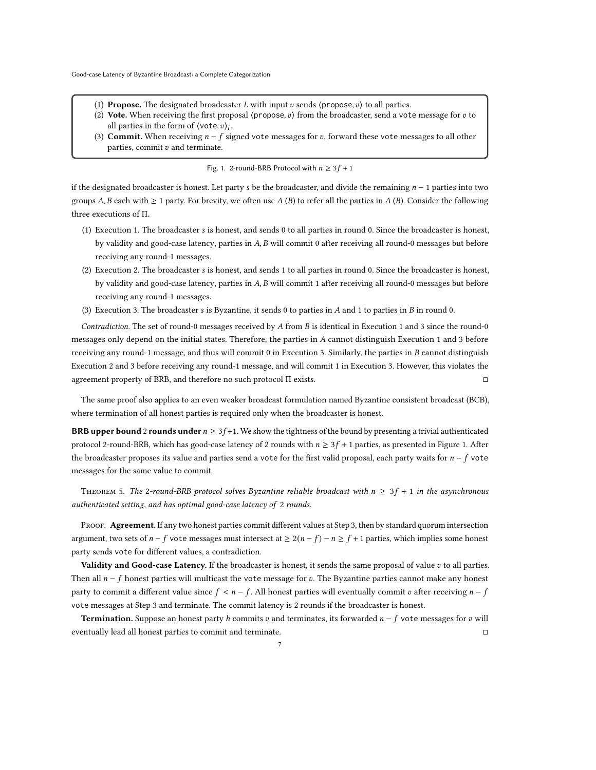1. **Propose.** The designated broadcaster $L$ with input $v$ sends $\langle \text{propose}, v \rangle$ to all parties.
2. **Vote.** When receiving the first proposal $\langle \text{propose}, v \rangle$ from the broadcaster, send a vote message for $v$ to all parties in the form of $\langle \text{vote}, v \rangle_i$.
3. **Commit.** When receiving $n - f$ signed vote messages for $v$, forward these vote messages to all other parties, commit $v$ and terminate.

Fig. 1. 2-round-BRB Protocol with $n \geq 3f + 1$

if the designated broadcaster is honest. Let party $s$ be the broadcaster, and divide the remaining $n - 1$ parties into two groups $A, B$ each with $\geq 1$ party. For brevity, we often use $A$ ($B$) to refer all the parties in $A$ ($B$). Consider the following three executions of $\Pi$.

1. Execution 1. The broadcaster $s$ is honest, and sends 0 to all parties in round 0. Since the broadcaster is honest, by validity and good-case latency, parties in $A, B$ will commit 0 after receiving all round-0 messages but before receiving any round-1 messages.
2. Execution 2. The broadcaster $s$ is honest, and sends 1 to all parties in round 0. Since the broadcaster is honest, by validity and good-case latency, parties in $A, B$ will commit 1 after receiving all round-0 messages but before receiving any round-1 messages.
3. Execution 3. The broadcaster $s$ is Byzantine, it sends 0 to parties in $A$ and 1 to parties in $B$ in round 0.

*Contradiction.* The set of round-0 messages received by $A$ from $B$ is identical in Execution 1 and 3 since the round-0 messages only depend on the initial states. Therefore, the parties in $A$ cannot distinguish Execution 1 and 3 before receiving any round-1 message, and thus will commit 0 in Execution 3. Similarly, the parties in $B$ cannot distinguish Execution 2 and 3 before receiving any round-1 message, and will commit 1 in Execution 3. However, this violates the agreement property of BRB, and therefore no such protocol $\Pi$ exists. ◻

The same proof also applies to an even weaker broadcast formulation named Byzantine consistent broadcast (BCB), where termination of all honest parties is required only when the broadcaster is honest.

**BRB upper bound 2 rounds under $n \geq 3f+1$.** We show the tightness of the bound by presenting a trivial authenticated protocol 2-round-BRB, which has good-case latency of 2 rounds with $n \geq 3f + 1$ parties, as presented in Figure 1. After the broadcaster proposes its value and parties send a vote for the first valid proposal, each party waits for $n - f$ vote messages for the same value to commit.

THEOREM 5. *The 2-round-BRB protocol solves Byzantine reliable broadcast with $n \geq 3f + 1$ in the asynchronous authenticated setting, and has optimal good-case latency of 2 rounds.*

PROOF. **Agreement.** If any two honest parties commit different values at Step 3, then by standard quorum intersection argument, two sets of $n - f$ vote messages must intersect at $\geq 2(n - f) - n \geq f + 1$ parties, which implies some honest party sends vote for different values, a contradiction.

**Validity and Good-case Latency.** If the broadcaster is honest, it sends the same proposal of value $v$ to all parties. Then all $n - f$ honest parties will multicast the vote message for $v$. The Byzantine parties cannot make any honest party to commit a different value since $f < n - f$. All honest parties will eventually commit $v$ after receiving $n - f$ vote messages at Step 3 and terminate. The commit latency is 2 rounds if the broadcaster is honest.

**Termination.** Suppose an honest party $h$ commits $v$ and terminates, its forwarded $n - f$ vote messages for $v$ will eventually lead all honest parties to commit and terminate. ◻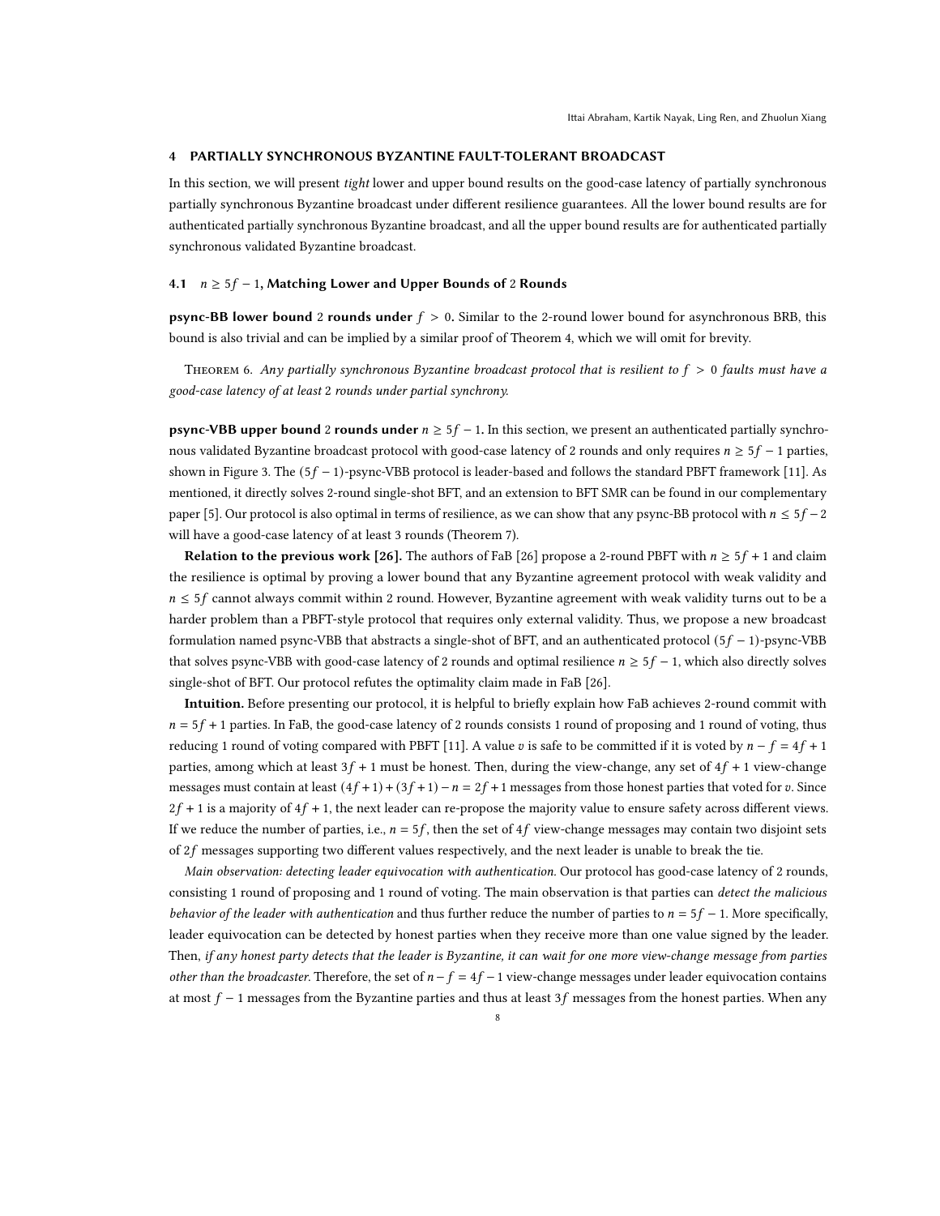## 4 PARTIALLY SYNCHRONOUS BYZANTINE FAULT-TOLERANT BROADCAST

In this section, we will present *tight* lower and upper bound results on the good-case latency of partially synchronous partially synchronous Byzantine broadcast under different resilience guarantees. All the lower bound results are for authenticated partially synchronous Byzantine broadcast, and all the upper bound results are for authenticated partially synchronous validated Byzantine broadcast.

### 4.1 $n \geq 5f - 1$, Matching Lower and Upper Bounds of 2 Rounds

**psync-BB lower bound 2 rounds under $f > 0$.** Similar to the 2-round lower bound for asynchronous BRB, this bound is also trivial and can be implied by a similar proof of Theorem 4, which we will omit for brevity.

Theorem 6. *Any partially synchronous Byzantine broadcast protocol that is resilient to $f > 0$ faults must have a good-case latency of at least 2 rounds under partial synchrony.*

**psync-VBB upper bound 2 rounds under $n \geq 5f - 1$.** In this section, we present an authenticated partially synchronous validated Byzantine broadcast protocol with good-case latency of 2 rounds and only requires $n \geq 5f - 1$ parties, shown in Figure 3. The $(5f - 1)$-psync-VBB protocol is leader-based and follows the standard PBFT framework [11]. As mentioned, it directly solves 2-round single-shot BFT, and an extension to BFT SMR can be found in our complementary paper [5]. Our protocol is also optimal in terms of resilience, as we can show that any psync-BB protocol with $n \leq 5f - 2$ will have a good-case latency of at least 3 rounds (Theorem 7).

**Relation to the previous work [26].** The authors of FaB [26] propose a 2-round PBFT with $n \geq 5f + 1$ and claim the resilience is optimal by proving a lower bound that any Byzantine agreement protocol with weak validity and $n \leq 5f$ cannot always commit within 2 round. However, Byzantine agreement with weak validity turns out to be a harder problem than a PBFT-style protocol that requires only external validity. Thus, we propose a new broadcast formulation named psync-VBB that abstracts a single-shot of BFT, and an authenticated protocol $(5f - 1)$-psync-VBB that solves psync-VBB with good-case latency of 2 rounds and optimal resilience $n \geq 5f - 1$, which also directly solves single-shot of BFT. Our protocol refutes the optimality claim made in FaB [26].

**Intuition.** Before presenting our protocol, it is helpful to briefly explain how FaB achieves 2-round commit with $n = 5f + 1$ parties. In FaB, the good-case latency of 2 rounds consists 1 round of proposing and 1 round of voting, thus reducing 1 round of voting compared with PBFT [11]. A value $v$ is safe to be committed if it is voted by $n - f = 4f + 1$ parties, among which at least $3f + 1$ must be honest. Then, during the view-change, any set of $4f + 1$ view-change messages must contain at least $(4f + 1) + (3f + 1) - n = 2f + 1$ messages from those honest parties that voted for $v$. Since $2f + 1$ is a majority of $4f + 1$, the next leader can re-propose the majority value to ensure safety across different views. If we reduce the number of parties, i.e., $n = 5f$, then the set of $4f$ view-change messages may contain two disjoint sets of $2f$ messages supporting two different values respectively, and the next leader is unable to break the tie.

*Main observation: detecting leader equivocation with authentication.* Our protocol has good-case latency of 2 rounds, consisting 1 round of proposing and 1 round of voting. The main observation is that parties can *detect the malicious behavior of the leader with authentication* and thus further reduce the number of parties to $n = 5f - 1$. More specifically, leader equivocation can be detected by honest parties when they receive more than one value signed by the leader. Then, *if any honest party detects that the leader is Byzantine, it can wait for one more view-change message from parties other than the broadcaster.* Therefore, the set of $n - f = 4f - 1$ view-change messages under leader equivocation contains at most $f - 1$ messages from the Byzantine parties and thus at least $3f$ messages from the honest parties. When any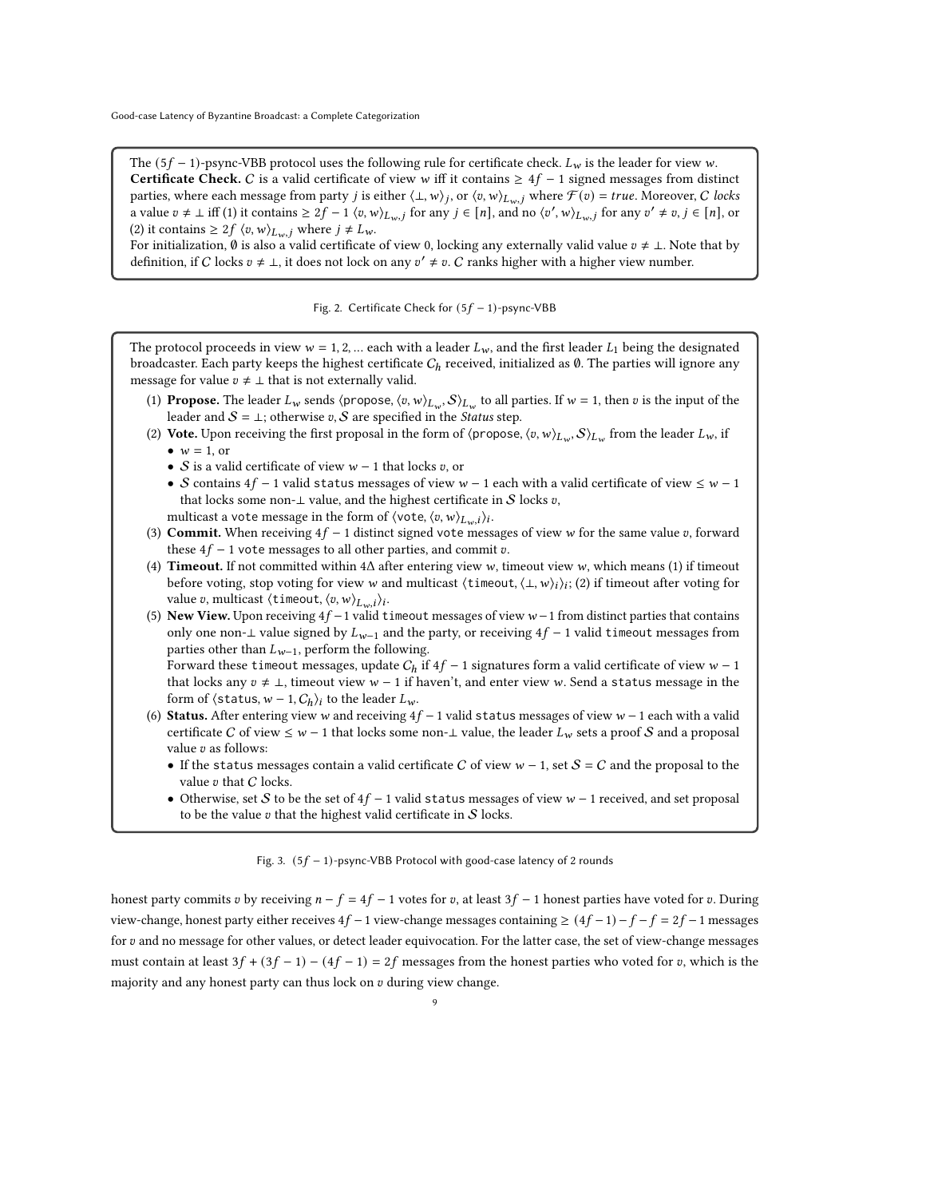The $(5f-1)$-psync-VBB protocol uses the following rule for certificate check. $L_w$ is the leader for view $w$.

**Certificate Check.** $C$ is a valid certificate of view $w$ iff it contains $\geq 4f-1$ signed messages from distinct parties, where each message from party $j$ is either $\langle \perp, w \rangle_j$, or $\langle v, w \rangle_{L_w, j}$ where $\mathcal{F}(v) = true$. Moreover, $C$ *locks* a value $v \neq \perp$ iff (1) it contains $\geq 2f-1$ $\langle v, w \rangle_{L_w, j}$ for any $j \in [n]$, and no $\langle v', w \rangle_{L_w, j}$ for any $v' \neq v, j \in [n]$, or (2) it contains $\geq 2f$ $\langle v, w \rangle_{L_w, j}$ where $j \neq L_w$.

For initialization, $\emptyset$ is also a valid certificate of view 0, locking any externally valid value $v \neq \perp$. Note that by definition, if $C$ locks $v \neq \perp$, it does not lock on any $v' \neq v$. $C$ ranks higher with a higher view number.

Fig. 2. Certificate Check for $(5f-1)$-psync-VBB

The protocol proceeds in view $w = 1, 2, \ldots$ each with a leader $L_w$, and the first leader $L_1$ being the designated broadcaster. Each party keeps the highest certificate $C_h$ received, initialized as $\emptyset$. The parties will ignore any message for value $v \neq \perp$ that is not externally valid.

1. **Propose.** The leader $L_w$ sends $\langle \texttt{propose}, \langle v, w \rangle_{L_w}, \mathcal{S} \rangle_{L_w}$ to all parties. If $w = 1$, then $v$ is the input of the leader and $\mathcal{S} = \perp$; otherwise $v, \mathcal{S}$ are specified in the *Status* step.
2. **Vote.** Upon receiving the first proposal in the form of $\langle \texttt{propose}, \langle v, w \rangle_{L_w}, \mathcal{S} \rangle_{L_w}$ from the leader $L_w$, if
   - $w = 1$, or
   - $\mathcal{S}$ is a valid certificate of view $w-1$ that locks $v$, or
   - $\mathcal{S}$ contains $4f-1$ valid status messages of view $w-1$ each with a valid certificate of view $\leq w-1$ that locks some non-$\perp$ value, and the highest certificate in $\mathcal{S}$ locks $v$,

   multicast a vote message in the form of $\langle \texttt{vote}, \langle v, w \rangle_{L_w, i} \rangle_i$.
3. **Commit.** When receiving $4f-1$ distinct signed vote messages of view $w$ for the same value $v$, forward these $4f-1$ vote messages to all other parties, and commit $v$.
4. **Timeout.** If not committed within $4\Delta$ after entering view $w$, timeout view $w$, which means (1) if timeout before voting, stop voting for view $w$ and multicast $\langle \texttt{timeout}, \langle \perp, w \rangle_i \rangle_i$; (2) if timeout after voting for value $v$, multicast $\langle \texttt{timeout}, \langle v, w \rangle_{L_w, i} \rangle_i$.
5. **New View.** Upon receiving $4f-1$ valid timeout messages of view $w-1$ from distinct parties that contains only one non-$\perp$ value signed by $L_{w-1}$ and the party, or receiving $4f-1$ valid timeout messages from parties other than $L_{w-1}$, perform the following.
   Forward these timeout messages, update $C_h$ if $4f-1$ signatures form a valid certificate of view $w-1$ that locks any $v \neq \perp$, timeout view $w-1$ if haven't, and enter view $w$. Send a status message in the form of $\langle \texttt{status}, w-1, C_h \rangle_i$ to the leader $L_w$.
6. **Status.** After entering view $w$ and receiving $4f-1$ valid status messages of view $w-1$ each with a valid certificate $C$ of view $\leq w-1$ that locks some non-$\perp$ value, the leader $L_w$ sets a proof $\mathcal{S}$ and a proposal value $v$ as follows:
   - If the status messages contain a valid certificate $C$ of view $w-1$, set $\mathcal{S} = C$ and the proposal to the value $v$ that $C$ locks.
   - Otherwise, set $\mathcal{S}$ to be the set of $4f-1$ valid status messages of view $w-1$ received, and set proposal to be the value $v$ that the highest valid certificate in $\mathcal{S}$ locks.

Fig. 3. $(5f-1)$-psync-VBB Protocol with good-case latency of 2 rounds

honest party commits $v$ by receiving $n-f = 4f-1$ votes for $v$, at least $3f-1$ honest parties have voted for $v$. During view-change, honest party either receives $4f-1$ view-change messages containing $\geq (4f-1)-f-f = 2f-1$ messages for $v$ and no message for other values, or detect leader equivocation. For the latter case, the set of view-change messages must contain at least $3f + (3f-1) - (4f-1) = 2f$ messages from the honest parties who voted for $v$, which is the majority and any honest party can thus lock on $v$ during view change.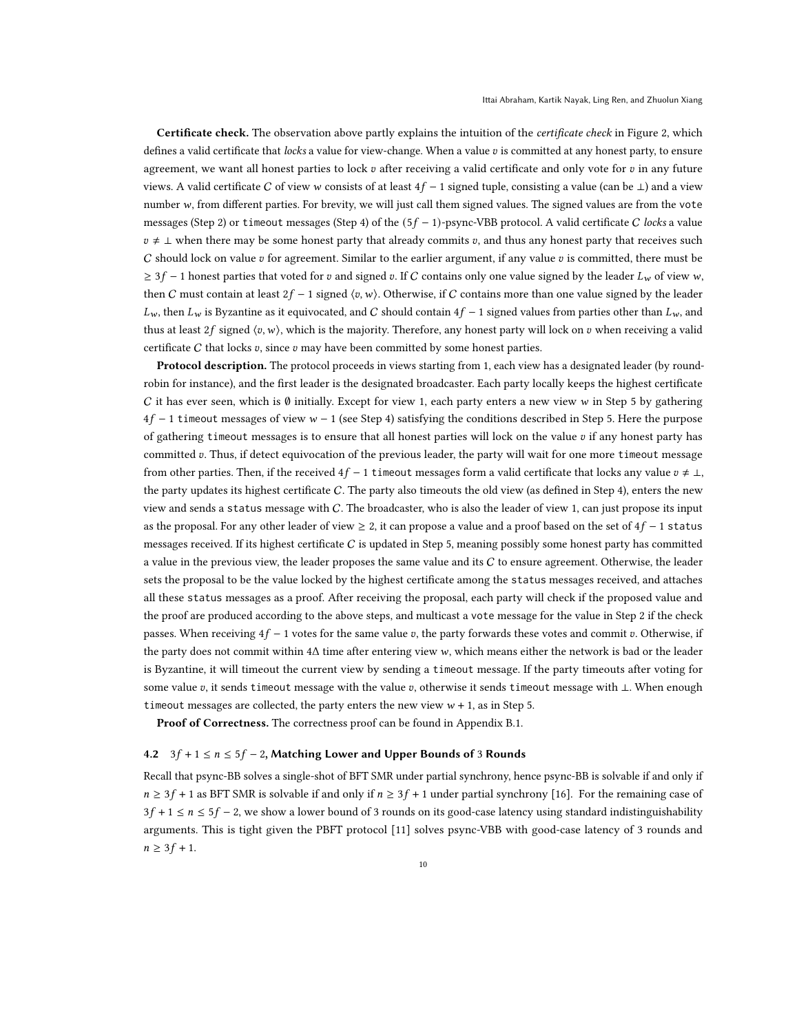**Certificate check.** The observation above partly explains the intuition of the *certificate check* in Figure 2, which defines a valid certificate that *locks* a value for view-change. When a value $v$ is committed at any honest party, to ensure agreement, we want all honest parties to lock $v$ after receiving a valid certificate and only vote for $v$ in any future views. A valid certificate $C$ of view $w$ consists of at least $4f-1$ signed tuple, consisting a value (can be $\perp$) and a view number $w$, from different parties. For brevity, we will just call them signed values. The signed values are from the vote messages (Step 2) or timeout messages (Step 4) of the $(5f-1)$-psync-VBB protocol. A valid certificate $C$ *locks* a value $v \neq \perp$ when there may be some honest party that already commits $v$, and thus any honest party that receives such $C$ should lock on value $v$ for agreement. Similar to the earlier argument, if any value $v$ is committed, there must be $\geq 3f-1$ honest parties that voted for $v$ and signed $v$. If $C$ contains only one value signed by the leader $L_w$ of view $w$, then $C$ must contain at least $2f-1$ signed $\langle v, w\rangle$. Otherwise, if $C$ contains more than one value signed by the leader $L_w$, then $L_w$ is Byzantine as it equivocated, and $C$ should contain $4f-1$ signed values from parties other than $L_w$, and thus at least $2f$ signed $\langle v, w\rangle$, which is the majority. Therefore, any honest party will lock on $v$ when receiving a valid certificate $C$ that locks $v$, since $v$ may have been committed by some honest parties.

**Protocol description.** The protocol proceeds in views starting from 1, each view has a designated leader (by round-robin for instance), and the first leader is the designated broadcaster. Each party locally keeps the highest certificate $C$ it has ever seen, which is $\emptyset$ initially. Except for view 1, each party enters a new view $w$ in Step 5 by gathering $4f-1$ timeout messages of view $w-1$ (see Step 4) satisfying the conditions described in Step 5. Here the purpose of gathering timeout messages is to ensure that all honest parties will lock on the value $v$ if any honest party has committed $v$. Thus, if detect equivocation of the previous leader, the party will wait for one more timeout message from other parties. Then, if the received $4f-1$ timeout messages form a valid certificate that locks any value $v \neq \perp$, the party updates its highest certificate $C$. The party also timeouts the old view (as defined in Step 4), enters the new view and sends a status message with $C$. The broadcaster, who is also the leader of view 1, can just propose its input as the proposal. For any other leader of view $\geq 2$, it can propose a value and a proof based on the set of $4f-1$ status messages received. If its highest certificate $C$ is updated in Step 5, meaning possibly some honest party has committed a value in the previous view, the leader proposes the same value and its $C$ to ensure agreement. Otherwise, the leader sets the proposal to be the value locked by the highest certificate among the status messages received, and attaches all these status messages as a proof. After receiving the proposal, each party will check if the proposed value and the proof are produced according to the above steps, and multicast a vote message for the value in Step 2 if the check passes. When receiving $4f-1$ votes for the same value $v$, the party forwards these votes and commit $v$. Otherwise, if the party does not commit within $4\Delta$ time after entering view $w$, which means either the network is bad or the leader is Byzantine, it will timeout the current view by sending a timeout message. If the party timeouts after voting for some value $v$, it sends timeout message with the value $v$, otherwise it sends timeout message with $\perp$. When enough timeout messages are collected, the party enters the new view $w+1$, as in Step 5.

**Proof of Correctness.** The correctness proof can be found in Appendix B.1.

### 4.2 $3f+1 \leq n \leq 5f-2$, Matching Lower and Upper Bounds of 3 Rounds

Recall that psync-BB solves a single-shot of BFT SMR under partial synchrony, hence psync-BB is solvable if and only if $n \geq 3f+1$ as BFT SMR is solvable if and only if $n \geq 3f+1$ under partial synchrony [16]. For the remaining case of $3f+1 \leq n \leq 5f-2$, we show a lower bound of 3 rounds on its good-case latency using standard indistinguishability arguments. This is tight given the PBFT protocol [11] solves psync-VBB with good-case latency of 3 rounds and $n \geq 3f+1$.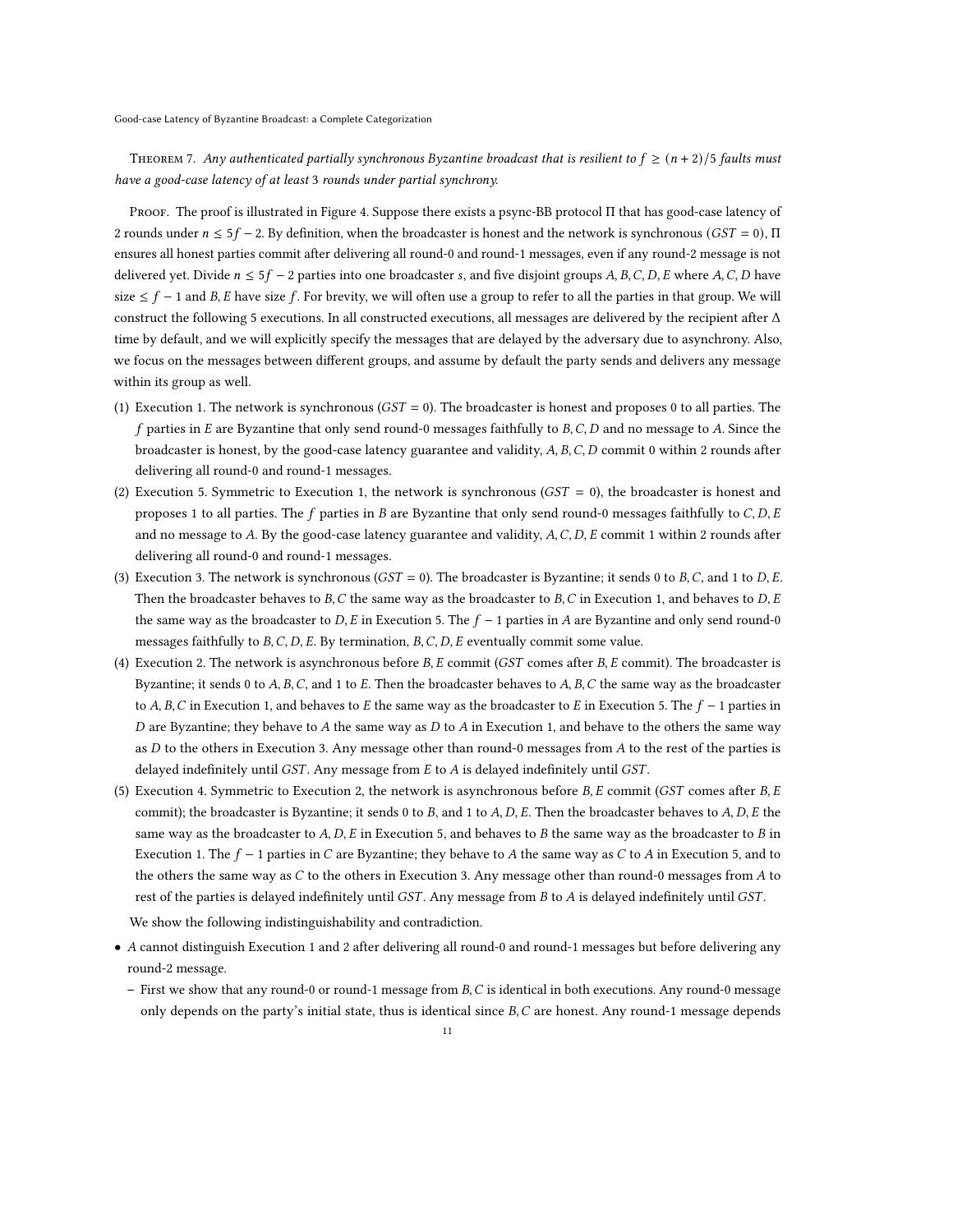Theorem 7. *Any authenticated partially synchronous Byzantine broadcast that is resilient to $f \geq (n+2)/5$ faults must have a good-case latency of at least 3 rounds under partial synchrony.*

Proof. The proof is illustrated in Figure 4. Suppose there exists a psync-BB protocol $\Pi$ that has good-case latency of 2 rounds under $n \leq 5f - 2$. By definition, when the broadcaster is honest and the network is synchronous ($GST = 0$), $\Pi$ ensures all honest parties commit after delivering all round-0 and round-1 messages, even if any round-2 message is not delivered yet. Divide $n \leq 5f - 2$ parties into one broadcaster $s$, and five disjoint groups $A, B, C, D, E$ where $A, C, D$ have size $\leq f - 1$ and $B, E$ have size $f$. For brevity, we will often use a group to refer to all the parties in that group. We will construct the following 5 executions. In all constructed executions, all messages are delivered by the recipient after $\Delta$ time by default, and we will explicitly specify the messages that are delayed by the adversary due to asynchrony. Also, we focus on the messages between different groups, and assume by default the party sends and delivers any message within its group as well.

(1) Execution 1. The network is synchronous ($GST = 0$). The broadcaster is honest and proposes 0 to all parties. The $f$ parties in $E$ are Byzantine that only send round-0 messages faithfully to $B, C, D$ and no message to $A$. Since the broadcaster is honest, by the good-case latency guarantee and validity, $A, B, C, D$ commit 0 within 2 rounds after delivering all round-0 and round-1 messages.
(2) Execution 5. Symmetric to Execution 1, the network is synchronous ($GST = 0$), the broadcaster is honest and proposes 1 to all parties. The $f$ parties in $B$ are Byzantine that only send round-0 messages faithfully to $C, D, E$ and no message to $A$. By the good-case latency guarantee and validity, $A, C, D, E$ commit 1 within 2 rounds after delivering all round-0 and round-1 messages.
(3) Execution 3. The network is synchronous ($GST = 0$). The broadcaster is Byzantine; it sends 0 to $B, C$, and 1 to $D, E$. Then the broadcaster behaves to $B, C$ the same way as the broadcaster to $B, C$ in Execution 1, and behaves to $D, E$ the same way as the broadcaster to $D, E$ in Execution 5. The $f - 1$ parties in $A$ are Byzantine and only send round-0 messages faithfully to $B, C, D, E$. By termination, $B, C, D, E$ eventually commit some value.
(4) Execution 2. The network is asynchronous before $B, E$ commit ($GST$ comes after $B, E$ commit). The broadcaster is Byzantine; it sends 0 to $A, B, C$, and 1 to $E$. Then the broadcaster behaves to $A, B, C$ the same way as the broadcaster to $A, B, C$ in Execution 1, and behaves to $E$ the same way as the broadcaster to $E$ in Execution 5. The $f - 1$ parties in $D$ are Byzantine; they behave to $A$ the same way as $D$ to $A$ in Execution 1, and behave to the others the same way as $D$ to the others in Execution 3. Any message other than round-0 messages from $A$ to the rest of the parties is delayed indefinitely until $GST$. Any message from $E$ to $A$ is delayed indefinitely until $GST$.
(5) Execution 4. Symmetric to Execution 2, the network is asynchronous before $B, E$ commit ($GST$ comes after $B, E$ commit); the broadcaster is Byzantine; it sends 0 to $B$, and 1 to $A, D, E$. Then the broadcaster behaves to $A, D, E$ the same way as the broadcaster to $A, D, E$ in Execution 5, and behaves to $B$ the same way as the broadcaster to $B$ in Execution 1. The $f - 1$ parties in $C$ are Byzantine; they behave to $A$ the same way as $C$ to $A$ in Execution 5, and to the others the same way as $C$ to the others in Execution 3. Any message other than round-0 messages from $A$ to rest of the parties is delayed indefinitely until $GST$. Any message from $B$ to $A$ is delayed indefinitely until $GST$.

We show the following indistinguishability and contradiction.

- $A$ cannot distinguish Execution 1 and 2 after delivering all round-0 and round-1 messages but before delivering any round-2 message.
  - First we show that any round-0 or round-1 message from $B, C$ is identical in both executions. Any round-0 message only depends on the party's initial state, thus is identical since $B, C$ are honest. Any round-1 message depends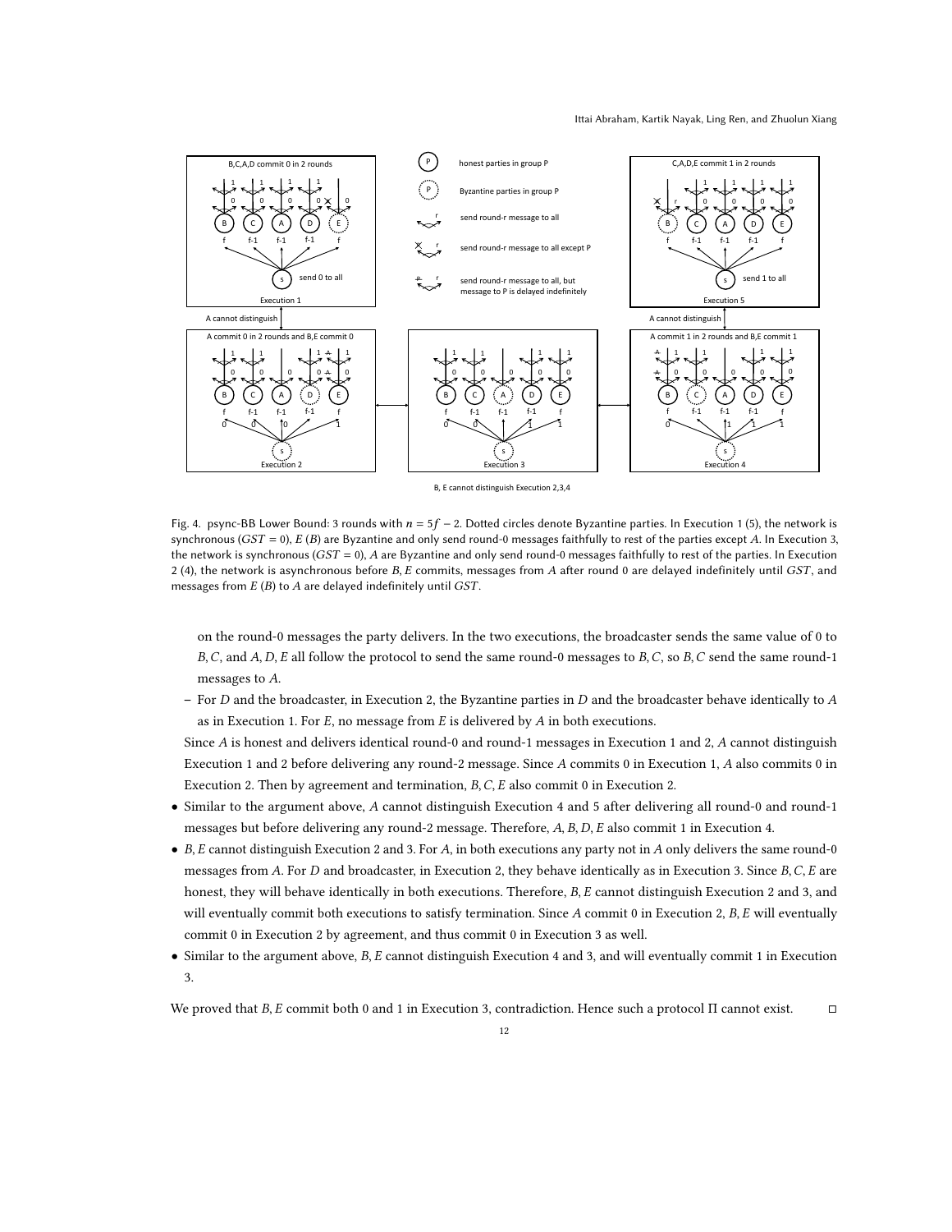Fig. 4. psync-BB Lower Bound: 3 rounds with $n = 5f - 2$. Dotted circles denote Byzantine parties. In Execution 1 (5), the network is synchronous ($GST = 0$), $E$ ($B$) are Byzantine and only send round-0 messages faithfully to rest of the parties except $A$. In Execution 3, the network is synchronous ($GST = 0$), $A$ are Byzantine and only send round-0 messages faithfully to rest of the parties. In Execution 2 (4), the network is asynchronous before $B, E$ commits, messages from $A$ after round 0 are delayed indefinitely until $GST$, and messages from $E$ ($B$) to $A$ are delayed indefinitely until $GST$.

on the round-0 messages the party delivers. In the two executions, the broadcaster sends the same value of 0 to $B, C$, and $A, D, E$ all follow the protocol to send the same round-0 messages to $B, C$, so $B, C$ send the same round-1 messages to $A$.

  – For $D$ and the broadcaster, in Execution 2, the Byzantine parties in $D$ and the broadcaster behave identically to $A$ as in Execution 1. For $E$, no message from $E$ is delivered by $A$ in both executions.

  Since $A$ is honest and delivers identical round-0 and round-1 messages in Execution 1 and 2, $A$ cannot distinguish Execution 1 and 2 before delivering any round-2 message. Since $A$ commits 0 in Execution 1, $A$ also commits 0 in Execution 2. Then by agreement and termination, $B, C, E$ also commit 0 in Execution 2.

- Similar to the argument above, $A$ cannot distinguish Execution 4 and 5 after delivering all round-0 and round-1 messages but before delivering any round-2 message. Therefore, $A, B, D, E$ also commit 1 in Execution 4.
- $B, E$ cannot distinguish Execution 2 and 3. For $A$, in both executions any party not in $A$ only delivers the same round-0 messages from $A$. For $D$ and broadcaster, in Execution 2, they behave identically as in Execution 3. Since $B, C, E$ are honest, they will behave identically in both executions. Therefore, $B, E$ cannot distinguish Execution 2 and 3, and will eventually commit both executions to satisfy termination. Since $A$ commit 0 in Execution 2, $B, E$ will eventually commit 0 in Execution 2 by agreement, and thus commit 0 in Execution 3 as well.
- Similar to the argument above, $B, E$ cannot distinguish Execution 4 and 3, and will eventually commit 1 in Execution 3.

We proved that $B, E$ commit both 0 and 1 in Execution 3, contradiction. Hence such a protocol $\Pi$ cannot exist. □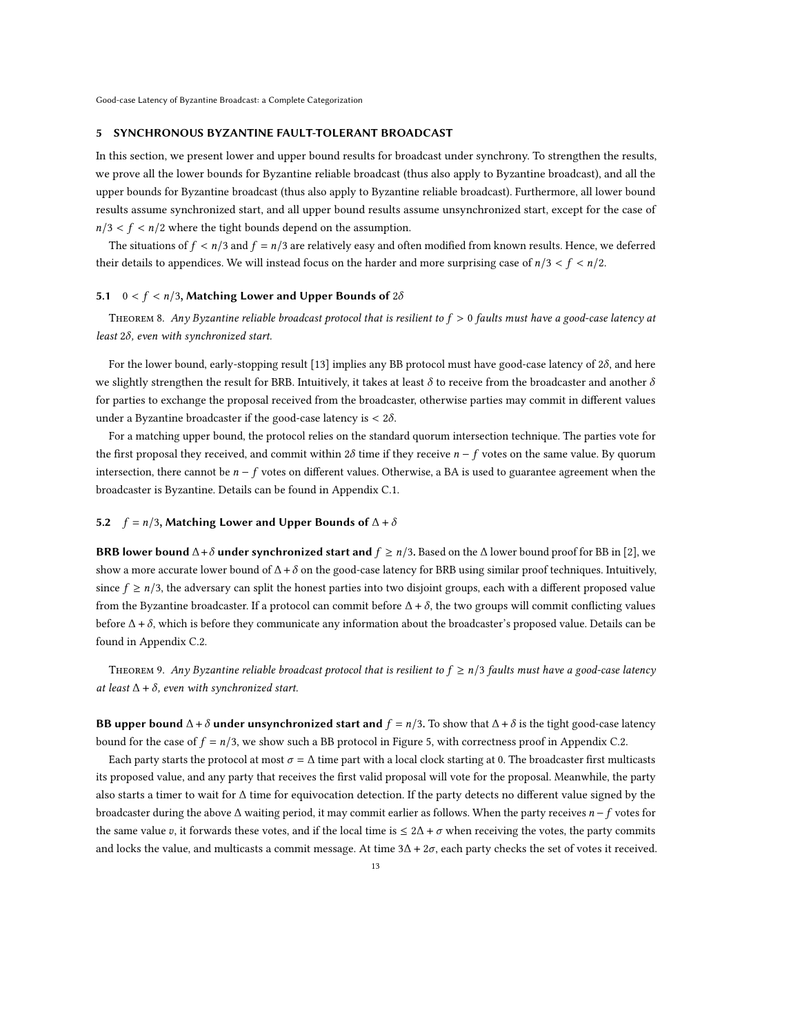## 5 SYNCHRONOUS BYZANTINE FAULT-TOLERANT BROADCAST

In this section, we present lower and upper bound results for broadcast under synchrony. To strengthen the results, we prove all the lower bounds for Byzantine reliable broadcast (thus also apply to Byzantine broadcast), and all the upper bounds for Byzantine broadcast (thus also apply to Byzantine reliable broadcast). Furthermore, all lower bound results assume synchronized start, and all upper bound results assume unsynchronized start, except for the case of $n/3 < f < n/2$ where the tight bounds depend on the assumption.

The situations of $f < n/3$ and $f = n/3$ are relatively easy and often modified from known results. Hence, we deferred their details to appendices. We will instead focus on the harder and more surprising case of $n/3 < f < n/2$.

### 5.1 $0 < f < n/3$, Matching Lower and Upper Bounds of $2\delta$

Theorem 8. *Any Byzantine reliable broadcast protocol that is resilient to $f > 0$ faults must have a good-case latency at least $2\delta$, even with synchronized start.*

For the lower bound, early-stopping result [13] implies any BB protocol must have good-case latency of $2\delta$, and here we slightly strengthen the result for BRB. Intuitively, it takes at least $\delta$ to receive from the broadcaster and another $\delta$ for parties to exchange the proposal received from the broadcaster, otherwise parties may commit in different values under a Byzantine broadcaster if the good-case latency is $< 2\delta$.

For a matching upper bound, the protocol relies on the standard quorum intersection technique. The parties vote for the first proposal they received, and commit within $2\delta$ time if they receive $n - f$ votes on the same value. By quorum intersection, there cannot be $n - f$ votes on different values. Otherwise, a BA is used to guarantee agreement when the broadcaster is Byzantine. Details can be found in Appendix C.1.

### 5.2 $f = n/3$, Matching Lower and Upper Bounds of $\Delta + \delta$

**BRB lower bound $\Delta + \delta$ under synchronized start and $f \geq n/3$.** Based on the $\Delta$ lower bound proof for BB in [2], we show a more accurate lower bound of $\Delta + \delta$ on the good-case latency for BRB using similar proof techniques. Intuitively, since $f \geq n/3$, the adversary can split the honest parties into two disjoint groups, each with a different proposed value from the Byzantine broadcaster. If a protocol can commit before $\Delta + \delta$, the two groups will commit conflicting values before $\Delta + \delta$, which is before they communicate any information about the broadcaster's proposed value. Details can be found in Appendix C.2.

Theorem 9. *Any Byzantine reliable broadcast protocol that is resilient to $f \geq n/3$ faults must have a good-case latency at least $\Delta + \delta$, even with synchronized start.*

**BB upper bound $\Delta + \delta$ under unsynchronized start and $f = n/3$.** To show that $\Delta + \delta$ is the tight good-case latency bound for the case of $f = n/3$, we show such a BB protocol in Figure 5, with correctness proof in Appendix C.2.

Each party starts the protocol at most $\sigma = \Delta$ time part with a local clock starting at 0. The broadcaster first multicasts its proposed value, and any party that receives the first valid proposal will vote for the proposal. Meanwhile, the party also starts a timer to wait for $\Delta$ time for equivocation detection. If the party detects no different value signed by the broadcaster during the above $\Delta$ waiting period, it may commit earlier as follows. When the party receives $n - f$ votes for the same value $v$, it forwards these votes, and if the local time is $\leq 2\Delta + \sigma$ when receiving the votes, the party commits and locks the value, and multicasts a commit message. At time $3\Delta + 2\sigma$, each party checks the set of votes it received.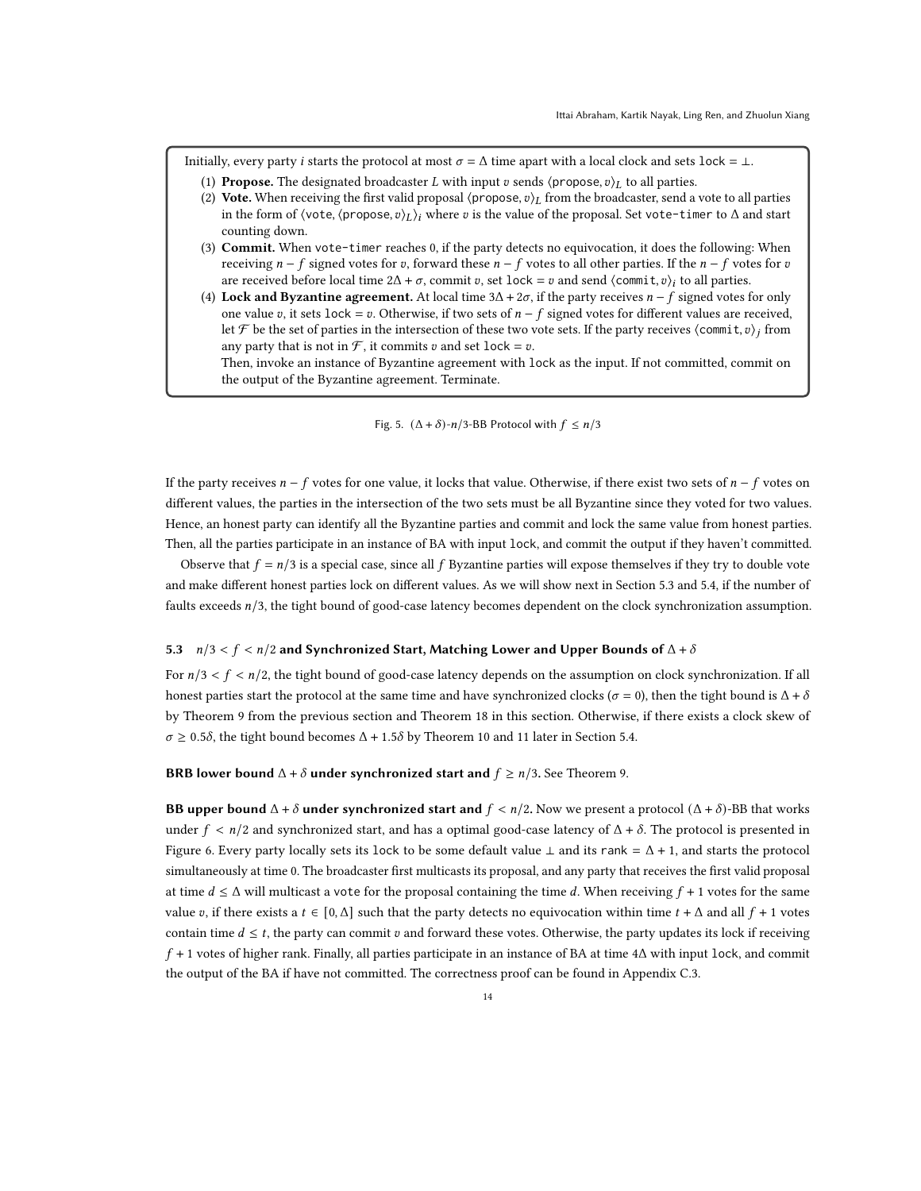Initially, every party $i$ starts the protocol at most $\sigma = \Delta$ time apart with a local clock and sets lock = $\perp$.

1. **Propose.** The designated broadcaster $L$ with input $v$ sends $\langle \text{propose}, v \rangle_L$ to all parties.
2. **Vote.** When receiving the first valid proposal $\langle \text{propose}, v \rangle_L$ from the broadcaster, send a vote to all parties in the form of $\langle \text{vote}, \langle \text{propose}, v \rangle_L \rangle_i$ where $v$ is the value of the proposal. Set vote-timer to $\Delta$ and start counting down.
3. **Commit.** When vote-timer reaches 0, if the party detects no equivocation, it does the following: When receiving $n - f$ signed votes for $v$, forward these $n - f$ votes to all other parties. If the $n - f$ votes for $v$ are received before local time $2\Delta + \sigma$, commit $v$, set lock = $v$ and send $\langle \text{commit}, v \rangle_i$ to all parties.
4. **Lock and Byzantine agreement.** At local time $3\Delta + 2\sigma$, if the party receives $n - f$ signed votes for only one value $v$, it sets lock = $v$. Otherwise, if two sets of $n - f$ signed votes for different values are received, let $\mathcal{F}$ be the set of parties in the intersection of these two vote sets. If the party receives $\langle \text{commit}, v \rangle_j$ from any party that is not in $\mathcal{F}$, it commits $v$ and set lock = $v$.
   Then, invoke an instance of Byzantine agreement with lock as the input. If not committed, commit on the output of the Byzantine agreement. Terminate.

Fig. 5. $(\Delta + \delta)$-$n/3$-BB Protocol with $f \leq n/3$

If the party receives $n - f$ votes for one value, it locks that value. Otherwise, if there exist two sets of $n - f$ votes on different values, the parties in the intersection of the two sets must be all Byzantine since they voted for two values. Hence, an honest party can identify all the Byzantine parties and commit and lock the same value from honest parties. Then, all the parties participate in an instance of BA with input lock, and commit the output if they haven't committed.

Observe that $f = n/3$ is a special case, since all $f$ Byzantine parties will expose themselves if they try to double vote and make different honest parties lock on different values. As we will show next in Section 5.3 and 5.4, if the number of faults exceeds $n/3$, the tight bound of good-case latency becomes dependent on the clock synchronization assumption.

### 5.3 $n/3 < f < n/2$ and Synchronized Start, Matching Lower and Upper Bounds of $\Delta + \delta$

For $n/3 < f < n/2$, the tight bound of good-case latency depends on the assumption on clock synchronization. If all honest parties start the protocol at the same time and have synchronized clocks ($\sigma = 0$), then the tight bound is $\Delta + \delta$ by Theorem 9 from the previous section and Theorem 18 in this section. Otherwise, if there exists a clock skew of $\sigma \geq 0.5\delta$, the tight bound becomes $\Delta + 1.5\delta$ by Theorem 10 and 11 later in Section 5.4.

**BRB lower bound $\Delta + \delta$ under synchronized start and $f \geq n/3$.** See Theorem 9.

**BB upper bound $\Delta + \delta$ under synchronized start and $f < n/2$.** Now we present a protocol $(\Delta + \delta)$-BB that works under $f < n/2$ and synchronized start, and has a optimal good-case latency of $\Delta + \delta$. The protocol is presented in Figure 6. Every party locally sets its lock to be some default value $\perp$ and its rank $= \Delta + 1$, and starts the protocol simultaneously at time 0. The broadcaster first multicasts its proposal, and any party that receives the first valid proposal at time $d \leq \Delta$ will multicast a vote for the proposal containing the time $d$. When receiving $f + 1$ votes for the same value $v$, if there exists a $t \in [0, \Delta]$ such that the party detects no equivocation within time $t + \Delta$ and all $f + 1$ votes contain time $d \leq t$, the party can commit $v$ and forward these votes. Otherwise, the party updates its lock if receiving $f + 1$ votes of higher rank. Finally, all parties participate in an instance of BA at time $4\Delta$ with input lock, and commit the output of the BA if have not committed. The correctness proof can be found in Appendix C.3.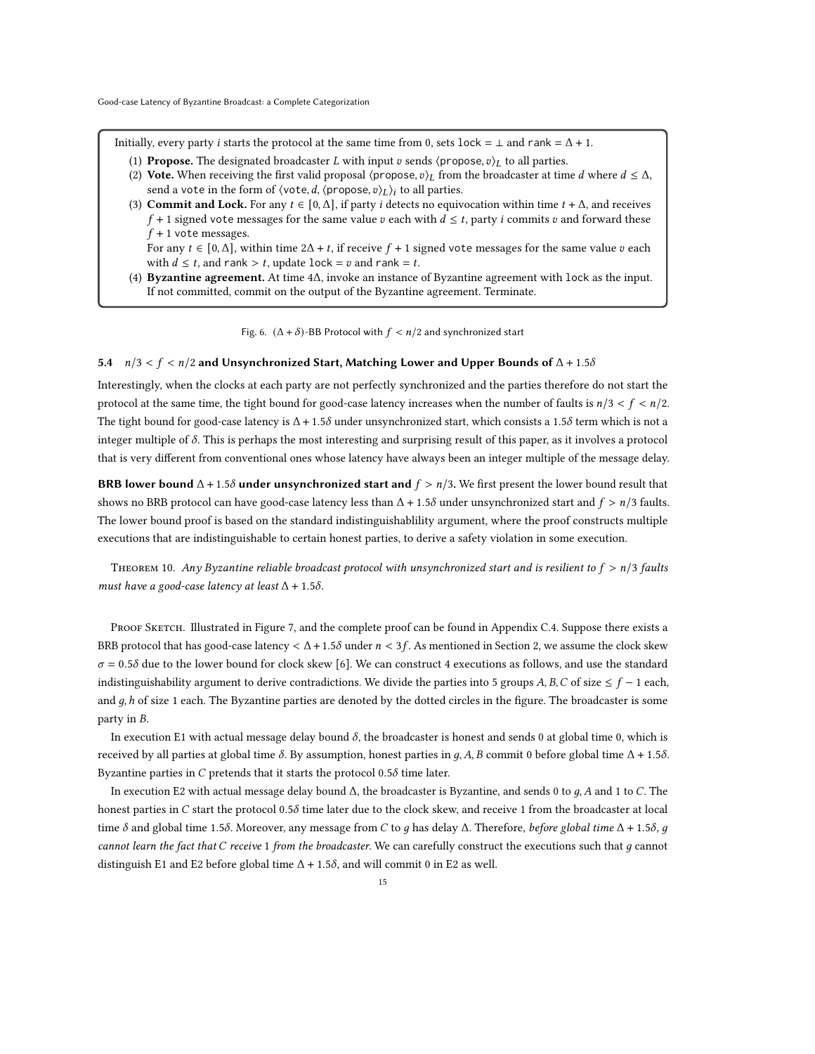Initially, every party $i$ starts the protocol at the same time from 0, sets lock = $\perp$ and rank = $\Delta + 1$.

1. **Propose.** The designated broadcaster $L$ with input $v$ sends $\langle \texttt{propose}, v \rangle_L$ to all parties.
2. **Vote.** When receiving the first valid proposal $\langle \texttt{propose}, v \rangle_L$ from the broadcaster at time $d$ where $d \leq \Delta$, send a vote in the form of $\langle \texttt{vote}, d, \langle \texttt{propose}, v \rangle_L \rangle_i$ to all parties.
3. **Commit and Lock.** For any $t \in [0, \Delta]$, if party $i$ detects no equivocation within time $t + \Delta$, and receives $f + 1$ signed vote messages for the same value $v$ each with $d \leq t$, party $i$ commits $v$ and forward these $f + 1$ vote messages.
   For any $t \in [0, \Delta]$, within time $2\Delta + t$, if receive $f + 1$ signed vote messages for the same value $v$ each with $d \leq t$, and rank $> t$, update lock = $v$ and rank = $t$.
4. **Byzantine agreement.** At time $4\Delta$, invoke an instance of Byzantine agreement with lock as the input. If not committed, commit on the output of the Byzantine agreement. Terminate.

Fig. 6. $(\Delta + \delta)$-BB Protocol with $f < n/2$ and synchronized start

### 5.4 $n/3 < f < n/2$ and Unsynchronized Start, Matching Lower and Upper Bounds of $\Delta + 1.5\delta$

Interestingly, when the clocks at each party are not perfectly synchronized and the parties therefore do not start the protocol at the same time, the tight bound for good-case latency increases when the number of faults is $n/3 < f < n/2$. The tight bound for good-case latency is $\Delta + 1.5\delta$ under unsynchronized start, which consists a $1.5\delta$ term which is not a integer multiple of $\delta$. This is perhaps the most interesting and surprising result of this paper, as it involves a protocol that is very different from conventional ones whose latency have always been an integer multiple of the message delay.

**BRB lower bound $\Delta + 1.5\delta$ under unsynchronized start and $f > n/3$.** We first present the lower bound result that shows no BRB protocol can have good-case latency less than $\Delta + 1.5\delta$ under unsynchronized start and $f > n/3$ faults. The lower bound proof is based on the standard indistinguishablility argument, where the proof constructs multiple executions that are indistinguishable to certain honest parties, to derive a safety violation in some execution.

Theorem 10. *Any Byzantine reliable broadcast protocol with unsynchronized start and is resilient to $f > n/3$ faults must have a good-case latency at least $\Delta + 1.5\delta$.*

Proof Sketch. Illustrated in Figure 7, and the complete proof can be found in Appendix C.4. Suppose there exists a BRB protocol that has good-case latency $< \Delta + 1.5\delta$ under $n < 3f$. As mentioned in Section 2, we assume the clock skew $\sigma = 0.5\delta$ due to the lower bound for clock skew [6]. We can construct 4 executions as follows, and use the standard indistinguishability argument to derive contradictions. We divide the parties into 5 groups $A, B, C$ of size $\leq f - 1$ each, and $g, h$ of size 1 each. The Byzantine parties are denoted by the dotted circles in the figure. The broadcaster is some party in $B$.

In execution E1 with actual message delay bound $\delta$, the broadcaster is honest and sends 0 at global time 0, which is received by all parties at global time $\delta$. By assumption, honest parties in $g, A, B$ commit 0 before global time $\Delta + 1.5\delta$. Byzantine parties in $C$ pretends that it starts the protocol $0.5\delta$ time later.

In execution E2 with actual message delay bound $\Delta$, the broadcaster is Byzantine, and sends 0 to $g, A$ and 1 to $C$. The honest parties in $C$ start the protocol $0.5\delta$ time later due to the clock skew, and receive 1 from the broadcaster at local time $\delta$ and global time $1.5\delta$. Moreover, any message from $C$ to $g$ has delay $\Delta$. Therefore, *before global time $\Delta + 1.5\delta$, $g$ cannot learn the fact that $C$ receive 1 from the broadcaster.* We can carefully construct the executions such that $g$ cannot distinguish E1 and E2 before global time $\Delta + 1.5\delta$, and will commit 0 in E2 as well.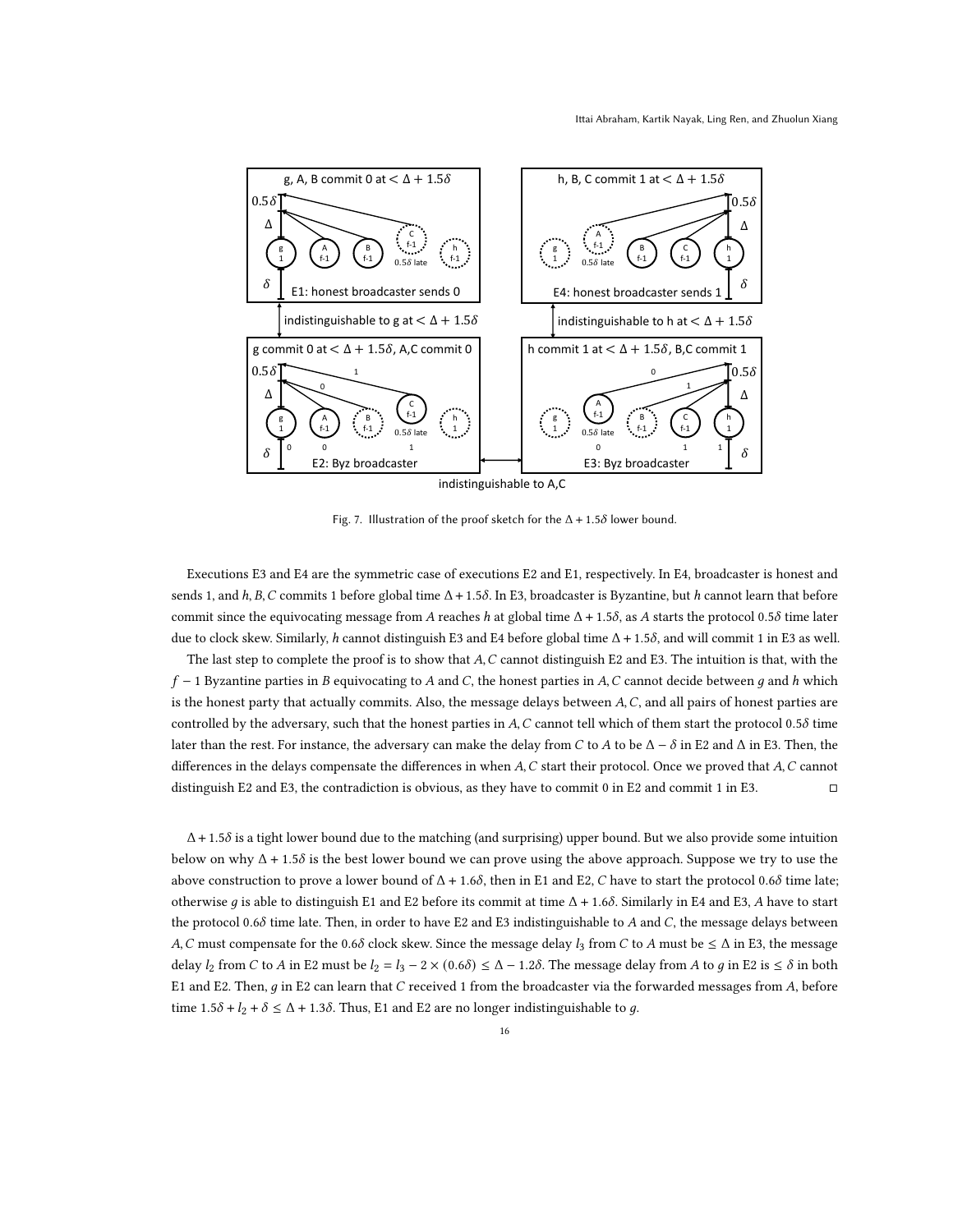Fig. 7. Illustration of the proof sketch for the $\Delta + 1.5\delta$ lower bound.

Executions E3 and E4 are the symmetric case of executions E2 and E1, respectively. In E4, broadcaster is honest and sends 1, and $h, B, C$ commits 1 before global time $\Delta + 1.5\delta$. In E3, broadcaster is Byzantine, but $h$ cannot learn that before commit since the equivocating message from $A$ reaches $h$ at global time $\Delta + 1.5\delta$, as $A$ starts the protocol $0.5\delta$ time later due to clock skew. Similarly, $h$ cannot distinguish E3 and E4 before global time $\Delta + 1.5\delta$, and will commit 1 in E3 as well.

The last step to complete the proof is to show that $A, C$ cannot distinguish E2 and E3. The intuition is that, with the $f - 1$ Byzantine parties in $B$ equivocating to $A$ and $C$, the honest parties in $A, C$ cannot decide between $g$ and $h$ which is the honest party that actually commits. Also, the message delays between $A, C$, and all pairs of honest parties are controlled by the adversary, such that the honest parties in $A, C$ cannot tell which of them start the protocol $0.5\delta$ time later than the rest. For instance, the adversary can make the delay from $C$ to $A$ to be $\Delta - \delta$ in E2 and $\Delta$ in E3. Then, the differences in the delays compensate the differences in when $A, C$ start their protocol. Once we proved that $A, C$ cannot distinguish E2 and E3, the contradiction is obvious, as they have to commit 0 in E2 and commit 1 in E3. □

$\Delta + 1.5\delta$ is a tight lower bound due to the matching (and surprising) upper bound. But we also provide some intuition below on why $\Delta + 1.5\delta$ is the best lower bound we can prove using the above approach. Suppose we try to use the above construction to prove a lower bound of $\Delta + 1.6\delta$, then in E1 and E2, $C$ have to start the protocol $0.6\delta$ time late; otherwise $g$ is able to distinguish E1 and E2 before its commit at time $\Delta + 1.6\delta$. Similarly in E4 and E3, $A$ have to start the protocol $0.6\delta$ time late. Then, in order to have E2 and E3 indistinguishable to $A$ and $C$, the message delays between $A, C$ must compensate for the $0.6\delta$ clock skew. Since the message delay $l_3$ from $C$ to $A$ must be $\leq \Delta$ in E3, the message delay $l_2$ from $C$ to $A$ in E2 must be $l_2 = l_3 - 2 \times (0.6\delta) \leq \Delta - 1.2\delta$. The message delay from $A$ to $g$ in E2 is $\leq \delta$ in both E1 and E2. Then, $g$ in E2 can learn that $C$ received 1 from the broadcaster via the forwarded messages from $A$, before time $1.5\delta + l_2 + \delta \leq \Delta + 1.3\delta$. Thus, E1 and E2 are no longer indistinguishable to $g$.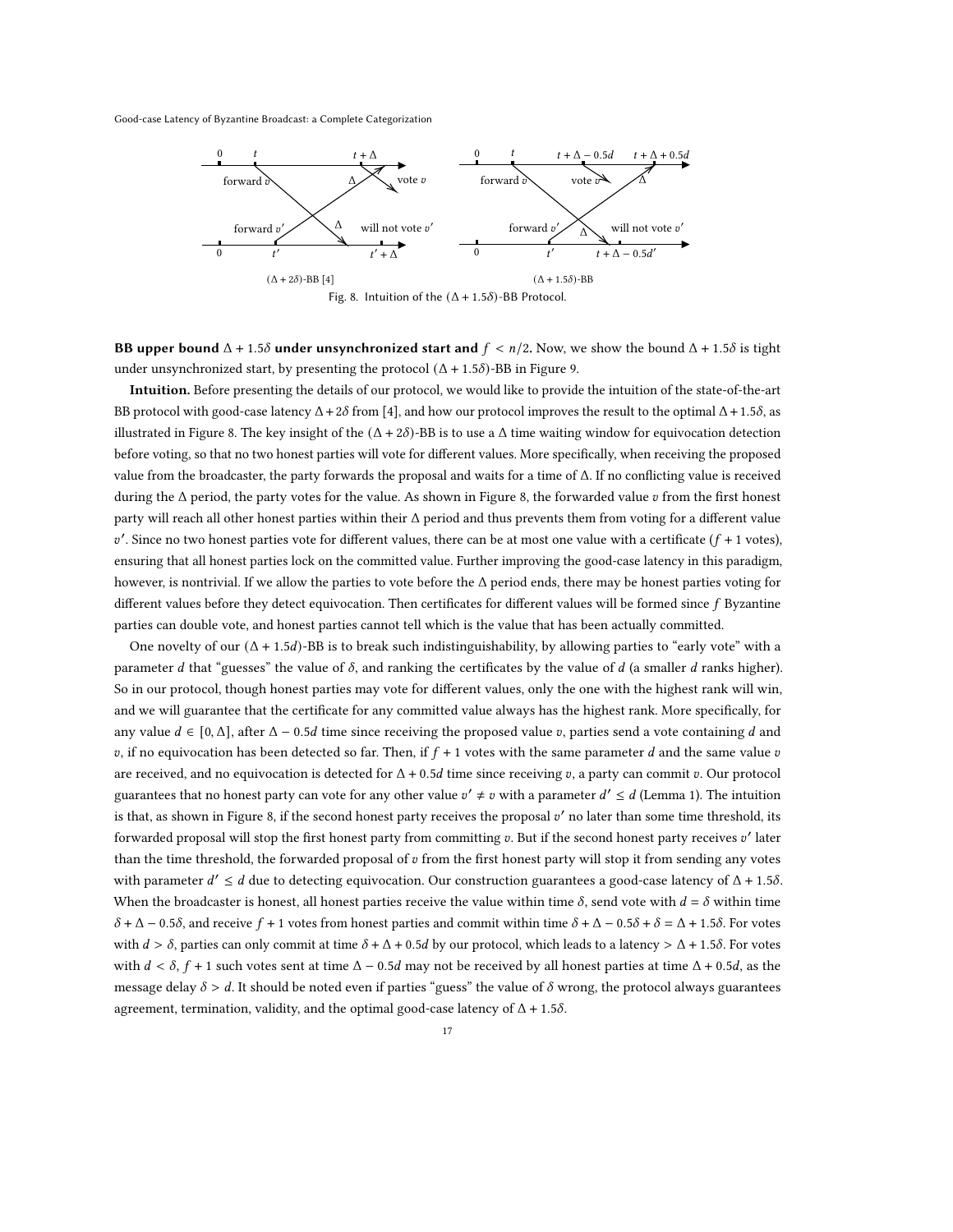Fig. 8. Intuition of the $(\Delta + 1.5\delta)$-BB Protocol.

**BB upper bound $\Delta + 1.5\delta$ under unsynchronized start and $f < n/2$.** Now, we show the bound $\Delta + 1.5\delta$ is tight under unsynchronized start, by presenting the protocol $(\Delta + 1.5\delta)$-BB in Figure 9.

**Intuition.** Before presenting the details of our protocol, we would like to provide the intuition of the state-of-the-art BB protocol with good-case latency $\Delta + 2\delta$ from [4], and how our protocol improves the result to the optimal $\Delta + 1.5\delta$, as illustrated in Figure 8. The key insight of the $(\Delta + 2\delta)$-BB is to use a $\Delta$ time waiting window for equivocation detection before voting, so that no two honest parties will vote for different values. More specifically, when receiving the proposed value from the broadcaster, the party forwards the proposal and waits for a time of $\Delta$. If no conflicting value is received during the $\Delta$ period, the party votes for the value. As shown in Figure 8, the forwarded value $v$ from the first honest party will reach all other honest parties within their $\Delta$ period and thus prevents them from voting for a different value $v'$. Since no two honest parties vote for different values, there can be at most one value with a certificate ($f + 1$ votes), ensuring that all honest parties lock on the committed value. Further improving the good-case latency in this paradigm, however, is nontrivial. If we allow the parties to vote before the $\Delta$ period ends, there may be honest parties voting for different values before they detect equivocation. Then certificates for different values will be formed since $f$ Byzantine parties can double vote, and honest parties cannot tell which is the value that has been actually committed.

One novelty of our $(\Delta + 1.5d)$-BB is to break such indistinguishability, by allowing parties to "early vote" with a parameter $d$ that "guesses" the value of $\delta$, and ranking the certificates by the value of $d$ (a smaller $d$ ranks higher). So in our protocol, though honest parties may vote for different values, only the one with the highest rank will win, and we will guarantee that the certificate for any committed value always has the highest rank. More specifically, for any value $d \in [0, \Delta]$, after $\Delta - 0.5d$ time since receiving the proposed value $v$, parties send a vote containing $d$ and $v$, if no equivocation has been detected so far. Then, if $f + 1$ votes with the same parameter $d$ and the same value $v$ are received, and no equivocation is detected for $\Delta + 0.5d$ time since receiving $v$, a party can commit $v$. Our protocol guarantees that no honest party can vote for any other value $v' \neq v$ with a parameter $d' \leq d$ (Lemma 1). The intuition is that, as shown in Figure 8, if the second honest party receives the proposal $v'$ no later than some time threshold, its forwarded proposal will stop the first honest party from committing $v$. But if the second honest party receives $v'$ later than the time threshold, the forwarded proposal of $v$ from the first honest party will stop it from sending any votes with parameter $d' \leq d$ due to detecting equivocation. Our construction guarantees a good-case latency of $\Delta + 1.5\delta$. When the broadcaster is honest, all honest parties receive the value within time $\delta$, send vote with $d = \delta$ within time $\delta + \Delta - 0.5\delta$, and receive $f + 1$ votes from honest parties and commit within time $\delta + \Delta - 0.5\delta + \delta = \Delta + 1.5\delta$. For votes with $d > \delta$, parties can only commit at time $\delta + \Delta + 0.5d$ by our protocol, which leads to a latency $> \Delta + 1.5\delta$. For votes with $d < \delta$, $f + 1$ such votes sent at time $\Delta - 0.5d$ may not be received by all honest parties at time $\Delta + 0.5d$, as the message delay $\delta > d$. It should be noted even if parties "guess" the value of $\delta$ wrong, the protocol always guarantees agreement, termination, validity, and the optimal good-case latency of $\Delta + 1.5\delta$.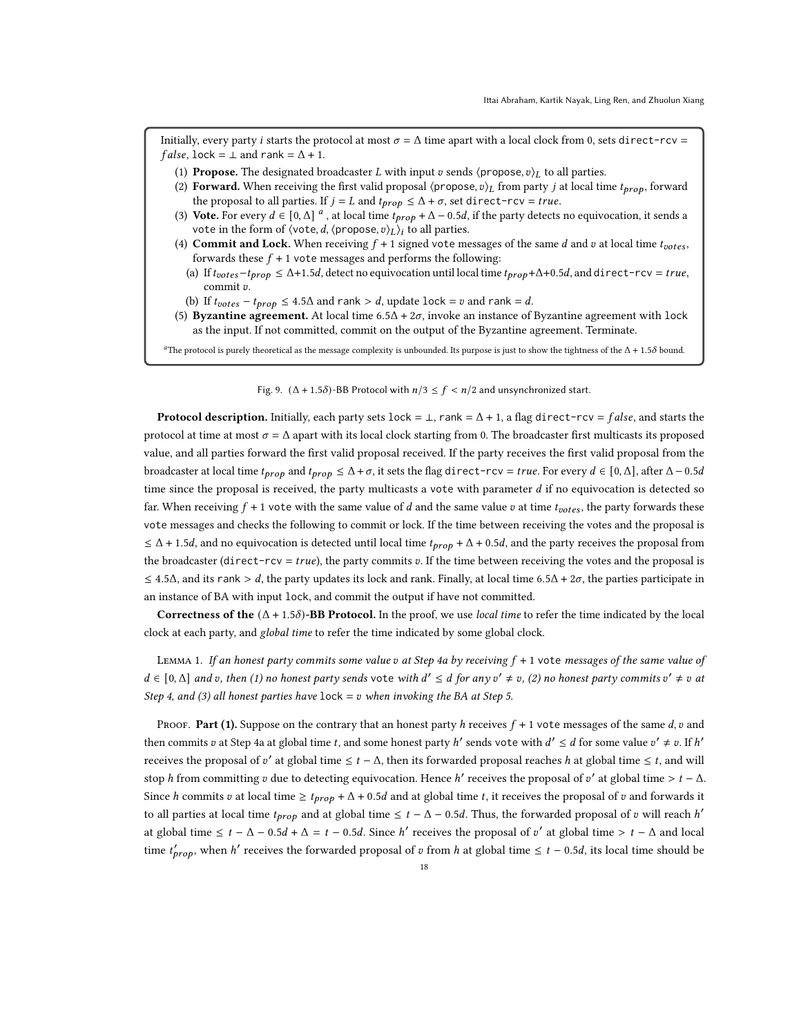Initially, every party $i$ starts the protocol at most $\sigma = \Delta$ time apart with a local clock from 0, sets direct-rcv = $false$, lock = $\perp$ and rank = $\Delta + 1$.

1. **Propose.** The designated broadcaster $L$ with input $v$ sends $\langle \text{propose}, v \rangle_L$ to all parties.
2. **Forward.** When receiving the first valid proposal $\langle \text{propose}, v \rangle_L$ from party $j$ at local time $t_{prop}$, forward the proposal to all parties. If $j = L$ and $t_{prop} \leq \Delta + \sigma$, set direct-rcv = $true$.
3. **Vote.** For every $d \in [0, \Delta]$ [a], at local time $t_{prop} + \Delta - 0.5d$, if the party detects no equivocation, it sends a vote in the form of $\langle \text{vote}, d, \langle \text{propose}, v \rangle_L \rangle_i$ to all parties.
4. **Commit and Lock.** When receiving $f + 1$ signed vote messages of the same $d$ and $v$ at local time $t_{votes}$, forwards these $f + 1$ vote messages and performs the following:
   - (a) If $t_{votes} - t_{prop} \leq \Delta + 1.5d$, detect no equivocation until local time $t_{prop} + \Delta + 0.5d$, and direct-rcv = $true$, commit $v$.
   - (b) If $t_{votes} - t_{prop} \leq 4.5\Delta$ and rank $> d$, update lock = $v$ and rank = $d$.
5. **Byzantine agreement.** At local time $6.5\Delta + 2\sigma$, invoke an instance of Byzantine agreement with lock as the input. If not committed, commit on the output of the Byzantine agreement. Terminate.

[a] The protocol is purely theoretical as the message complexity is unbounded. Its purpose is just to show the tightness of the $\Delta + 1.5\delta$ bound.

Fig. 9. $(\Delta + 1.5\delta)$-BB Protocol with $n/3 \leq f < n/2$ and unsynchronized start.

**Protocol description.** Initially, each party sets lock = $\perp$, rank = $\Delta + 1$, a flag direct-rcv = $false$, and starts the protocol at time at most $\sigma = \Delta$ apart with its local clock starting from 0. The broadcaster first multicasts its proposed value, and all parties forward the first valid proposal received. If the party receives the first valid proposal from the broadcaster at local time $t_{prop}$ and $t_{prop} \leq \Delta + \sigma$, it sets the flag direct-rcv = $true$. For every $d \in [0, \Delta]$, after $\Delta - 0.5d$ time since the proposal is received, the party multicasts a vote with parameter $d$ if no equivocation is detected so far. When receiving $f + 1$ vote with the same value of $d$ and the same value $v$ at time $t_{votes}$, the party forwards these vote messages and checks the following to commit or lock. If the time between receiving the votes and the proposal is $\leq \Delta + 1.5d$, and no equivocation is detected until local time $t_{prop} + \Delta + 0.5d$, and the party receives the proposal from the broadcaster (direct-rcv = $true$), the party commits $v$. If the time between receiving the votes and the proposal is $\leq 4.5\Delta$, and its rank $> d$, the party updates its lock and rank. Finally, at local time $6.5\Delta + 2\sigma$, the parties participate in an instance of BA with input lock, and commit the output if have not committed.

**Correctness of the $(\Delta + 1.5\delta)$-BB Protocol.** In the proof, we use *local time* to refer the time indicated by the local clock at each party, and *global time* to refer the time indicated by some global clock.

Lemma 1. *If an honest party commits some value $v$ at Step 4a by receiving $f + 1$ vote messages of the same value of $d \in [0, \Delta]$ and $v$, then (1) no honest party sends vote with $d' \leq d$ for any $v' \neq v$, (2) no honest party commits $v' \neq v$ at Step 4, and (3) all honest parties have lock = $v$ when invoking the BA at Step 5.*

Proof. **Part (1).** Suppose on the contrary that an honest party $h$ receives $f + 1$ vote messages of the same $d, v$ and then commits $v$ at Step 4a at global time $t$, and some honest party $h'$ sends vote with $d' \leq d$ for some value $v' \neq v$. If $h'$ receives the proposal of $v'$ at global time $\leq t - \Delta$, then its forwarded proposal reaches $h$ at global time $\leq t$, and will stop $h$ from committing $v$ due to detecting equivocation. Hence $h'$ receives the proposal of $v'$ at global time $> t - \Delta$. Since $h$ commits $v$ at local time $\geq t_{prop} + \Delta + 0.5d$ and at global time $t$, it receives the proposal of $v$ and forwards it to all parties at local time $t_{prop}$ and at global time $\leq t - \Delta - 0.5d$. Thus, the forwarded proposal of $v$ will reach $h'$ at global time $\leq t - \Delta - 0.5d + \Delta = t - 0.5d$. Since $h'$ receives the proposal of $v'$ at global time $> t - \Delta$ and local time $t'_{prop}$, when $h'$ receives the forwarded proposal of $v$ from $h$ at global time $\leq t - 0.5d$, its local time should be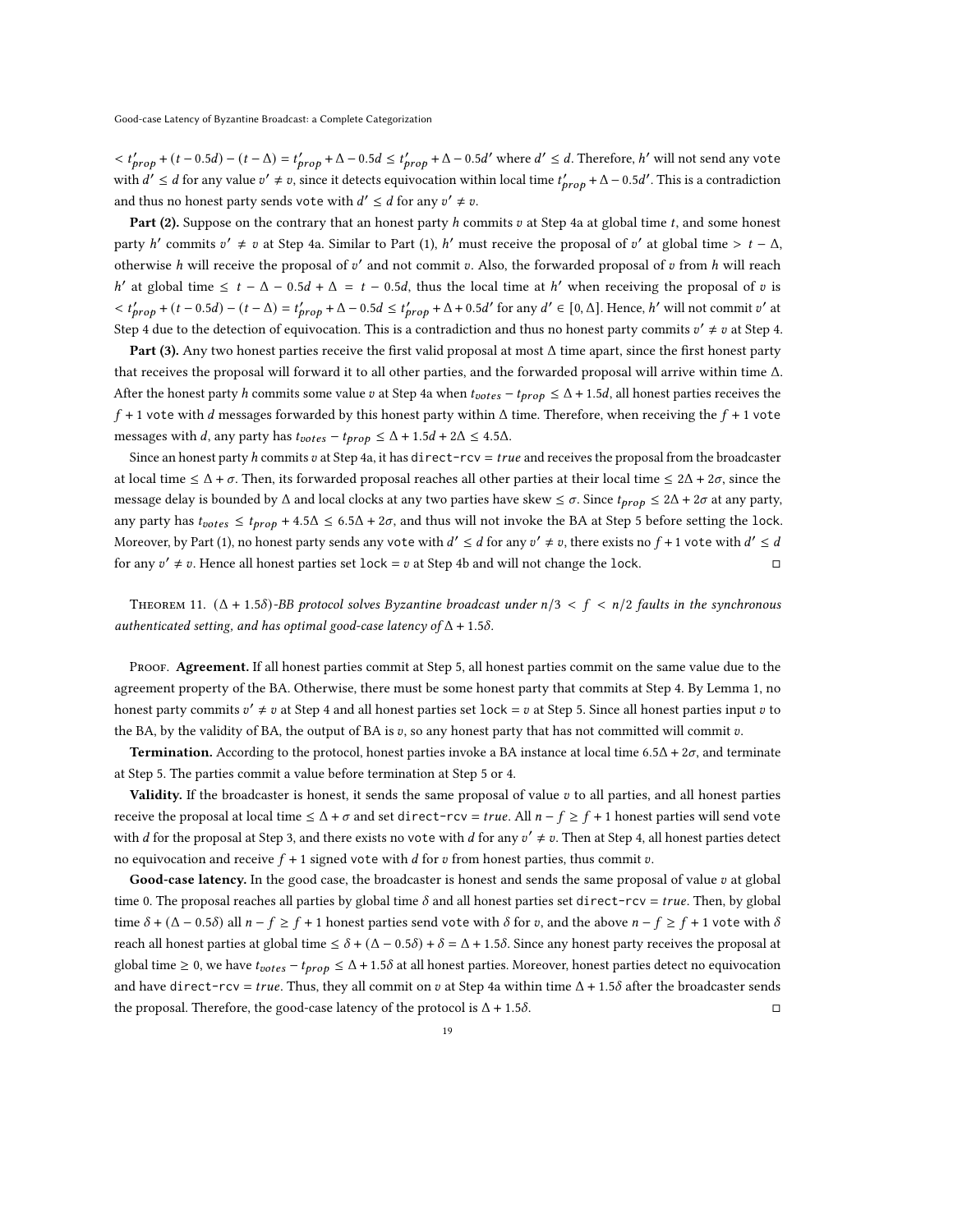$< t'_{prop} + (t - 0.5d) - (t - \Delta) = t'_{prop} + \Delta - 0.5d \leq t'_{prop} + \Delta - 0.5d'$ where $d' \leq d$. Therefore, $h'$ will not send any vote with $d' \leq d$ for any value $v' \neq v$, since it detects equivocation within local time $t'_{prop} + \Delta - 0.5d'$. This is a contradiction and thus no honest party sends vote with $d' \leq d$ for any $v' \neq v$.

**Part (2).** Suppose on the contrary that an honest party $h$ commits $v$ at Step 4a at global time $t$, and some honest party $h'$ commits $v' \neq v$ at Step 4a. Similar to Part (1), $h'$ must receive the proposal of $v'$ at global time $> t - \Delta$, otherwise $h$ will receive the proposal of $v'$ and not commit $v$. Also, the forwarded proposal of $v$ from $h$ will reach $h'$ at global time $\leq t - \Delta - 0.5d + \Delta = t - 0.5d$, thus the local time at $h'$ when receiving the proposal of $v$ is $< t'_{prop} + (t - 0.5d) - (t - \Delta) = t'_{prop} + \Delta - 0.5d \leq t'_{prop} + \Delta + 0.5d'$ for any $d' \in [0, \Delta]$. Hence, $h'$ will not commit $v'$ at Step 4 due to the detection of equivocation. This is a contradiction and thus no honest party commits $v' \neq v$ at Step 4.

**Part (3).** Any two honest parties receive the first valid proposal at most $\Delta$ time apart, since the first honest party that receives the proposal will forward it to all other parties, and the forwarded proposal will arrive within time $\Delta$. After the honest party $h$ commits some value $v$ at Step 4a when $t_{votes} - t_{prop} \leq \Delta + 1.5d$, all honest parties receives the $f + 1$ vote with $d$ messages forwarded by this honest party within $\Delta$ time. Therefore, when receiving the $f + 1$ vote messages with $d$, any party has $t_{votes} - t_{prop} \leq \Delta + 1.5d + 2\Delta \leq 4.5\Delta$.

Since an honest party $h$ commits $v$ at Step 4a, it has direct-rcv $= true$ and receives the proposal from the broadcaster at local time $\leq \Delta + \sigma$. Then, its forwarded proposal reaches all other parties at their local time $\leq 2\Delta + 2\sigma$, since the message delay is bounded by $\Delta$ and local clocks at any two parties have skew $\leq \sigma$. Since $t_{prop} \leq 2\Delta + 2\sigma$ at any party, any party has $t_{votes} \leq t_{prop} + 4.5\Delta \leq 6.5\Delta + 2\sigma$, and thus will not invoke the BA at Step 5 before setting the lock. Moreover, by Part (1), no honest party sends any vote with $d' \leq d$ for any $v' \neq v$, there exists no $f + 1$ vote with $d' \leq d$ for any $v' \neq v$. Hence all honest parties set lock $= v$ at Step 4b and will not change the lock. ◻

Theorem 11. *$(\Delta + 1.5\delta)$-BB protocol solves Byzantine broadcast under $n/3 < f < n/2$ faults in the synchronous authenticated setting, and has optimal good-case latency of $\Delta + 1.5\delta$.*

Proof. **Agreement.** If all honest parties commit at Step 5, all honest parties commit on the same value due to the agreement property of the BA. Otherwise, there must be some honest party that commits at Step 4. By Lemma 1, no honest party commits $v' \neq v$ at Step 4 and all honest parties set lock $= v$ at Step 5. Since all honest parties input $v$ to the BA, by the validity of BA, the output of BA is $v$, so any honest party that has not committed will commit $v$.

**Termination.** According to the protocol, honest parties invoke a BA instance at local time $6.5\Delta + 2\sigma$, and terminate at Step 5. The parties commit a value before termination at Step 5 or 4.

**Validity.** If the broadcaster is honest, it sends the same proposal of value $v$ to all parties, and all honest parties receive the proposal at local time $\leq \Delta + \sigma$ and set direct-rcv $= true$. All $n - f \geq f + 1$ honest parties will send vote with $d$ for the proposal at Step 3, and there exists no vote with $d$ for any $v' \neq v$. Then at Step 4, all honest parties detect no equivocation and receive $f + 1$ signed vote with $d$ for $v$ from honest parties, thus commit $v$.

**Good-case latency.** In the good case, the broadcaster is honest and sends the same proposal of value $v$ at global time 0. The proposal reaches all parties by global time $\delta$ and all honest parties set direct-rcv $= true$. Then, by global time $\delta + (\Delta - 0.5\delta)$ all $n - f \geq f + 1$ honest parties send vote with $\delta$ for $v$, and the above $n - f \geq f + 1$ vote with $\delta$ reach all honest parties at global time $\leq \delta + (\Delta - 0.5\delta) + \delta = \Delta + 1.5\delta$. Since any honest party receives the proposal at global time $\geq 0$, we have $t_{votes} - t_{prop} \leq \Delta + 1.5\delta$ at all honest parties. Moreover, honest parties detect no equivocation and have direct-rcv $= true$. Thus, they all commit on $v$ at Step 4a within time $\Delta + 1.5\delta$ after the broadcaster sends the proposal. Therefore, the good-case latency of the protocol is $\Delta + 1.5\delta$. ◻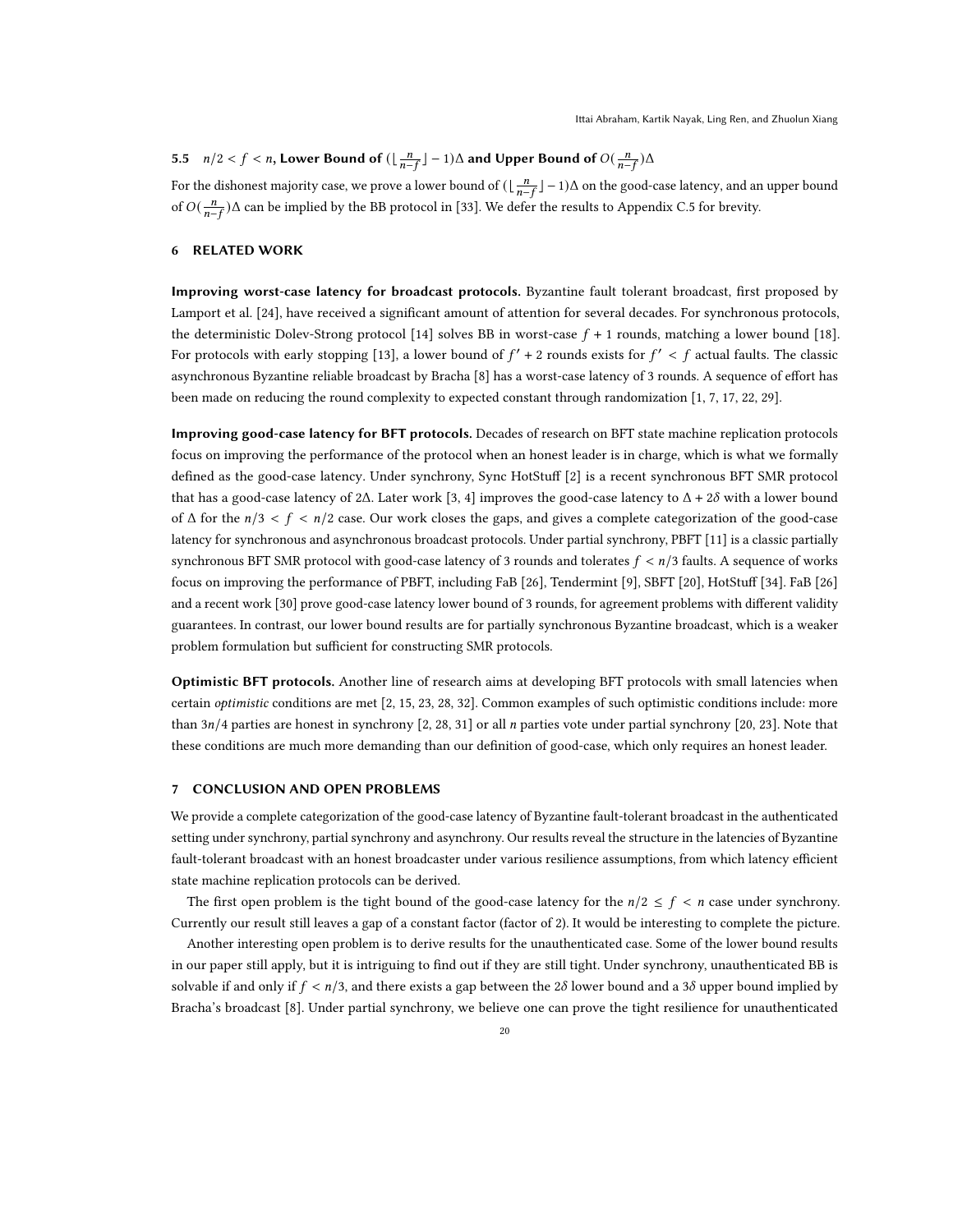### 5.5 $n/2 < f < n$, Lower Bound of $(\lfloor \frac{n}{n-f} \rfloor - 1)\Delta$ and Upper Bound of $O(\frac{n}{n-f})\Delta$

For the dishonest majority case, we prove a lower bound of $(\lfloor \frac{n}{n-f} \rfloor - 1)\Delta$ on the good-case latency, and an upper bound of $O(\frac{n}{n-f})\Delta$ can be implied by the BB protocol in [33]. We defer the results to Appendix C.5 for brevity.

## 6 RELATED WORK

**Improving worst-case latency for broadcast protocols.** Byzantine fault tolerant broadcast, first proposed by Lamport et al. [24], have received a significant amount of attention for several decades. For synchronous protocols, the deterministic Dolev-Strong protocol [14] solves BB in worst-case $f + 1$ rounds, matching a lower bound [18]. For protocols with early stopping [13], a lower bound of $f' + 2$ rounds exists for $f' < f$ actual faults. The classic asynchronous Byzantine reliable broadcast by Bracha [8] has a worst-case latency of 3 rounds. A sequence of effort has been made on reducing the round complexity to expected constant through randomization [1, 7, 17, 22, 29].

**Improving good-case latency for BFT protocols.** Decades of research on BFT state machine replication protocols focus on improving the performance of the protocol when an honest leader is in charge, which is what we formally defined as the good-case latency. Under synchrony, Sync HotStuff [2] is a recent synchronous BFT SMR protocol that has a good-case latency of $2\Delta$. Later work [3, 4] improves the good-case latency to $\Delta + 2\delta$ with a lower bound of $\Delta$ for the $n/3 < f < n/2$ case. Our work closes the gaps, and gives a complete categorization of the good-case latency for synchronous and asynchronous broadcast protocols. Under partial synchrony, PBFT [11] is a classic partially synchronous BFT SMR protocol with good-case latency of 3 rounds and tolerates $f < n/3$ faults. A sequence of works focus on improving the performance of PBFT, including FaB [26], Tendermint [9], SBFT [20], HotStuff [34]. FaB [26] and a recent work [30] prove good-case latency lower bound of 3 rounds, for agreement problems with different validity guarantees. In contrast, our lower bound results are for partially synchronous Byzantine broadcast, which is a weaker problem formulation but sufficient for constructing SMR protocols.

**Optimistic BFT protocols.** Another line of research aims at developing BFT protocols with small latencies when certain *optimistic* conditions are met [2, 15, 23, 28, 32]. Common examples of such optimistic conditions include: more than $3n/4$ parties are honest in synchrony [2, 28, 31] or all $n$ parties vote under partial synchrony [20, 23]. Note that these conditions are much more demanding than our definition of good-case, which only requires an honest leader.

## 7 CONCLUSION AND OPEN PROBLEMS

We provide a complete categorization of the good-case latency of Byzantine fault-tolerant broadcast in the authenticated setting under synchrony, partial synchrony and asynchrony. Our results reveal the structure in the latencies of Byzantine fault-tolerant broadcast with an honest broadcaster under various resilience assumptions, from which latency efficient state machine replication protocols can be derived.

The first open problem is the tight bound of the good-case latency for the $n/2 \leq f < n$ case under synchrony. Currently our result still leaves a gap of a constant factor (factor of 2). It would be interesting to complete the picture.

Another interesting open problem is to derive results for the unauthenticated case. Some of the lower bound results in our paper still apply, but it is intriguing to find out if they are still tight. Under synchrony, unauthenticated BB is solvable if and only if $f < n/3$, and there exists a gap between the $2\delta$ lower bound and a $3\delta$ upper bound implied by Bracha's broadcast [8]. Under partial synchrony, we believe one can prove the tight resilience for unauthenticated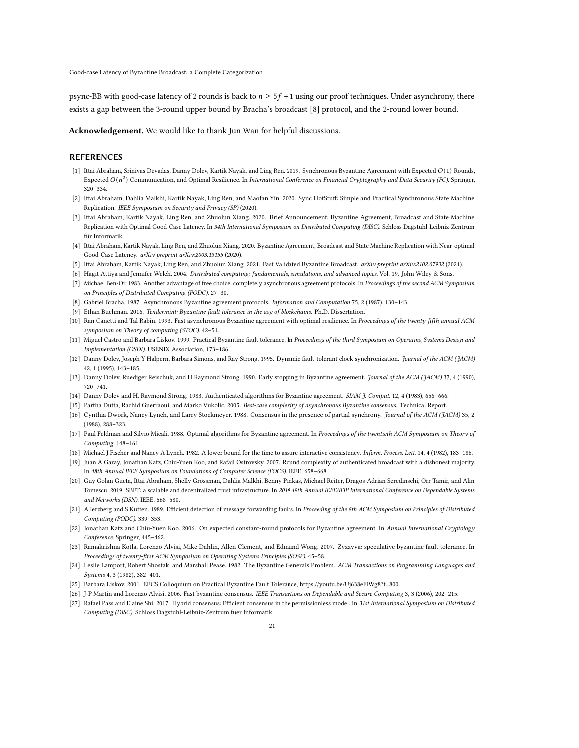psync-BB with good-case latency of 2 rounds is back to $n \geq 5f + 1$ using our proof techniques. Under asynchrony, there exists a gap between the 3-round upper bound by Bracha's broadcast [8] protocol, and the 2-round lower bound.

**Acknowledgement.** We would like to thank Jun Wan for helpful discussions.

## REFERENCES

- [1] Ittai Abraham, Srinivas Devadas, Danny Dolev, Kartik Nayak, and Ling Ren. 2019. Synchronous Byzantine Agreement with Expected $O(1)$ Rounds, Expected $O(n^2)$ Communication, and Optimal Resilience. In *International Conference on Financial Cryptography and Data Security (FC)*. Springer, 320–334.
- [2] Ittai Abraham, Dahlia Malkhi, Kartik Nayak, Ling Ren, and Maofan Yin. 2020. Sync HotStuff: Simple and Practical Synchronous State Machine Replication. *IEEE Symposium on Security and Privacy (SP)* (2020).
- [3] Ittai Abraham, Kartik Nayak, Ling Ren, and Zhuolun Xiang. 2020. Brief Announcement: Byzantine Agreement, Broadcast and State Machine Replication with Optimal Good-Case Latency. In *34th International Symposium on Distributed Computing (DISC)*. Schloss Dagstuhl-Leibniz-Zentrum für Informatik.
- [4] Ittai Abraham, Kartik Nayak, Ling Ren, and Zhuolun Xiang. 2020. Byzantine Agreement, Broadcast and State Machine Replication with Near-optimal Good-Case Latency. *arXiv preprint arXiv:2003.13155* (2020).
- [5] Ittai Abraham, Kartik Nayak, Ling Ren, and Zhuolun Xiang. 2021. Fast Validated Byzantine Broadcast. *arXiv preprint arXiv:2102.07932* (2021).
- [6] Hagit Attiya and Jennifer Welch. 2004. *Distributed computing: fundamentals, simulations, and advanced topics*. Vol. 19. John Wiley & Sons.
- [7] Michael Ben-Or. 1983. Another advantage of free choice: completely asynchronous agreement protocols. In *Proceedings of the second ACM Symposium on Principles of Distributed Computing (PODC)*. 27–30.
- [8] Gabriel Bracha. 1987. Asynchronous Byzantine agreement protocols. *Information and Computation* 75, 2 (1987), 130–143.
- [9] Ethan Buchman. 2016. *Tendermint: Byzantine fault tolerance in the age of blockchains*. Ph.D. Dissertation.
- [10] Ran Canetti and Tal Rabin. 1993. Fast asynchronous Byzantine agreement with optimal resilience. In *Proceedings of the twenty-fifth annual ACM symposium on Theory of computing (STOC)*. 42–51.
- [11] Miguel Castro and Barbara Liskov. 1999. Practical Byzantine fault tolerance. In *Proceedings of the third Symposium on Operating Systems Design and Implementation (OSDI)*. USENIX Association, 173–186.
- [12] Danny Dolev, Joseph Y Halpern, Barbara Simons, and Ray Strong. 1995. Dynamic fault-tolerant clock synchronization. *Journal of the ACM (JACM)* 42, 1 (1995), 143–185.
- [13] Danny Dolev, Ruediger Reischuk, and H Raymond Strong. 1990. Early stopping in Byzantine agreement. *Journal of the ACM (JACM)* 37, 4 (1990), 720–741.
- [14] Danny Dolev and H. Raymond Strong. 1983. Authenticated algorithms for Byzantine agreement. *SIAM J. Comput.* 12, 4 (1983), 656–666.
- [15] Partha Dutta, Rachid Guerraoui, and Marko Vukolic. 2005. *Best-case complexity of asynchronous Byzantine consensus*. Technical Report.
- [16] Cynthia Dwork, Nancy Lynch, and Larry Stockmeyer. 1988. Consensus in the presence of partial synchrony. *Journal of the ACM (JACM)* 35, 2 (1988), 288–323.
- [17] Paul Feldman and Silvio Micali. 1988. Optimal algorithms for Byzantine agreement. In *Proceedings of the twentieth ACM Symposium on Theory of Computing*. 148–161.
- [18] Michael J Fischer and Nancy A Lynch. 1982. A lower bound for the time to assure interactive consistency. *Inform. Process. Lett.* 14, 4 (1982), 183–186.
- [19] Juan A Garay, Jonathan Katz, Chiu-Yuen Koo, and Rafail Ostrovsky. 2007. Round complexity of authenticated broadcast with a dishonest majority. In *48th Annual IEEE Symposium on Foundations of Computer Science (FOCS)*. IEEE, 658–668.
- [20] Guy Golan Gueta, Ittai Abraham, Shelly Grossman, Dahlia Malkhi, Benny Pinkas, Michael Reiter, Dragos-Adrian Seredinschi, Orr Tamir, and Alin Tomescu. 2019. SBFT: a scalable and decentralized trust infrastructure. In *2019 49th Annual IEEE/IFIP International Conference on Dependable Systems and Networks (DSN)*. IEEE, 568–580.
- [21] A Ierzberg and S Kutten. 1989. Efficient detection of message forwarding faults. In *Proceeding of the 8th ACM Symposium on Principles of Distributed Computing (PODC)*. 339–353.
- [22] Jonathan Katz and Chiu-Yuen Koo. 2006. On expected constant-round protocols for Byzantine agreement. In *Annual International Cryptology Conference*. Springer, 445–462.
- [23] Ramakrishna Kotla, Lorenzo Alvisi, Mike Dahlin, Allen Clement, and Edmund Wong. 2007. Zyzzyva: speculative byzantine fault tolerance. In *Proceedings of twenty-first ACM Symposium on Operating Systems Principles (SOSP)*. 45–58.
- [24] Leslie Lamport, Robert Shostak, and Marshall Pease. 1982. The Byzantine Generals Problem. *ACM Transactions on Programming Languages and Systems* 4, 3 (1982), 382–401.
- [25] Barbara Liskov. 2001. EECS Colloquium on Practical Byzantine Fault Tolerance, https://youtu.be/Uj638eFIWg8?t=800.
- [26] J-P Martin and Lorenzo Alvisi. 2006. Fast byzantine consensus. *IEEE Transactions on Dependable and Secure Computing* 3, 3 (2006), 202–215.
- [27] Rafael Pass and Elaine Shi. 2017. Hybrid consensus: Efficient consensus in the permissionless model. In *31st International Symposium on Distributed Computing (DISC)*. Schloss Dagstuhl-Leibniz-Zentrum fuer Informatik.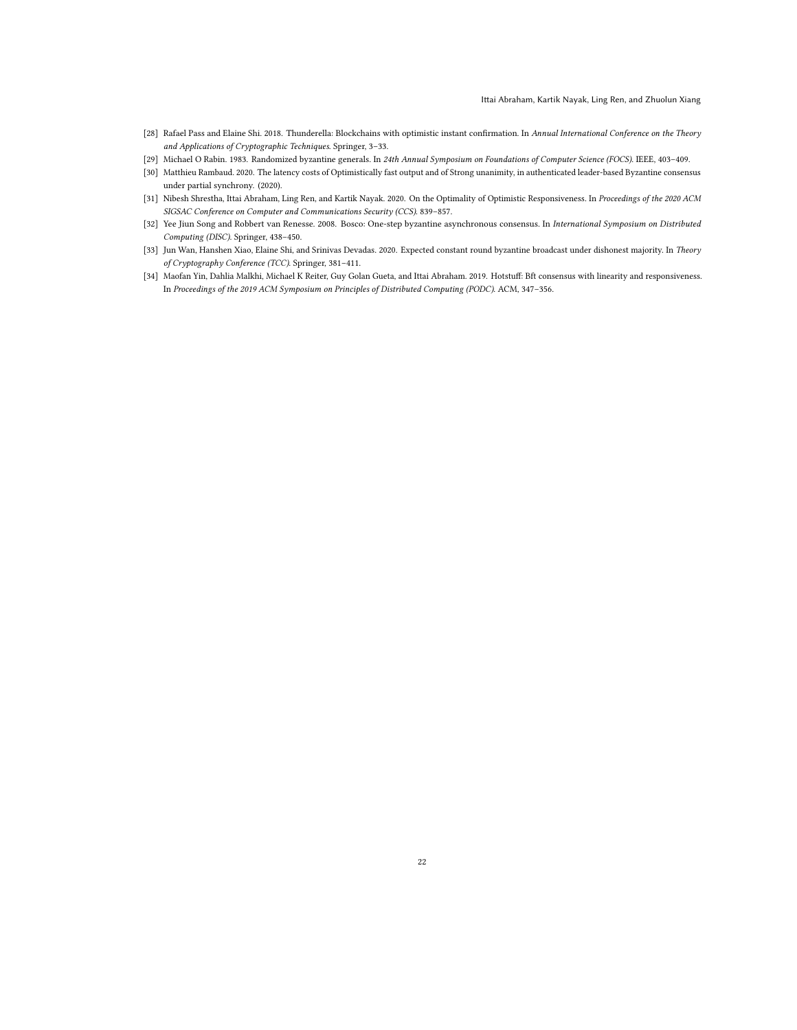[28] Rafael Pass and Elaine Shi. 2018. Thunderella: Blockchains with optimistic instant confirmation. In *Annual International Conference on the Theory and Applications of Cryptographic Techniques*. Springer, 3–33.

[29] Michael O Rabin. 1983. Randomized byzantine generals. In *24th Annual Symposium on Foundations of Computer Science (FOCS)*. IEEE, 403–409.

[30] Matthieu Rambaud. 2020. The latency costs of Optimistically fast output and of Strong unanimity, in authenticated leader-based Byzantine consensus under partial synchrony. (2020).

[31] Nibesh Shrestha, Ittai Abraham, Ling Ren, and Kartik Nayak. 2020. On the Optimality of Optimistic Responsiveness. In *Proceedings of the 2020 ACM SIGSAC Conference on Computer and Communications Security (CCS)*. 839–857.

[32] Yee Jiun Song and Robbert van Renesse. 2008. Bosco: One-step byzantine asynchronous consensus. In *International Symposium on Distributed Computing (DISC)*. Springer, 438–450.

[33] Jun Wan, Hanshen Xiao, Elaine Shi, and Srinivas Devadas. 2020. Expected constant round byzantine broadcast under dishonest majority. In *Theory of Cryptography Conference (TCC)*. Springer, 381–411.

[34] Maofan Yin, Dahlia Malkhi, Michael K Reiter, Guy Golan Gueta, and Ittai Abraham. 2019. Hotstuff: Bft consensus with linearity and responsiveness. In *Proceedings of the 2019 ACM Symposium on Principles of Distributed Computing (PODC)*. ACM, 347–356.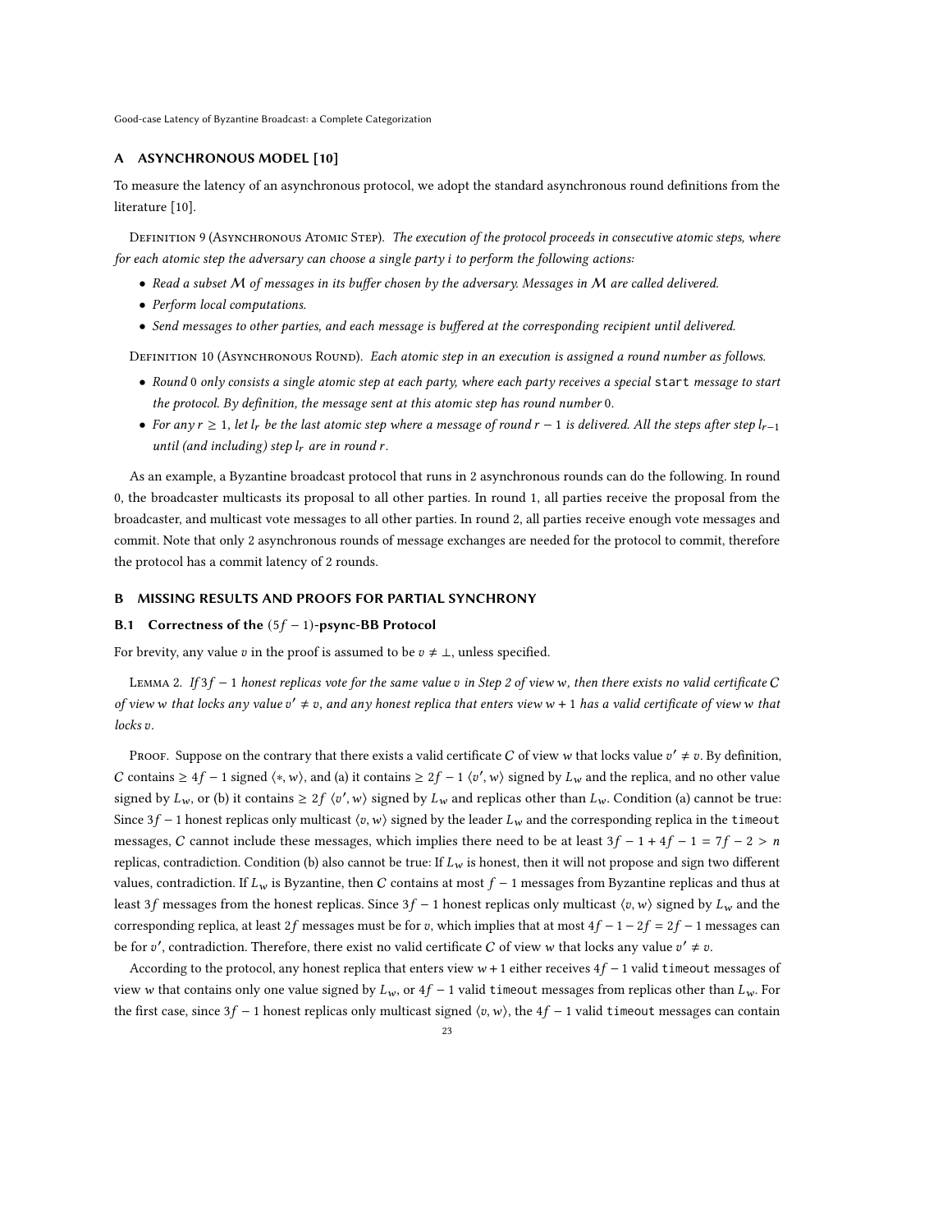## A ASYNCHRONOUS MODEL [10]

To measure the latency of an asynchronous protocol, we adopt the standard asynchronous round definitions from the literature [10].

Definition 9 (Asynchronous Atomic Step). *The execution of the protocol proceeds in consecutive atomic steps, where for each atomic step the adversary can choose a single party $i$ to perform the following actions:*

- *Read a subset $\mathcal{M}$ of messages in its buffer chosen by the adversary. Messages in $\mathcal{M}$ are called delivered.*
- *Perform local computations.*
- *Send messages to other parties, and each message is buffered at the corresponding recipient until delivered.*

Definition 10 (Asynchronous Round). *Each atomic step in an execution is assigned a round number as follows.*

- *Round 0 only consists a single atomic step at each party, where each party receives a special* `start` *message to start the protocol. By definition, the message sent at this atomic step has round number 0.*
- *For any $r \geq 1$, let $l_r$ be the last atomic step where a message of round $r-1$ is delivered. All the steps after step $l_{r-1}$ until (and including) step $l_r$ are in round $r$.*

As an example, a Byzantine broadcast protocol that runs in 2 asynchronous rounds can do the following. In round 0, the broadcaster multicasts its proposal to all other parties. In round 1, all parties receive the proposal from the broadcaster, and multicast vote messages to all other parties. In round 2, all parties receive enough vote messages and commit. Note that only 2 asynchronous rounds of message exchanges are needed for the protocol to commit, therefore the protocol has a commit latency of 2 rounds.

## B MISSING RESULTS AND PROOFS FOR PARTIAL SYNCHRONY

### B.1 Correctness of the $(5f-1)$-psync-BB Protocol

For brevity, any value $v$ in the proof is assumed to be $v \neq \bot$, unless specified.

Lemma 2. *If $3f-1$ honest replicas vote for the same value $v$ in Step 2 of view $w$, then there exists no valid certificate $C$ of view $w$ that locks any value $v' \neq v$, and any honest replica that enters view $w+1$ has a valid certificate of view $w$ that locks $v$.*

Proof. Suppose on the contrary that there exists a valid certificate $C$ of view $w$ that locks value $v' \neq v$. By definition, $C$ contains $\geq 4f-1$ signed $\langle *, w \rangle$, and (a) it contains $\geq 2f-1$ $\langle v', w \rangle$ signed by $L_w$ and the replica, and no other value signed by $L_w$, or (b) it contains $\geq 2f$ $\langle v', w \rangle$ signed by $L_w$ and replicas other than $L_w$. Condition (a) cannot be true: Since $3f-1$ honest replicas only multicast $\langle v, w \rangle$ signed by the leader $L_w$ and the corresponding replica in the `timeout` messages, $C$ cannot include these messages, which implies there need to be at least $3f-1+4f-1 = 7f-2 > n$ replicas, contradiction. Condition (b) also cannot be true: If $L_w$ is honest, then it will not propose and sign two different values, contradiction. If $L_w$ is Byzantine, then $C$ contains at most $f-1$ messages from Byzantine replicas and thus at least $3f$ messages from the honest replicas. Since $3f-1$ honest replicas only multicast $\langle v, w \rangle$ signed by $L_w$ and the corresponding replica, at least $2f$ messages must be for $v$, which implies that at most $4f-1-2f = 2f-1$ messages can be for $v'$, contradiction. Therefore, there exist no valid certificate $C$ of view $w$ that locks any value $v' \neq v$.

According to the protocol, any honest replica that enters view $w+1$ either receives $4f-1$ valid `timeout` messages of view $w$ that contains only one value signed by $L_w$, or $4f-1$ valid `timeout` messages from replicas other than $L_w$. For the first case, since $3f-1$ honest replicas only multicast signed $\langle v, w \rangle$, the $4f-1$ valid `timeout` messages can contain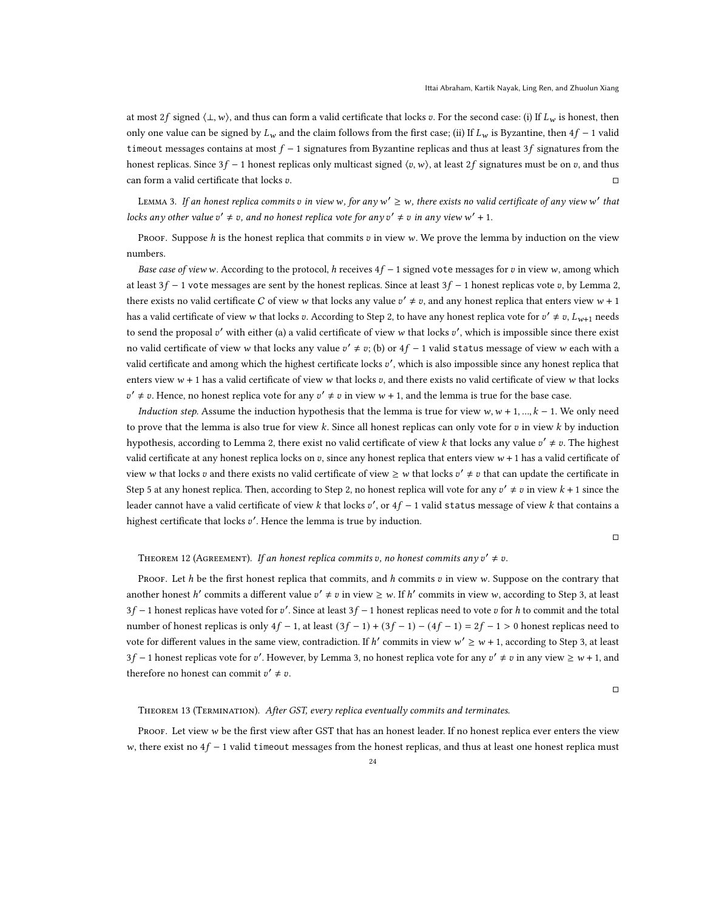at most $2f$ signed $\langle \perp, w \rangle$, and thus can form a valid certificate that locks $v$. For the second case: (i) If $L_w$ is honest, then only one value can be signed by $L_w$ and the claim follows from the first case; (ii) If $L_w$ is Byzantine, then $4f-1$ valid `timeout` messages contains at most $f-1$ signatures from Byzantine replicas and thus at least $3f$ signatures from the honest replicas. Since $3f-1$ honest replicas only multicast signed $\langle v, w \rangle$, at least $2f$ signatures must be on $v$, and thus can form a valid certificate that locks $v$. □

Lemma 3. *If an honest replica commits $v$ in view $w$, for any $w' \geq w$, there exists no valid certificate of any view $w'$ that locks any other value $v' \neq v$, and no honest replica vote for any $v' \neq v$ in any view $w'+1$.*

Proof. Suppose $h$ is the honest replica that commits $v$ in view $w$. We prove the lemma by induction on the view numbers.

*Base case of view $w$.* According to the protocol, $h$ receives $4f-1$ signed `vote` messages for $v$ in view $w$, among which at least $3f-1$ `vote` messages are sent by the honest replicas. Since at least $3f-1$ honest replicas vote $v$, by Lemma 2, there exists no valid certificate $C$ of view $w$ that locks any value $v' \neq v$, and any honest replica that enters view $w+1$ has a valid certificate of view $w$ that locks $v$. According to Step 2, to have any honest replica vote for $v' \neq v$, $L_{w+1}$ needs to send the proposal $v'$ with either (a) a valid certificate of view $w$ that locks $v'$, which is impossible since there exist no valid certificate of view $w$ that locks any value $v' \neq v$; (b) or $4f-1$ valid `status` message of view $w$ each with a valid certificate and among which the highest certificate locks $v'$, which is also impossible since any honest replica that enters view $w+1$ has a valid certificate of view $w$ that locks $v$, and there exists no valid certificate of view $w$ that locks $v' \neq v$. Hence, no honest replica vote for any $v' \neq v$ in view $w+1$, and the lemma is true for the base case.

*Induction step.* Assume the induction hypothesis that the lemma is true for view $w, w+1, ..., k-1$. We only need to prove that the lemma is also true for view $k$. Since all honest replicas can only vote for $v$ in view $k$ by induction hypothesis, according to Lemma 2, there exist no valid certificate of view $k$ that locks any value $v' \neq v$. The highest valid certificate at any honest replica locks on $v$, since any honest replica that enters view $w+1$ has a valid certificate of view $w$ that locks $v$ and there exists no valid certificate of view $\geq w$ that locks $v' \neq v$ that can update the certificate in Step 5 at any honest replica. Then, according to Step 2, no honest replica will vote for any $v' \neq v$ in view $k+1$ since the leader cannot have a valid certificate of view $k$ that locks $v'$, or $4f-1$ valid `status` message of view $k$ that contains a highest certificate that locks $v'$. Hence the lemma is true by induction.

□

Theorem 12 (Agreement). *If an honest replica commits $v$, no honest commits any $v' \neq v$.*

Proof. Let $h$ be the first honest replica that commits, and $h$ commits $v$ in view $w$. Suppose on the contrary that another honest $h'$ commits a different value $v' \neq v$ in view $\geq w$. If $h'$ commits in view $w$, according to Step 3, at least $3f-1$ honest replicas have voted for $v'$. Since at least $3f-1$ honest replicas need to vote $v$ for $h$ to commit and the total number of honest replicas is only $4f-1$, at least $(3f-1)+(3f-1)-(4f-1) = 2f-1 > 0$ honest replicas need to vote for different values in the same view, contradiction. If $h'$ commits in view $w' \geq w+1$, according to Step 3, at least $3f-1$ honest replicas vote for $v'$. However, by Lemma 3, no honest replica vote for any $v' \neq v$ in any view $\geq w+1$, and therefore no honest can commit $v' \neq v$.

□

Theorem 13 (Termination). *After GST, every replica eventually commits and terminates.*

Proof. Let view $w$ be the first view after GST that has an honest leader. If no honest replica ever enters the view $w$, there exist no $4f-1$ valid `timeout` messages from the honest replicas, and thus at least one honest replica must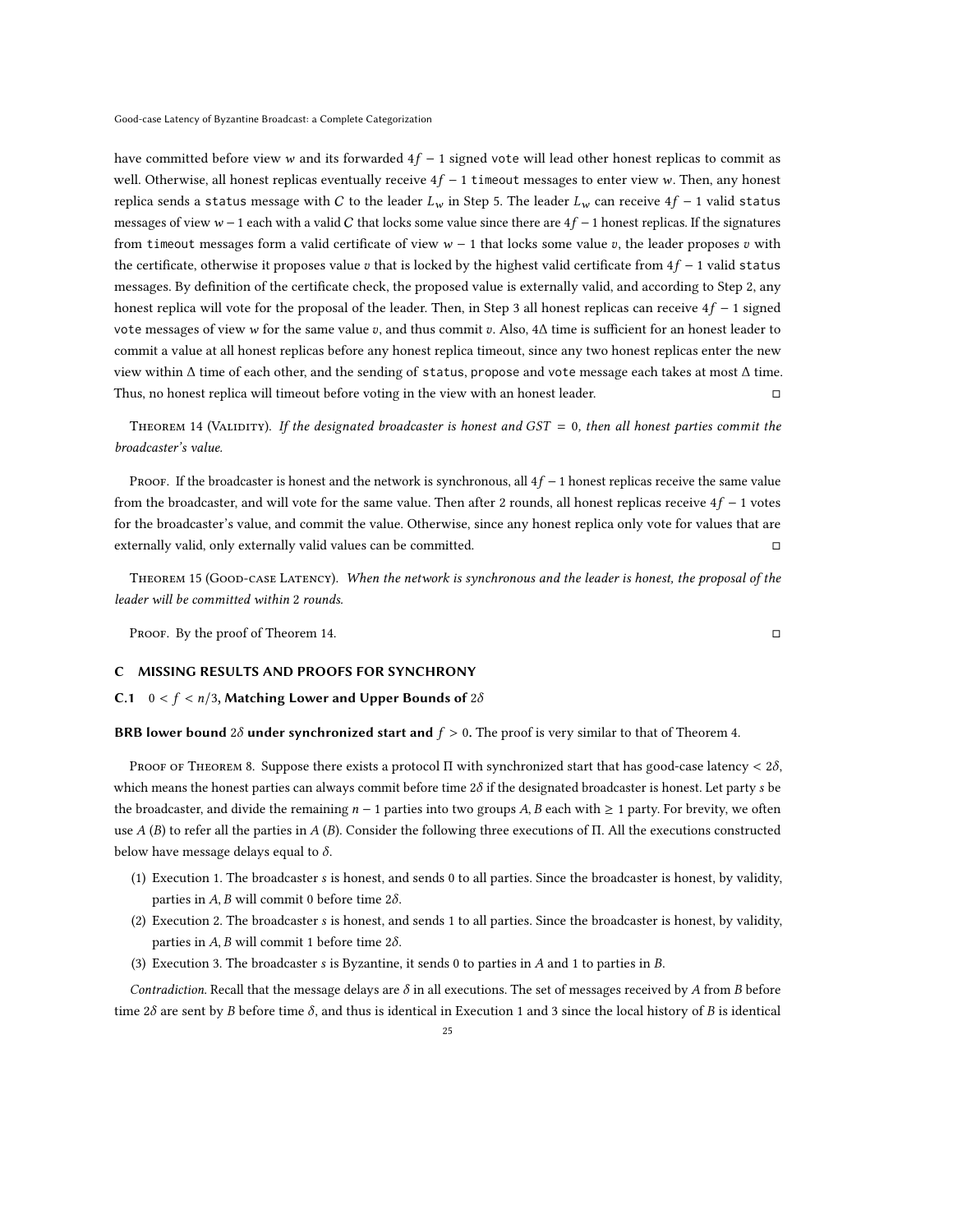have committed before view $w$ and its forwarded $4f-1$ signed vote will lead other honest replicas to commit as well. Otherwise, all honest replicas eventually receive $4f-1$ timeout messages to enter view $w$. Then, any honest replica sends a status message with $C$ to the leader $L_w$ in Step 5. The leader $L_w$ can receive $4f-1$ valid status messages of view $w-1$ each with a valid $C$ that locks some value since there are $4f-1$ honest replicas. If the signatures from timeout messages form a valid certificate of view $w-1$ that locks some value $v$, the leader proposes $v$ with the certificate, otherwise it proposes value $v$ that is locked by the highest valid certificate from $4f-1$ valid status messages. By definition of the certificate check, the proposed value is externally valid, and according to Step 2, any honest replica will vote for the proposal of the leader. Then, in Step 3 all honest replicas can receive $4f-1$ signed vote messages of view $w$ for the same value $v$, and thus commit $v$. Also, $4\Delta$ time is sufficient for an honest leader to commit a value at all honest replicas before any honest replica timeout, since any two honest replicas enter the new view within $\Delta$ time of each other, and the sending of status, propose and vote message each takes at most $\Delta$ time. Thus, no honest replica will timeout before voting in the view with an honest leader. □

Theorem 14 (Validity). *If the designated broadcaster is honest and $GST = 0$, then all honest parties commit the broadcaster's value.*

Proof. If the broadcaster is honest and the network is synchronous, all $4f-1$ honest replicas receive the same value from the broadcaster, and will vote for the same value. Then after 2 rounds, all honest replicas receive $4f-1$ votes for the broadcaster's value, and commit the value. Otherwise, since any honest replica only vote for values that are externally valid, only externally valid values can be committed. □

Theorem 15 (Good-case Latency). *When the network is synchronous and the leader is honest, the proposal of the leader will be committed within 2 rounds.*

Proof. By the proof of Theorem 14. □

## C MISSING RESULTS AND PROOFS FOR SYNCHRONY

### C.1 $0 < f < n/3$, Matching Lower and Upper Bounds of $2\delta$

**BRB lower bound $2\delta$ under synchronized start and $f > 0$.** The proof is very similar to that of Theorem 4.

Proof of Theorem 8. Suppose there exists a protocol $\Pi$ with synchronized start that has good-case latency $< 2\delta$, which means the honest parties can always commit before time $2\delta$ if the designated broadcaster is honest. Let party $s$ be the broadcaster, and divide the remaining $n-1$ parties into two groups $A, B$ each with $\geq 1$ party. For brevity, we often use $A$ ($B$) to refer all the parties in $A$ ($B$). Consider the following three executions of $\Pi$. All the executions constructed below have message delays equal to $\delta$.

1. Execution 1. The broadcaster $s$ is honest, and sends 0 to all parties. Since the broadcaster is honest, by validity, parties in $A, B$ will commit 0 before time $2\delta$.
2. Execution 2. The broadcaster $s$ is honest, and sends 1 to all parties. Since the broadcaster is honest, by validity, parties in $A, B$ will commit 1 before time $2\delta$.
3. Execution 3. The broadcaster $s$ is Byzantine, it sends 0 to parties in $A$ and 1 to parties in $B$.

*Contradiction.* Recall that the message delays are $\delta$ in all executions. The set of messages received by $A$ from $B$ before time $2\delta$ are sent by $B$ before time $\delta$, and thus is identical in Execution 1 and 3 since the local history of $B$ is identical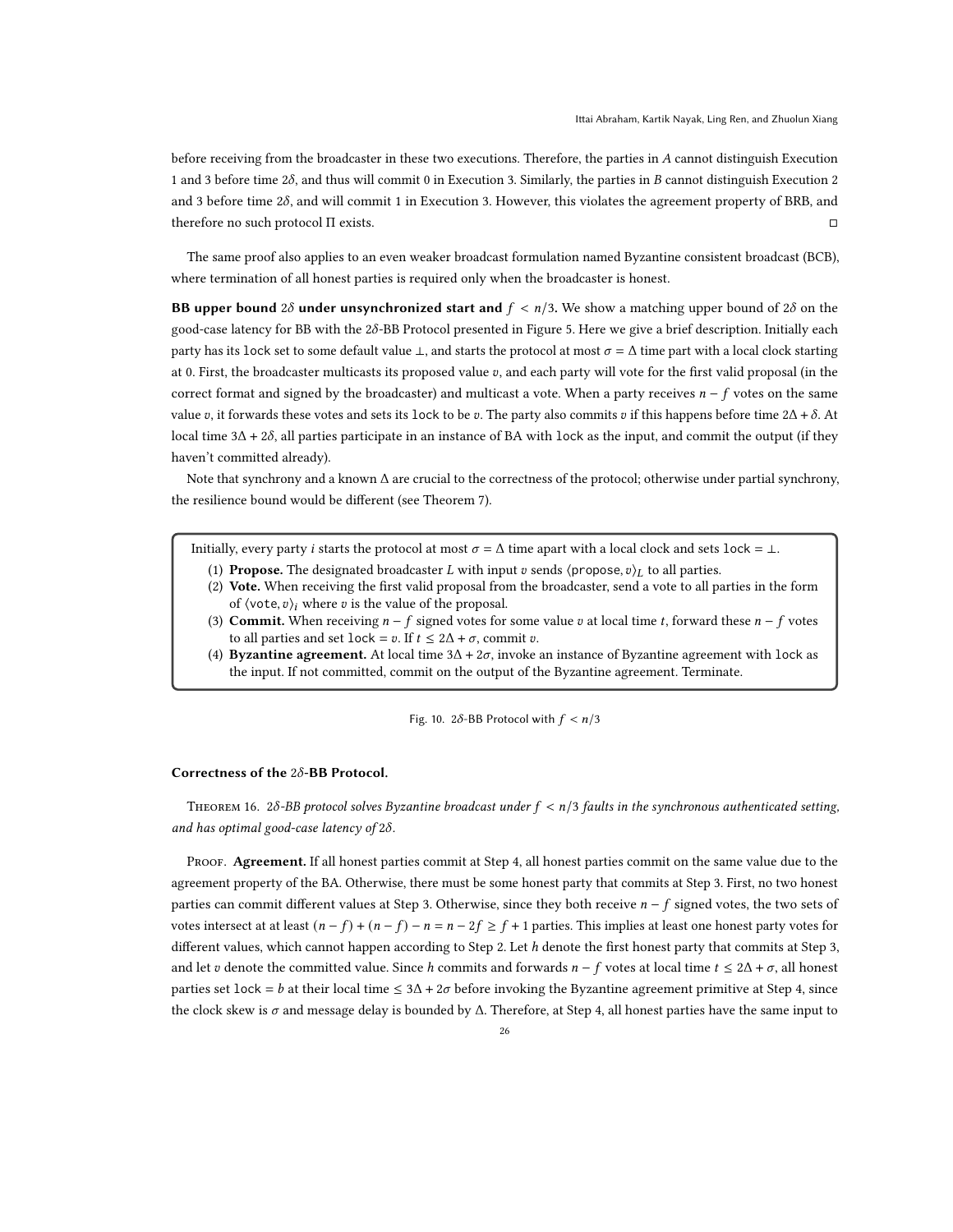before receiving from the broadcaster in these two executions. Therefore, the parties in $A$ cannot distinguish Execution 1 and 3 before time $2\delta$, and thus will commit 0 in Execution 3. Similarly, the parties in $B$ cannot distinguish Execution 2 and 3 before time $2\delta$, and will commit 1 in Execution 3. However, this violates the agreement property of BRB, and therefore no such protocol $\Pi$ exists. □

The same proof also applies to an even weaker broadcast formulation named Byzantine consistent broadcast (BCB), where termination of all honest parties is required only when the broadcaster is honest.

**BB upper bound $2\delta$ under unsynchronized start and $f < n/3$.** We show a matching upper bound of $2\delta$ on the good-case latency for BB with the $2\delta$-BB Protocol presented in Figure 5. Here we give a brief description. Initially each party has its lock set to some default value $\bot$, and starts the protocol at most $\sigma = \Delta$ time part with a local clock starting at 0. First, the broadcaster multicasts its proposed value $v$, and each party will vote for the first valid proposal (in the correct format and signed by the broadcaster) and multicast a vote. When a party receives $n - f$ votes on the same value $v$, it forwards these votes and sets its lock to be $v$. The party also commits $v$ if this happens before time $2\Delta + \delta$. At local time $3\Delta + 2\delta$, all parties participate in an instance of BA with lock as the input, and commit the output (if they haven't committed already).

Note that synchrony and a known $\Delta$ are crucial to the correctness of the protocol; otherwise under partial synchrony, the resilience bound would be different (see Theorem 7).

Initially, every party $i$ starts the protocol at most $\sigma = \Delta$ time apart with a local clock and sets lock $= \bot$.

1. **Propose.** The designated broadcaster $L$ with input $v$ sends $\langle \texttt{propose}, v \rangle_L$ to all parties.
2. **Vote.** When receiving the first valid proposal from the broadcaster, send a vote to all parties in the form of $\langle \texttt{vote}, v \rangle_i$ where $v$ is the value of the proposal.
3. **Commit.** When receiving $n - f$ signed votes for some value $v$ at local time $t$, forward these $n - f$ votes to all parties and set lock $= v$. If $t \leq 2\Delta + \sigma$, commit $v$.
4. **Byzantine agreement.** At local time $3\Delta + 2\sigma$, invoke an instance of Byzantine agreement with lock as the input. If not committed, commit on the output of the Byzantine agreement. Terminate.

Fig. 10. $2\delta$-BB Protocol with $f < n/3$

**Correctness of the $2\delta$-BB Protocol.**

Theorem 16. *$2\delta$-BB protocol solves Byzantine broadcast under $f < n/3$ faults in the synchronous authenticated setting, and has optimal good-case latency of $2\delta$.*

Proof. **Agreement.** If all honest parties commit at Step 4, all honest parties commit on the same value due to the agreement property of the BA. Otherwise, there must be some honest party that commits at Step 3. First, no two honest parties can commit different values at Step 3. Otherwise, since they both receive $n - f$ signed votes, the two sets of votes intersect at at least $(n - f) + (n - f) - n = n - 2f \geq f + 1$ parties. This implies at least one honest party votes for different values, which cannot happen according to Step 2. Let $h$ denote the first honest party that commits at Step 3, and let $v$ denote the committed value. Since $h$ commits and forwards $n - f$ votes at local time $t \leq 2\Delta + \sigma$, all honest parties set lock $= b$ at their local time $\leq 3\Delta + 2\sigma$ before invoking the Byzantine agreement primitive at Step 4, since the clock skew is $\sigma$ and message delay is bounded by $\Delta$. Therefore, at Step 4, all honest parties have the same input to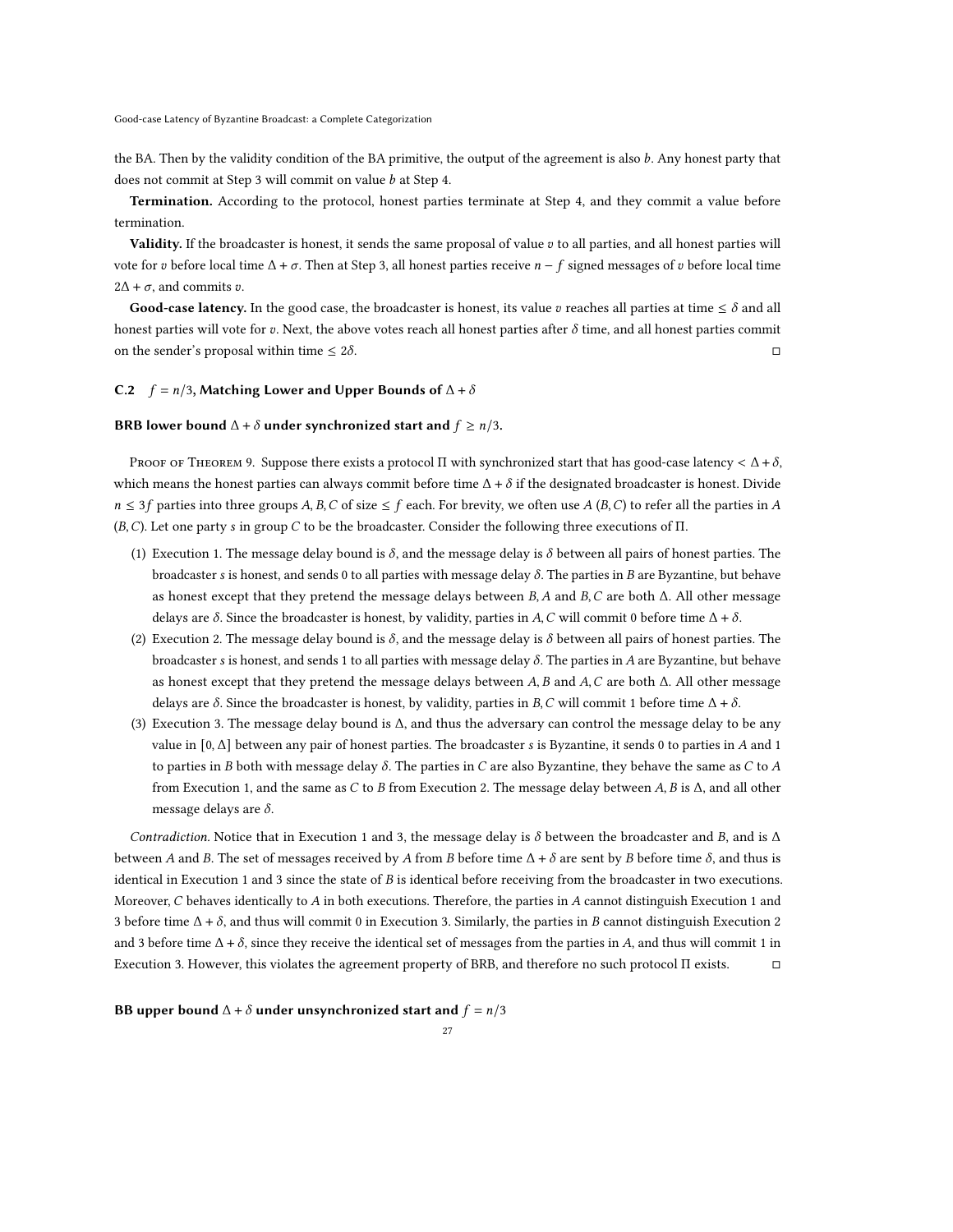the BA. Then by the validity condition of the BA primitive, the output of the agreement is also $b$. Any honest party that does not commit at Step 3 will commit on value $b$ at Step 4.

**Termination.** According to the protocol, honest parties terminate at Step 4, and they commit a value before termination.

**Validity.** If the broadcaster is honest, it sends the same proposal of value $v$ to all parties, and all honest parties will vote for $v$ before local time $\Delta + \sigma$. Then at Step 3, all honest parties receive $n - f$ signed messages of $v$ before local time $2\Delta + \sigma$, and commits $v$.

**Good-case latency.** In the good case, the broadcaster is honest, its value $v$ reaches all parties at time $\leq \delta$ and all honest parties will vote for $v$. Next, the above votes reach all honest parties after $\delta$ time, and all honest parties commit on the sender's proposal within time $\leq 2\delta$. □

### C.2 $f = n/3$, Matching Lower and Upper Bounds of $\Delta + \delta$

**BRB lower bound $\Delta + \delta$ under synchronized start and $f \geq n/3$.**

Proof of Theorem 9. Suppose there exists a protocol $\Pi$ with synchronized start that has good-case latency $< \Delta + \delta$, which means the honest parties can always commit before time $\Delta + \delta$ if the designated broadcaster is honest. Divide $n \leq 3f$ parties into three groups $A, B, C$ of size $\leq f$ each. For brevity, we often use $A$ ($B, C$) to refer all the parties in $A$ ($B, C$). Let one party $s$ in group $C$ to be the broadcaster. Consider the following three executions of $\Pi$.

1. Execution 1. The message delay bound is $\delta$, and the message delay is $\delta$ between all pairs of honest parties. The broadcaster $s$ is honest, and sends 0 to all parties with message delay $\delta$. The parties in $B$ are Byzantine, but behave as honest except that they pretend the message delays between $B, A$ and $B, C$ are both $\Delta$. All other message delays are $\delta$. Since the broadcaster is honest, by validity, parties in $A, C$ will commit 0 before time $\Delta + \delta$.
2. Execution 2. The message delay bound is $\delta$, and the message delay is $\delta$ between all pairs of honest parties. The broadcaster $s$ is honest, and sends 1 to all parties with message delay $\delta$. The parties in $A$ are Byzantine, but behave as honest except that they pretend the message delays between $A, B$ and $A, C$ are both $\Delta$. All other message delays are $\delta$. Since the broadcaster is honest, by validity, parties in $B, C$ will commit 1 before time $\Delta + \delta$.
3. Execution 3. The message delay bound is $\Delta$, and thus the adversary can control the message delay to be any value in $[0, \Delta]$ between any pair of honest parties. The broadcaster $s$ is Byzantine, it sends 0 to parties in $A$ and 1 to parties in $B$ both with message delay $\delta$. The parties in $C$ are also Byzantine, they behave the same as $C$ to $A$ from Execution 1, and the same as $C$ to $B$ from Execution 2. The message delay between $A, B$ is $\Delta$, and all other message delays are $\delta$.

*Contradiction.* Notice that in Execution 1 and 3, the message delay is $\delta$ between the broadcaster and $B$, and is $\Delta$ between $A$ and $B$. The set of messages received by $A$ from $B$ before time $\Delta + \delta$ are sent by $B$ before time $\delta$, and thus is identical in Execution 1 and 3 since the state of $B$ is identical before receiving from the broadcaster in two executions. Moreover, $C$ behaves identically to $A$ in both executions. Therefore, the parties in $A$ cannot distinguish Execution 1 and 3 before time $\Delta + \delta$, and thus will commit 0 in Execution 3. Similarly, the parties in $B$ cannot distinguish Execution 2 and 3 before time $\Delta + \delta$, since they receive the identical set of messages from the parties in $A$, and thus will commit 1 in Execution 3. However, this violates the agreement property of BRB, and therefore no such protocol $\Pi$ exists. □

**BB upper bound $\Delta + \delta$ under unsynchronized start and $f = n/3$**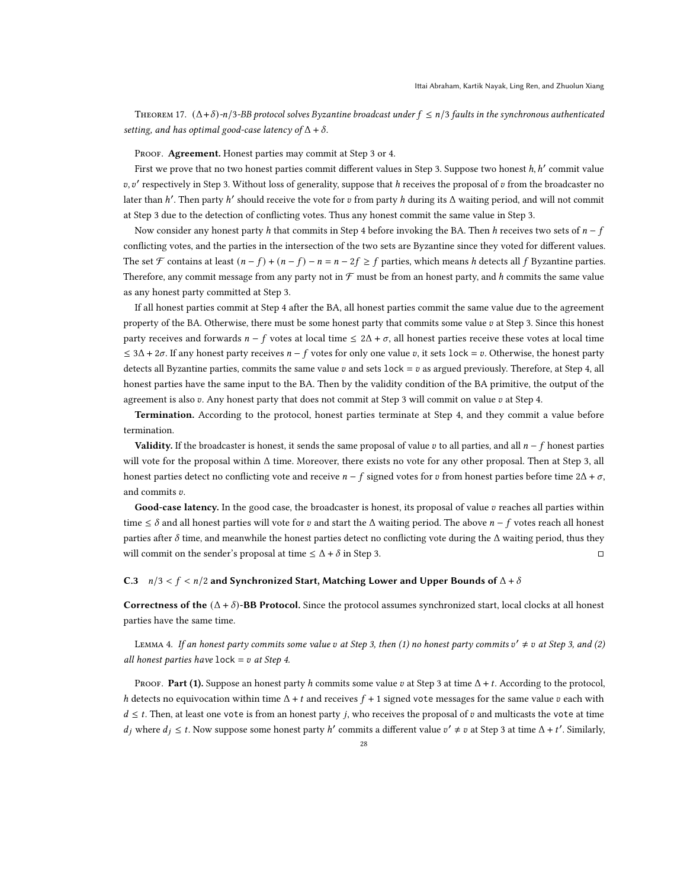Theorem 17. *$(\Delta+\delta)$-$n/3$-BB protocol solves Byzantine broadcast under $f \le n/3$ faults in the synchronous authenticated setting, and has optimal good-case latency of $\Delta + \delta$.*

Proof. **Agreement.** Honest parties may commit at Step 3 or 4.

First we prove that no two honest parties commit different values in Step 3. Suppose two honest $h, h'$ commit value $v, v'$ respectively in Step 3. Without loss of generality, suppose that $h$ receives the proposal of $v$ from the broadcaster no later than $h'$. Then party $h'$ should receive the vote for $v$ from party $h$ during its $\Delta$ waiting period, and will not commit at Step 3 due to the detection of conflicting votes. Thus any honest commit the same value in Step 3.

Now consider any honest party $h$ that commits in Step 4 before invoking the BA. Then $h$ receives two sets of $n-f$ conflicting votes, and the parties in the intersection of the two sets are Byzantine since they voted for different values. The set $\mathcal{F}$ contains at least $(n-f)+(n-f)-n = n-2f \ge f$ parties, which means $h$ detects all $f$ Byzantine parties. Therefore, any commit message from any party not in $\mathcal{F}$ must be from an honest party, and $h$ commits the same value as any honest party committed at Step 3.

If all honest parties commit at Step 4 after the BA, all honest parties commit the same value due to the agreement property of the BA. Otherwise, there must be some honest party that commits some value $v$ at Step 3. Since this honest party receives and forwards $n-f$ votes at local time $\le 2\Delta + \sigma$, all honest parties receive these votes at local time $\le 3\Delta + 2\sigma$. If any honest party receives $n-f$ votes for only one value $v$, it sets lock $= v$. Otherwise, the honest party detects all Byzantine parties, commits the same value $v$ and sets lock $= v$ as argued previously. Therefore, at Step 4, all honest parties have the same input to the BA. Then by the validity condition of the BA primitive, the output of the agreement is also $v$. Any honest party that does not commit at Step 3 will commit on value $v$ at Step 4.

**Termination.** According to the protocol, honest parties terminate at Step 4, and they commit a value before termination.

**Validity.** If the broadcaster is honest, it sends the same proposal of value $v$ to all parties, and all $n-f$ honest parties will vote for the proposal within $\Delta$ time. Moreover, there exists no vote for any other proposal. Then at Step 3, all honest parties detect no conflicting vote and receive $n-f$ signed votes for $v$ from honest parties before time $2\Delta + \sigma$, and commits $v$.

**Good-case latency.** In the good case, the broadcaster is honest, its proposal of value $v$ reaches all parties within time $\le \delta$ and all honest parties will vote for $v$ and start the $\Delta$ waiting period. The above $n-f$ votes reach all honest parties after $\delta$ time, and meanwhile the honest parties detect no conflicting vote during the $\Delta$ waiting period, thus they will commit on the sender's proposal at time $\le \Delta + \delta$ in Step 3. □

### C.3 $n/3 < f < n/2$ and Synchronized Start, Matching Lower and Upper Bounds of $\Delta + \delta$

**Correctness of the $(\Delta + \delta)$-BB Protocol.** Since the protocol assumes synchronized start, local clocks at all honest parties have the same time.

Lemma 4. *If an honest party commits some value $v$ at Step 3, then (1) no honest party commits $v' \neq v$ at Step 3, and (2) all honest parties have lock $= v$ at Step 4.*

Proof. **Part (1).** Suppose an honest party $h$ commits some value $v$ at Step 3 at time $\Delta + t$. According to the protocol, $h$ detects no equivocation within time $\Delta + t$ and receives $f+1$ signed vote messages for the same value $v$ each with $d \le t$. Then, at least one vote is from an honest party $j$, who receives the proposal of $v$ and multicasts the vote at time $d_j$ where $d_j \le t$. Now suppose some honest party $h'$ commits a different value $v' \neq v$ at Step 3 at time $\Delta + t'$. Similarly,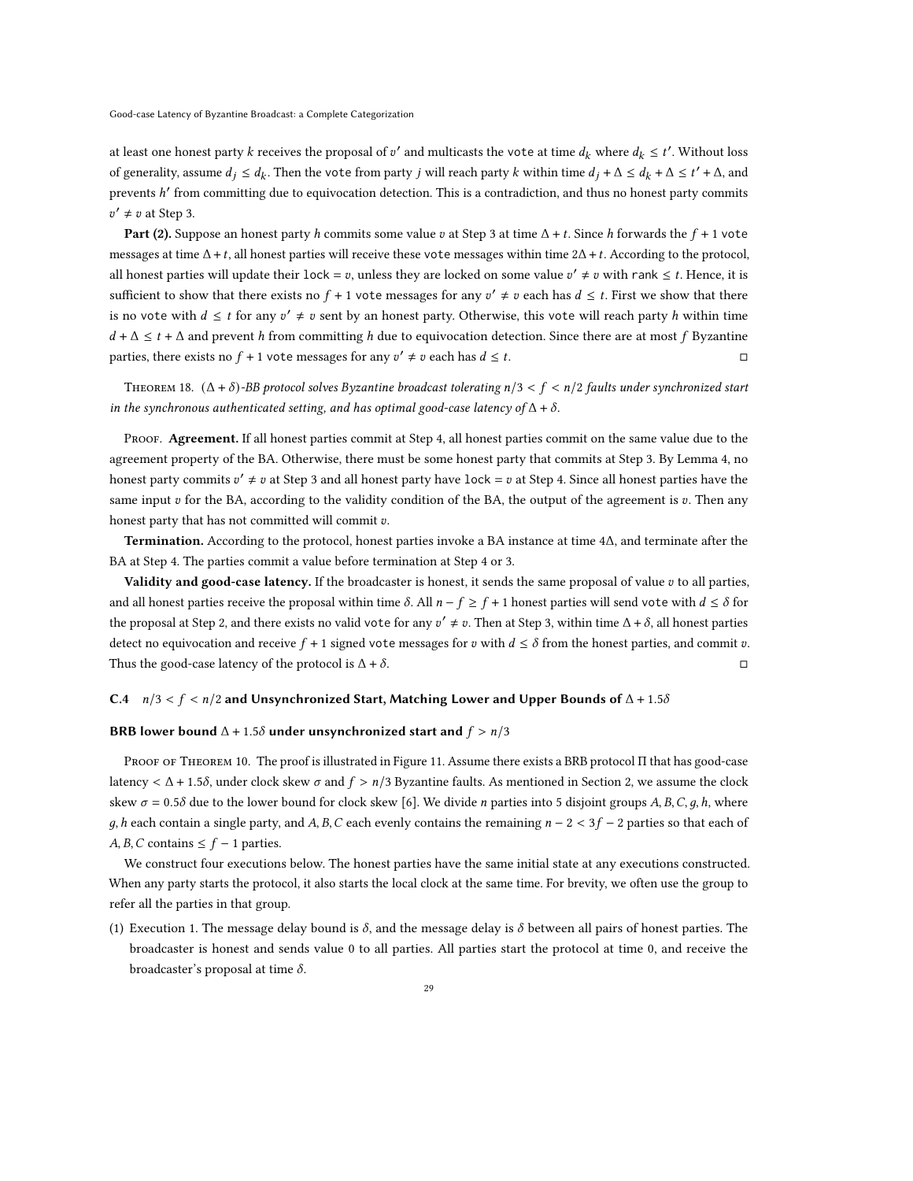at least one honest party $k$ receives the proposal of $v'$ and multicasts the vote at time $d_k$ where $d_k \le t'$. Without loss of generality, assume $d_j \le d_k$. Then the vote from party $j$ will reach party $k$ within time $d_j + \Delta \le d_k + \Delta \le t' + \Delta$, and prevents $h'$ from committing due to equivocation detection. This is a contradiction, and thus no honest party commits $v' \ne v$ at Step 3.

**Part (2).** Suppose an honest party $h$ commits some value $v$ at Step 3 at time $\Delta + t$. Since $h$ forwards the $f + 1$ vote messages at time $\Delta + t$, all honest parties will receive these vote messages within time $2\Delta + t$. According to the protocol, all honest parties will update their lock $= v$, unless they are locked on some value $v' \ne v$ with rank $\le t$. Hence, it is sufficient to show that there exists no $f + 1$ vote messages for any $v' \ne v$ each has $d \le t$. First we show that there is no vote with $d \le t$ for any $v' \ne v$ sent by an honest party. Otherwise, this vote will reach party $h$ within time $d + \Delta \le t + \Delta$ and prevent $h$ from committing $h$ due to equivocation detection. Since there are at most $f$ Byzantine parties, there exists no $f + 1$ vote messages for any $v' \ne v$ each has $d \le t$. □

THEOREM 18. *($\Delta + \delta$)-BB protocol solves Byzantine broadcast tolerating $n/3 < f < n/2$ faults under synchronized start in the synchronous authenticated setting, and has optimal good-case latency of $\Delta + \delta$.*

PROOF. **Agreement.** If all honest parties commit at Step 4, all honest parties commit on the same value due to the agreement property of the BA. Otherwise, there must be some honest party that commits at Step 3. By Lemma 4, no honest party commits $v' \ne v$ at Step 3 and all honest party have lock $= v$ at Step 4. Since all honest parties have the same input $v$ for the BA, according to the validity condition of the BA, the output of the agreement is $v$. Then any honest party that has not committed will commit $v$.

**Termination.** According to the protocol, honest parties invoke a BA instance at time $4\Delta$, and terminate after the BA at Step 4. The parties commit a value before termination at Step 4 or 3.

**Validity and good-case latency.** If the broadcaster is honest, it sends the same proposal of value $v$ to all parties, and all honest parties receive the proposal within time $\delta$. All $n - f \ge f + 1$ honest parties will send vote with $d \le \delta$ for the proposal at Step 2, and there exists no valid vote for any $v' \ne v$. Then at Step 3, within time $\Delta + \delta$, all honest parties detect no equivocation and receive $f + 1$ signed vote messages for $v$ with $d \le \delta$ from the honest parties, and commit $v$. Thus the good-case latency of the protocol is $\Delta + \delta$. □

### C.4 $n/3 < f < n/2$ and Unsynchronized Start, Matching Lower and Upper Bounds of $\Delta + 1.5\delta$

#### BRB lower bound $\Delta + 1.5\delta$ under unsynchronized start and $f > n/3$

PROOF OF THEOREM 10. The proof is illustrated in Figure 11. Assume there exists a BRB protocol $\Pi$ that has good-case latency $< \Delta + 1.5\delta$, under clock skew $\sigma$ and $f > n/3$ Byzantine faults. As mentioned in Section 2, we assume the clock skew $\sigma = 0.5\delta$ due to the lower bound for clock skew [6]. We divide $n$ parties into 5 disjoint groups $A, B, C, g, h$, where $g, h$ each contain a single party, and $A, B, C$ each evenly contains the remaining $n - 2 < 3f - 2$ parties so that each of $A, B, C$ contains $\le f - 1$ parties.

We construct four executions below. The honest parties have the same initial state at any executions constructed. When any party starts the protocol, it also starts the local clock at the same time. For brevity, we often use the group to refer all the parties in that group.

(1) Execution 1. The message delay bound is $\delta$, and the message delay is $\delta$ between all pairs of honest parties. The broadcaster is honest and sends value 0 to all parties. All parties start the protocol at time 0, and receive the broadcaster's proposal at time $\delta$.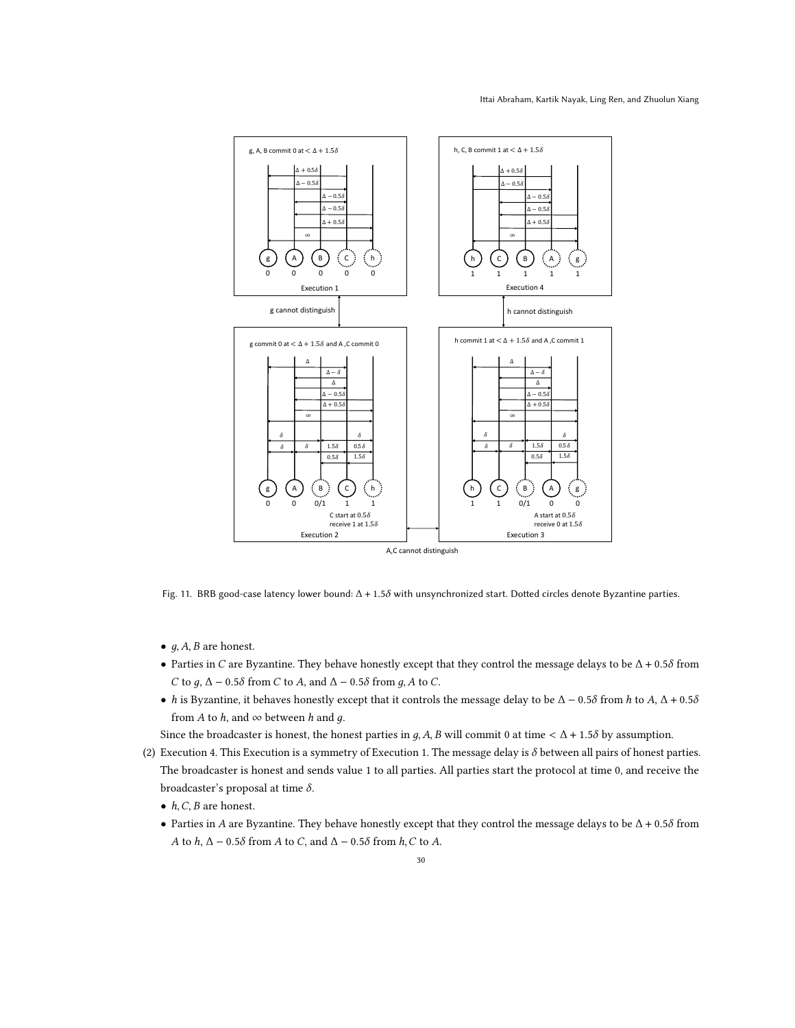Fig. 11. BRB good-case latency lower bound: $\Delta + 1.5\delta$ with unsynchronized start. Dotted circles denote Byzantine parties.

- $g, A, B$ are honest.
- Parties in $C$ are Byzantine. They behave honestly except that they control the message delays to be $\Delta + 0.5\delta$ from $C$ to $g$, $\Delta - 0.5\delta$ from $C$ to $A$, and $\Delta - 0.5\delta$ from $g, A$ to $C$.
- $h$ is Byzantine, it behaves honestly except that it controls the message delay to be $\Delta - 0.5\delta$ from $h$ to $A$, $\Delta + 0.5\delta$ from $A$ to $h$, and $\infty$ between $h$ and $g$.

Since the broadcaster is honest, the honest parties in $g, A, B$ will commit 0 at time $< \Delta + 1.5\delta$ by assumption.

(2) Execution 4. This Execution is a symmetry of Execution 1. The message delay is $\delta$ between all pairs of honest parties. The broadcaster is honest and sends value 1 to all parties. All parties start the protocol at time 0, and receive the broadcaster's proposal at time $\delta$.

- $h, C, B$ are honest.
- Parties in $A$ are Byzantine. They behave honestly except that they control the message delays to be $\Delta + 0.5\delta$ from $A$ to $h$, $\Delta - 0.5\delta$ from $A$ to $C$, and $\Delta - 0.5\delta$ from $h, C$ to $A$.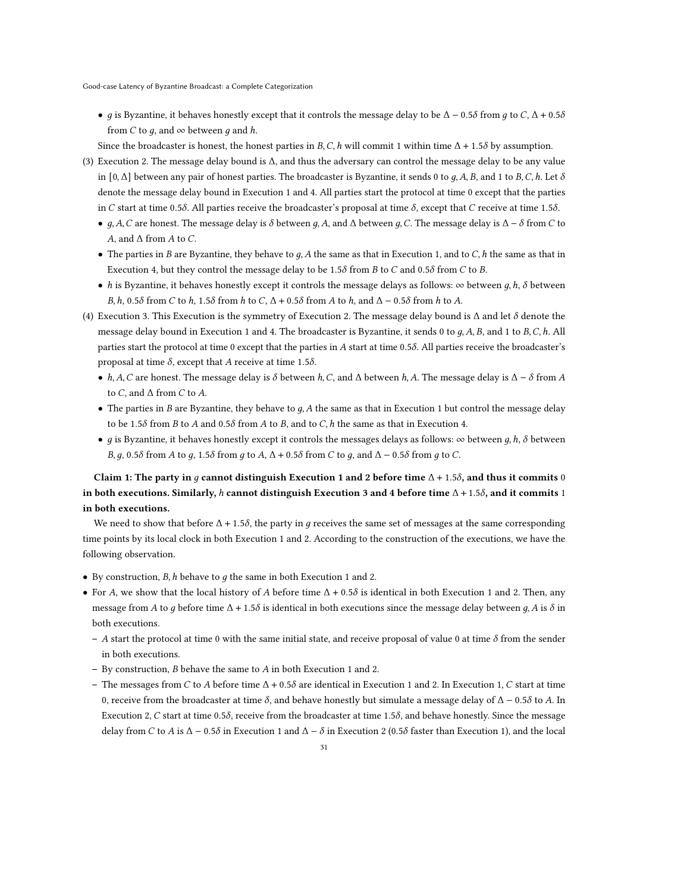- $g$ is Byzantine, it behaves honestly except that it controls the message delay to be $\Delta - 0.5\delta$ from $g$ to $C$, $\Delta + 0.5\delta$ from $C$ to $g$, and $\infty$ between $g$ and $h$.

  Since the broadcaster is honest, the honest parties in $B, C, h$ will commit 1 within time $\Delta + 1.5\delta$ by assumption.

(3) Execution 2. The message delay bound is $\Delta$, and thus the adversary can control the message delay to be any value in $[0, \Delta]$ between any pair of honest parties. The broadcaster is Byzantine, it sends 0 to $g, A, B$, and 1 to $B, C, h$. Let $\delta$ denote the message delay bound in Execution 1 and 4. All parties start the protocol at time 0 except that the parties in $C$ start at time $0.5\delta$. All parties receive the broadcaster's proposal at time $\delta$, except that $C$ receive at time $1.5\delta$.
   - $g, A, C$ are honest. The message delay is $\delta$ between $g, A$, and $\Delta$ between $g, C$. The message delay is $\Delta - \delta$ from $C$ to $A$, and $\Delta$ from $A$ to $C$.
   - The parties in $B$ are Byzantine, they behave to $g, A$ the same as that in Execution 1, and to $C, h$ the same as that in Execution 4, but they control the message delay to be $1.5\delta$ from $B$ to $C$ and $0.5\delta$ from $C$ to $B$.
   - $h$ is Byzantine, it behaves honestly except it controls the message delays as follows: $\infty$ between $g, h$, $\delta$ between $B, h$, $0.5\delta$ from $C$ to $h$, $1.5\delta$ from $h$ to $C$, $\Delta + 0.5\delta$ from $A$ to $h$, and $\Delta - 0.5\delta$ from $h$ to $A$.

(4) Execution 3. This Execution is the symmetry of Execution 2. The message delay bound is $\Delta$ and let $\delta$ denote the message delay bound in Execution 1 and 4. The broadcaster is Byzantine, it sends 0 to $g, A, B$, and 1 to $B, C, h$. All parties start the protocol at time 0 except that the parties in $A$ start at time $0.5\delta$. All parties receive the broadcaster's proposal at time $\delta$, except that $A$ receive at time $1.5\delta$.
   - $h, A, C$ are honest. The message delay is $\delta$ between $h, C$, and $\Delta$ between $h, A$. The message delay is $\Delta - \delta$ from $A$ to $C$, and $\Delta$ from $C$ to $A$.
   - The parties in $B$ are Byzantine, they behave to $g, A$ the same as that in Execution 1 but control the message delay to be $1.5\delta$ from $B$ to $A$ and $0.5\delta$ from $A$ to $B$, and to $C, h$ the same as that in Execution 4.
   - $g$ is Byzantine, it behaves honestly except it controls the messages delays as follows: $\infty$ between $g, h$, $\delta$ between $B, g$, $0.5\delta$ from $A$ to $g$, $1.5\delta$ from $g$ to $A$, $\Delta + 0.5\delta$ from $C$ to $g$, and $\Delta - 0.5\delta$ from $g$ to $C$.

**Claim 1: The party in $g$ cannot distinguish Execution 1 and 2 before time $\Delta + 1.5\delta$, and thus it commits 0 in both executions. Similarly, $h$ cannot distinguish Execution 3 and 4 before time $\Delta + 1.5\delta$, and it commits 1 in both executions.**

We need to show that before $\Delta + 1.5\delta$, the party in $g$ receives the same set of messages at the same corresponding time points by its local clock in both Execution 1 and 2. According to the construction of the executions, we have the following observation.

- By construction, $B, h$ behave to $g$ the same in both Execution 1 and 2.
- For $A$, we show that the local history of $A$ before time $\Delta + 0.5\delta$ is identical in both Execution 1 and 2. Then, any message from $A$ to $g$ before time $\Delta + 1.5\delta$ is identical in both executions since the message delay between $g, A$ is $\delta$ in both executions.
  - $A$ start the protocol at time 0 with the same initial state, and receive proposal of value 0 at time $\delta$ from the sender in both executions.
  - By construction, $B$ behave the same to $A$ in both Execution 1 and 2.
  - The messages from $C$ to $A$ before time $\Delta + 0.5\delta$ are identical in Execution 1 and 2. In Execution 1, $C$ start at time 0, receive from the broadcaster at time $\delta$, and behave honestly but simulate a message delay of $\Delta - 0.5\delta$ to $A$. In Execution 2, $C$ start at time $0.5\delta$, receive from the broadcaster at time $1.5\delta$, and behave honestly. Since the message delay from $C$ to $A$ is $\Delta - 0.5\delta$ in Execution 1 and $\Delta - \delta$ in Execution 2 ($0.5\delta$ faster than Execution 1), and the local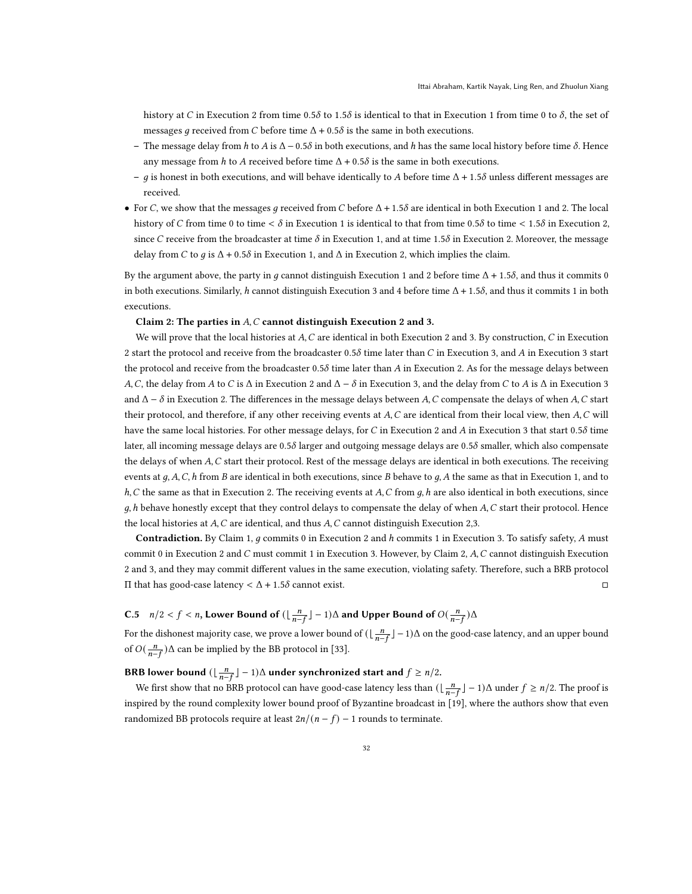history at $C$ in Execution 2 from time $0.5\delta$ to $1.5\delta$ is identical to that in Execution 1 from time 0 to $\delta$, the set of messages $g$ received from $C$ before time $\Delta + 0.5\delta$ is the same in both executions.

  - The message delay from $h$ to $A$ is $\Delta - 0.5\delta$ in both executions, and $h$ has the same local history before time $\delta$. Hence any message from $h$ to $A$ received before time $\Delta + 0.5\delta$ is the same in both executions.
  - $g$ is honest in both executions, and will behave identically to $A$ before time $\Delta + 1.5\delta$ unless different messages are received.

- For $C$, we show that the messages $g$ received from $C$ before $\Delta + 1.5\delta$ are identical in both Execution 1 and 2. The local history of $C$ from time 0 to time $< \delta$ in Execution 1 is identical to that from time $0.5\delta$ to time $< 1.5\delta$ in Execution 2, since $C$ receive from the broadcaster at time $\delta$ in Execution 1, and at time $1.5\delta$ in Execution 2. Moreover, the message delay from $C$ to $g$ is $\Delta + 0.5\delta$ in Execution 1, and $\Delta$ in Execution 2, which implies the claim.

By the argument above, the party in $g$ cannot distinguish Execution 1 and 2 before time $\Delta + 1.5\delta$, and thus it commits 0 in both executions. Similarly, $h$ cannot distinguish Execution 3 and 4 before time $\Delta + 1.5\delta$, and thus it commits 1 in both executions.

**Claim 2: The parties in $A, C$ cannot distinguish Execution 2 and 3.**

We will prove that the local histories at $A, C$ are identical in both Execution 2 and 3. By construction, $C$ in Execution 2 start the protocol and receive from the broadcaster $0.5\delta$ time later than $C$ in Execution 3, and $A$ in Execution 3 start the protocol and receive from the broadcaster $0.5\delta$ time later than $A$ in Execution 2. As for the message delays between $A, C$, the delay from $A$ to $C$ is $\Delta$ in Execution 2 and $\Delta - \delta$ in Execution 3, and the delay from $C$ to $A$ is $\Delta$ in Execution 3 and $\Delta - \delta$ in Execution 2. The differences in the message delays between $A, C$ compensate the delays of when $A, C$ start their protocol, and therefore, if any other receiving events at $A, C$ are identical from their local view, then $A, C$ will have the same local histories. For other message delays, for $C$ in Execution 2 and $A$ in Execution 3 that start $0.5\delta$ time later, all incoming message delays are $0.5\delta$ larger and outgoing message delays are $0.5\delta$ smaller, which also compensate the delays of when $A, C$ start their protocol. Rest of the message delays are identical in both executions. The receiving events at $g, A, C, h$ from $B$ are identical in both executions, since $B$ behave to $g, A$ the same as that in Execution 1, and to $h, C$ the same as that in Execution 2. The receiving events at $A, C$ from $g, h$ are also identical in both executions, since $g, h$ behave honestly except that they control delays to compensate the delay of when $A, C$ start their protocol. Hence the local histories at $A, C$ are identical, and thus $A, C$ cannot distinguish Execution 2,3.

**Contradiction.** By Claim 1, $g$ commits 0 in Execution 2 and $h$ commits 1 in Execution 3. To satisfy safety, $A$ must commit 0 in Execution 2 and $C$ must commit 1 in Execution 3. However, by Claim 2, $A, C$ cannot distinguish Execution 2 and 3, and they may commit different values in the same execution, violating safety. Therefore, such a BRB protocol $\Pi$ that has good-case latency $< \Delta + 1.5\delta$ cannot exist. ◻

### C.5 $n/2 < f < n$, Lower Bound of $(\lfloor \frac{n}{n-f} \rfloor - 1)\Delta$ and Upper Bound of $O(\frac{n}{n-f})\Delta$

For the dishonest majority case, we prove a lower bound of $(\lfloor \frac{n}{n-f} \rfloor - 1)\Delta$ on the good-case latency, and an upper bound of $O(\frac{n}{n-f})\Delta$ can be implied by the BB protocol in [33].

**BRB lower bound $(\lfloor \frac{n}{n-f} \rfloor - 1)\Delta$ under synchronized start and $f \geq n/2$.**

We first show that no BRB protocol can have good-case latency less than $(\lfloor \frac{n}{n-f} \rfloor - 1)\Delta$ under $f \geq n/2$. The proof is inspired by the round complexity lower bound proof of Byzantine broadcast in [19], where the authors show that even randomized BB protocols require at least $2n/(n-f) - 1$ rounds to terminate.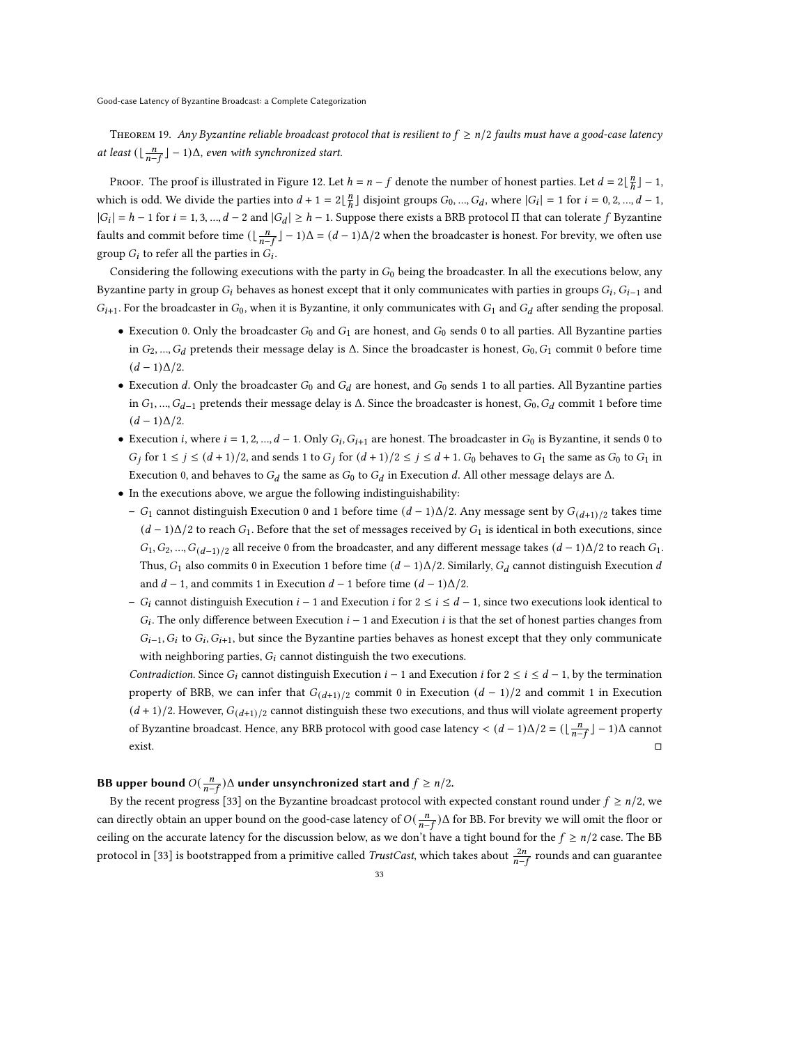Theorem 19. *Any Byzantine reliable broadcast protocol that is resilient to $f \geq n/2$ faults must have a good-case latency at least $(\lfloor \frac{n}{n-f} \rfloor - 1)\Delta$, even with synchronized start.*

Proof. The proof is illustrated in Figure 12. Let $h = n - f$ denote the number of honest parties. Let $d = 2\lfloor \frac{n}{h} \rfloor - 1$, which is odd. We divide the parties into $d + 1 = 2\lfloor \frac{n}{h} \rfloor$ disjoint groups $G_0, ..., G_d$, where $|G_i| = 1$ for $i = 0, 2, ..., d-1$, $|G_i| = h - 1$ for $i = 1, 3, ..., d-2$ and $|G_d| \geq h - 1$. Suppose there exists a BRB protocol $\Pi$ that can tolerate $f$ Byzantine faults and commit before time $(\lfloor \frac{n}{n-f} \rfloor - 1)\Delta = (d-1)\Delta/2$ when the broadcaster is honest. For brevity, we often use group $G_i$ to refer all the parties in $G_i$.

Considering the following executions with the party in $G_0$ being the broadcaster. In all the executions below, any Byzantine party in group $G_i$ behaves as honest except that it only communicates with parties in groups $G_i$, $G_{i-1}$ and $G_{i+1}$. For the broadcaster in $G_0$, when it is Byzantine, it only communicates with $G_1$ and $G_d$ after sending the proposal.

- Execution 0. Only the broadcaster $G_0$ and $G_1$ are honest, and $G_0$ sends 0 to all parties. All Byzantine parties in $G_2, ..., G_d$ pretends their message delay is $\Delta$. Since the broadcaster is honest, $G_0, G_1$ commit 0 before time $(d-1)\Delta/2$.
- Execution $d$. Only the broadcaster $G_0$ and $G_d$ are honest, and $G_0$ sends 1 to all parties. All Byzantine parties in $G_1, ..., G_{d-1}$ pretends their message delay is $\Delta$. Since the broadcaster is honest, $G_0, G_d$ commit 1 before time $(d-1)\Delta/2$.
- Execution $i$, where $i = 1, 2, ..., d-1$. Only $G_i, G_{i+1}$ are honest. The broadcaster in $G_0$ is Byzantine, it sends 0 to $G_j$ for $1 \leq j \leq (d+1)/2$, and sends 1 to $G_j$ for $(d+1)/2 \leq j \leq d+1$. $G_0$ behaves to $G_1$ the same as $G_0$ to $G_1$ in Execution 0, and behaves to $G_d$ the same as $G_0$ to $G_d$ in Execution $d$. All other message delays are $\Delta$.
- In the executions above, we argue the following indistinguishability:
  - $G_1$ cannot distinguish Execution 0 and 1 before time $(d-1)\Delta/2$. Any message sent by $G_{(d+1)/2}$ takes time $(d-1)\Delta/2$ to reach $G_1$. Before that the set of messages received by $G_1$ is identical in both executions, since $G_1, G_2, ..., G_{(d-1)/2}$ all receive 0 from the broadcaster, and any different message takes $(d-1)\Delta/2$ to reach $G_1$. Thus, $G_1$ also commits 0 in Execution 1 before time $(d-1)\Delta/2$. Similarly, $G_d$ cannot distinguish Execution $d$ and $d-1$, and commits 1 in Execution $d-1$ before time $(d-1)\Delta/2$.
  - $G_i$ cannot distinguish Execution $i-1$ and Execution $i$ for $2 \leq i \leq d-1$, since two executions look identical to $G_i$. The only difference between Execution $i-1$ and Execution $i$ is that the set of honest parties changes from $G_{i-1}, G_i$ to $G_i, G_{i+1}$, but since the Byzantine parties behaves as honest except that they only communicate with neighboring parties, $G_i$ cannot distinguish the two executions.

  *Contradiction.* Since $G_i$ cannot distinguish Execution $i-1$ and Execution $i$ for $2 \leq i \leq d-1$, by the termination property of BRB, we can infer that $G_{(d+1)/2}$ commit 0 in Execution $(d-1)/2$ and commit 1 in Execution $(d+1)/2$. However, $G_{(d+1)/2}$ cannot distinguish these two executions, and thus will violate agreement property of Byzantine broadcast. Hence, any BRB protocol with good case latency $< (d-1)\Delta/2 = (\lfloor \frac{n}{n-f} \rfloor - 1)\Delta$ cannot exist. □

**BB upper bound $O(\frac{n}{n-f})\Delta$ under unsynchronized start and $f \geq n/2$.**

By the recent progress [33] on the Byzantine broadcast protocol with expected constant round under $f \geq n/2$, we can directly obtain an upper bound on the good-case latency of $O(\frac{n}{n-f})\Delta$ for BB. For brevity we will omit the floor or ceiling on the accurate latency for the discussion below, as we don't have a tight bound for the $f \geq n/2$ case. The BB protocol in [33] is bootstrapped from a primitive called *TrustCast*, which takes about $\frac{2n}{n-f}$ rounds and can guarantee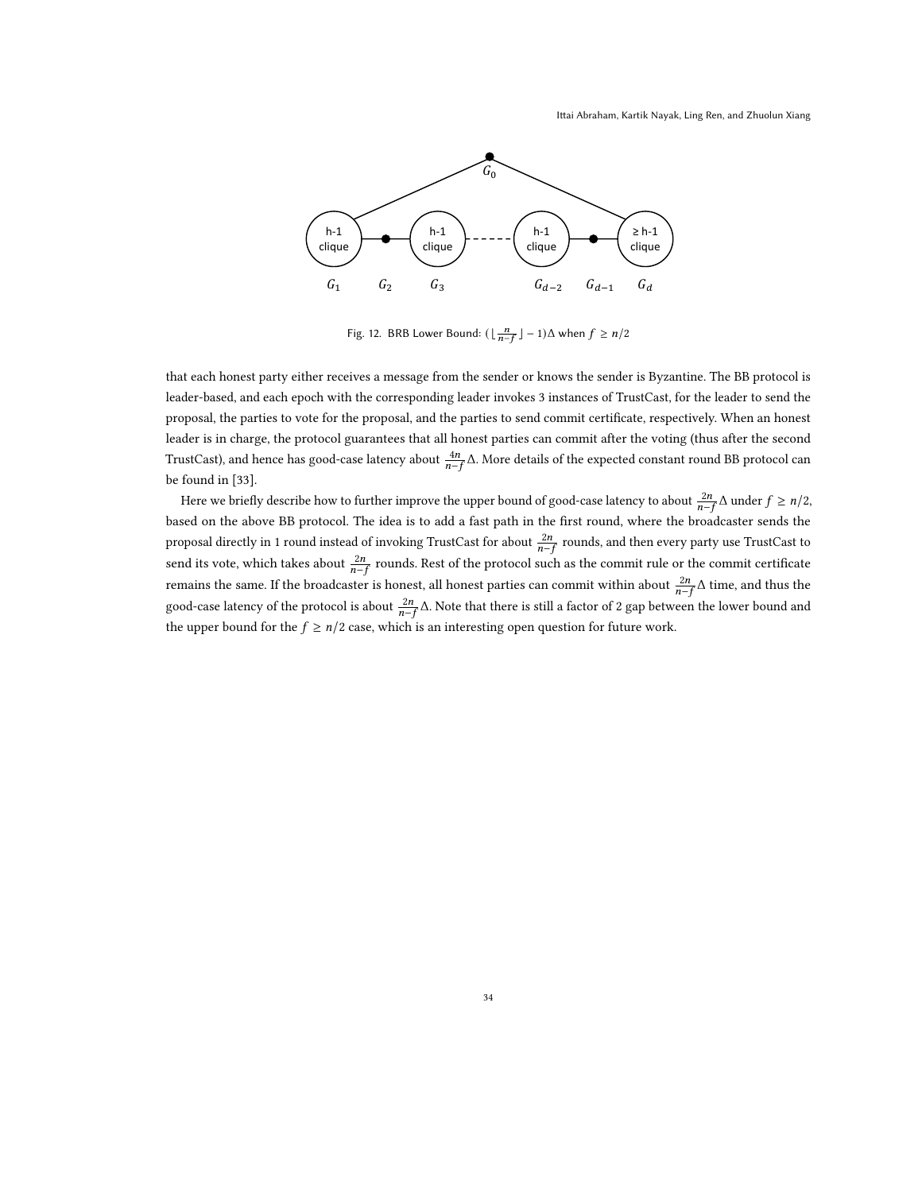G₀

h-1 clique

h-1 clique

h-1 clique

≥ h-1 clique

$G_1$ $G_2$ $G_3$ $G_{d-2}$ $G_{d-1}$ $G_d$

Fig. 12. BRB Lower Bound: $(\lfloor \frac{n}{n-f} \rfloor - 1)\Delta$ when $f \geq n/2$

that each honest party either receives a message from the sender or knows the sender is Byzantine. The BB protocol is leader-based, and each epoch with the corresponding leader invokes 3 instances of TrustCast, for the leader to send the proposal, the parties to vote for the proposal, and the parties to send commit certificate, respectively. When an honest leader is in charge, the protocol guarantees that all honest parties can commit after the voting (thus after the second TrustCast), and hence has good-case latency about $\frac{4n}{n-f}\Delta$. More details of the expected constant round BB protocol can be found in [33].

Here we briefly describe how to further improve the upper bound of good-case latency to about $\frac{2n}{n-f}\Delta$ under $f \geq n/2$, based on the above BB protocol. The idea is to add a fast path in the first round, where the broadcaster sends the proposal directly in 1 round instead of invoking TrustCast for about $\frac{2n}{n-f}$ rounds, and then every party use TrustCast to send its vote, which takes about $\frac{2n}{n-f}$ rounds. Rest of the protocol such as the commit rule or the commit certificate remains the same. If the broadcaster is honest, all honest parties can commit within about $\frac{2n}{n-f}\Delta$ time, and thus the good-case latency of the protocol is about $\frac{2n}{n-f}\Delta$. Note that there is still a factor of 2 gap between the lower bound and the upper bound for the $f \geq n/2$ case, which is an interesting open question for future work.